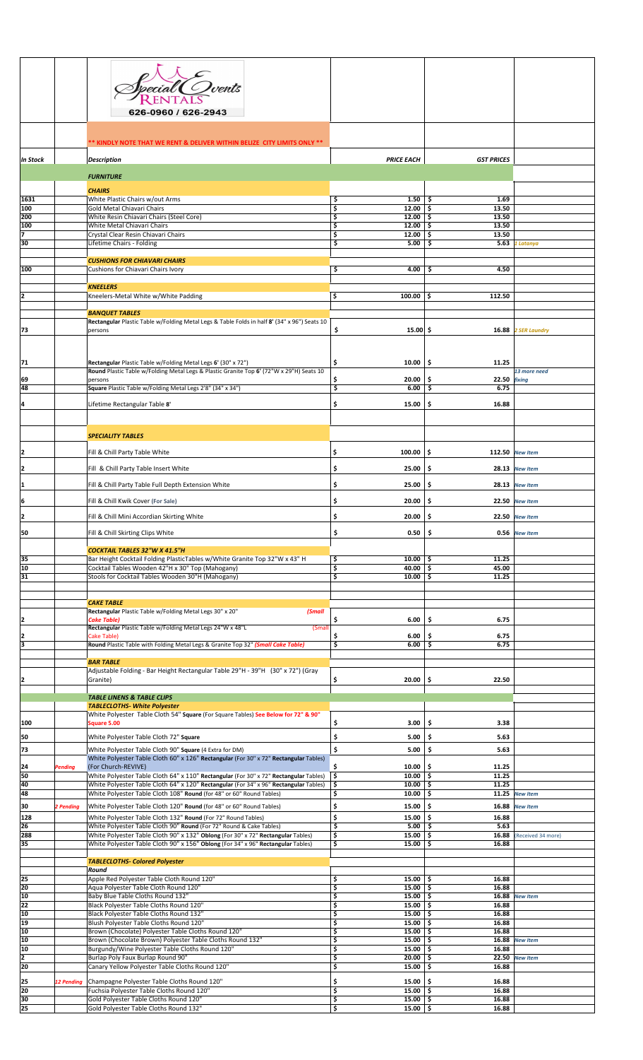Special Events RENTALS

626-0960 / 626-2943

**\*\* KINDLY NOTE THAT WE RENT & DELIVER WITHIN BELIZE CITY LIMITS ONLY \*\***

| *In Stock* | | *Description* | *PRICE EACH* | *GST PRICES* | |
|---|---|---|---|---|---|
| | | ***FURNITURE*** | | | |
| | | ***CHAIRS*** | | | |
| 1631 | | White Plastic Chairs w/out Arms | $ 1.50 | $ 1.69 | |
| 100 | | Gold Metal Chiavari Chairs | $ 12.00 | $ 13.50 | |
| 200 | | White Resin Chiavari Chairs (Steel Core) | $ 12.00 | $ 13.50 | |
| 100 | | White Metal Chiavari Chairs | $ 12.00 | $ 13.50 | |
| 7 | | Crystal Clear Resin Chiavari Chairs | $ 12.00 | $ 13.50 | |
| 30 | | Lifetime Chairs - Folding | $ 5.00 | $ 5.63 | 1 Latanya |
| | | ***CUSHIONS FOR CHIAVARI CHAIRS*** | | | |
| 100 | | Cushions for Chiavari Chairs Ivory | $ 4.00 | $ 4.50 | |
| | | ***KNEELERS*** | | | |
| 2 | | Kneelers-Metal White w/White Padding | $ 100.00 | $ 112.50 | |
| | | ***BANQUET TABLES*** | | | |
| 73 | | **Rectangular** Plastic Table w/Folding Metal Legs & Table Folds in half **8'** (34" x 96") Seats 10 persons | $ 15.00 | $ 16.88 | 2 SER Laundry |
| 71 | | **Rectangular** Plastic Table w/Folding Metal Legs **6'** (30" x 72") | $ 10.00 | $ 11.25 | |
| 69 | | **Round** Plastic Table w/Folding Metal Legs & Plastic Granite Top **6'** (72"W x 29"H) Seats 10 persons | $ 20.00 | $ 22.50 | 13 more need fixing |
| 48 | | **Square** Plastic Table w/Folding Metal Legs 2'8" (34" x 34") | $ 6.00 | $ 6.75 | |
| 4 | | Lifetime Rectangular Table **8'** | $ 15.00 | $ 16.88 | |
| | | ***SPECIALITY TABLES*** | | | |
| 2 | | Fill & Chill Party Table White | $ 100.00 | $ 112.50 | New Item |
| 2 | | Fill & Chill Party Table Insert White | $ 25.00 | $ 28.13 | New Item |
| 1 | | Fill & Chill Party Table Full Depth Extension White | $ 25.00 | $ 28.13 | New Item |
| 6 | | Fill & Chill Kwik Cover (For Sale) | $ 20.00 | $ 22.50 | New Item |
| 2 | | Fill & Chill Mini Accordian Skirting White | $ 20.00 | $ 22.50 | New Item |
| 50 | | Fill & Chill Skirting Clips White | $ 0.50 | $ 0.56 | New Item |
| | | ***COCKTAIL TABLES 32"W X 41.5"H*** | | | |
| 35 | | Bar Height Cocktail Folding PlasticTables w/White Granite Top 32"W x 43" H | $ 10.00 | $ 11.25 | |
| 10 | | Cocktail Tables Wooden 42"H x 30" Top (Mahogany) | $ 40.00 | $ 45.00 | |
| 31 | | Stools for Cocktail Tables Wooden 30"H (Mahogany) | $ 10.00 | $ 11.25 | |
| | | ***CAKE TABLE*** | | | |
| 2 | | **Rectangular** Plastic Table w/Folding Metal Legs 30" x 20" *(Small Cake Table)* | $ 6.00 | $ 6.75 | |
| 2 | | **Rectangular** Plastic Table w/Folding Metal Legs 24"W x 48"L (Small Cake Table) | $ 6.00 | $ 6.75 | |
| 3 | | **Round** Plastic Table with Folding Metal Legs & Granite Top 32" *(Small Cake Table)* | $ 6.00 | $ 6.75 | |
| | | ***BAR TABLE*** | | | |
| 2 | | Adjustable Folding - Bar Height Rectangular Table 29"H - 39"H (30" x 72") (Gray Granite) | $ 20.00 | $ 22.50 | |
| | | ***TABLE LINENS & TABLE CLIPS*** | | | |
| | | ***TABLECLOTHS- White Polyester*** | | | |
| 100 | | White Polyester Table Cloth 54" **Square** (For Square Tables) **See Below for 72" & 90" Square 5.00** | $ 3.00 | $ 3.38 | |
| 50 | | White Polyester Table Cloth 72" **Square** | $ 5.00 | $ 5.63 | |
| 73 | | White Polyester Table Cloth 90" **Square** (4 Extra for DM) | $ 5.00 | $ 5.63 | |
| 24 | *Pending* | White Polyester Table Cloth 60" x 126" **Rectangular** (For 30" x 72" **Rectangular** Tables) (For Church-REVIVE) | $ 10.00 | $ 11.25 | |
| 50 | | White Polyester Table Cloth 64" x 110" **Rectangular** (For 30" x 72" **Rectangular** Tables) | $ 10.00 | $ 11.25 | |
| 40 | | White Polyester Table Cloth 64" x 120" **Rectangular** (For 34" x 96" **Rectangular** Tables) | $ 10.00 | $ 11.25 | |
| 48 | | White Polyester Table Cloth 108" **Round** (for 48" or 60" Round Tables) | $ 10.00 | $ 11.25 | New Item |
| 30 | *2 Pending* | White Polyester Table Cloth 120" **Round** (for 48" or 60" Round Tables) | $ 15.00 | $ 16.88 | New Item |
| 128 | | White Polyester Table Cloth 132" **Round** (For 72" Round Tables) | $ 15.00 | $ 16.88 | |
| 26 | | White Polyester Table Cloth 90" **Round** (For 72" Round & Cake Tables) | $ 5.00 | $ 5.63 | |
| 288 | | White Polyester Table Cloth 90" x 132" **Oblong** (For 30" x 72" **Rectangular** Tables) | $ 15.00 | $ 16.88 | (Received 34 more) |
| 35 | | White Polyester Table Cloth 90" x 156" **Oblong** (For 34" x 96" **Rectangular** Tables) | $ 15.00 | $ 16.88 | |
| | | ***TABLECLOTHS- Colored Polyester*** | | | |
| | | ***Round*** | | | |
| 25 | | Apple Red Polyester Table Cloth Round 120" | $ 15.00 | $ 16.88 | |
| 20 | | Aqua Polyester Table Cloth Round 120" | $ 15.00 | $ 16.88 | |
| 10 | | Baby Blue Table Cloths Round 132" | $ 15.00 | $ 16.88 | New Item |
| 22 | | Black Polyester Table Cloths Round 120" | $ 15.00 | $ 16.88 | |
| 10 | | Black Polyester Table Cloths Round 132" | $ 15.00 | $ 16.88 | |
| 19 | | Blush Polyester Table Cloths Round 120" | $ 15.00 | $ 16.88 | |
| 10 | | Brown (Chocolate) Polyester Table Cloths Round 120" | $ 15.00 | $ 16.88 | |
| 10 | | Brown (Chocolate Brown) Polyester Table Cloths Round 132" | $ 15.00 | $ 16.88 | New Item |
| 10 | | Burgundy/Wine Polyester Table Cloths Round 120" | $ 15.00 | $ 16.88 | |
| 2 | | Burlap Poly Faux Burlap Round 90" | $ 20.00 | $ 22.50 | New Item |
| 20 | | Canary Yellow Polyester Table Cloths Round 120" | $ 15.00 | $ 16.88 | |
| 25 | *12 Pending* | Champagne Polyester Table Cloths Round 120" | $ 15.00 | $ 16.88 | |
| 20 | | Fuchsia Polyester Table Cloths Round 120" | $ 15.00 | $ 16.88 | |
| 30 | | Gold Polyester Table Cloths Round 120" | $ 15.00 | $ 16.88 | |
| 25 | | Gold Polyester Table Cloths Round 132" | $ 15.00 | $ 16.88 | |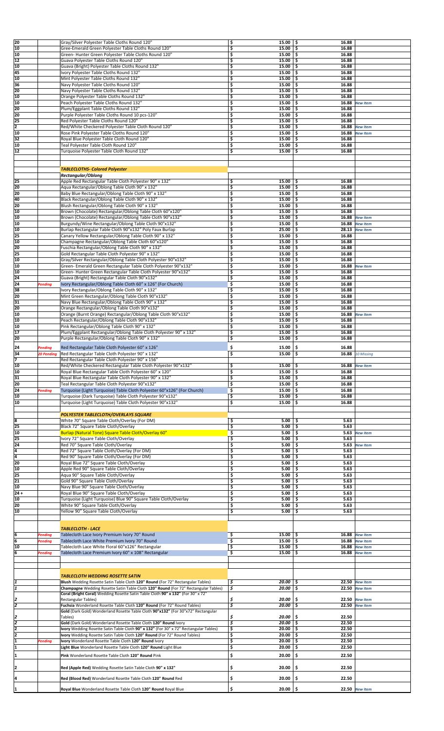| Qty | Status | Description | Price | Price (Tax) | Notes |
|---|---|---|---|---|---|
| 20 | | Gray/Silver Polyester Table Cloths Round 120" | $ 15.00 | $ 16.88 | |
| 10 | | Gree-Emerald Green Polyester Table Cloths Round 120" | $ 15.00 | $ 16.88 | |
| 10 | | Green- Hunter Green Polyester Table Cloths Round 120" | $ 15.00 | $ 16.88 | |
| 12 | | Guava Polyester Table Cloths Round 120" | $ 15.00 | $ 16.88 | |
| 10 | | Guava (Bright) Polyester Table Cloths Round 132" | $ 15.00 | $ 16.88 | |
| 45 | | Ivory Polyester Table Cloths Round 132" | $ 15.00 | $ 16.88 | |
| 10 | | Mint Polyester Table Cloths Round 132" | $ 15.00 | $ 16.88 | |
| 36 | | Navy Polyester Table Cloths Round 120" | $ 15.00 | $ 16.88 | |
| 20 | | Navy Polyester Table Cloths Round 132" | $ 15.00 | $ 16.88 | |
| 10 | | Orange Polyester Table Cloths Round 132" | $ 15.00 | $ 16.88 | |
| 10 | | Peach Polyester Table Cloths Round 132" | $ 15.00 | $ 16.88 | New Item |
| 20 | | Plum/Eggplant Table Cloths Round 132" | $ 15.00 | $ 16.88 | |
| 20 | | Purple Polyester Table Cloths Round 10 pcs-120" | $ 15.00 | $ 16.88 | |
| 25 | | Red Polyester Table Cloths Round 120" | $ 15.00 | $ 16.88 | |
| 2 | | Red/White Checkered Polyester Table Cloth Round 120" | $ 15.00 | $ 16.88 | New Item |
| 10 | | Rose Pink Polyester Table Cloths Round 120" | $ 15.00 | $ 16.88 | New Item |
| 32 | | Royal Blue Polyester Table Cloth Round 120" | $ 15.00 | $ 16.88 | |
| 10 | | Teal Polyester Table Cloth Round 120" | $ 15.00 | $ 16.88 | |
| 12 | | Turquoise Polyester Table Cloth Round 132" | $ 15.00 | $ 16.88 | |
| | | | | | |
| | | ***TABLECLOTHS- Colored Polyester*** | | | |
| | | ***Rectangular/Oblong*** | | | |
| 25 | | Apple Red Rectangular Table Cloth Polyester 90" x 132" | $ 15.00 | $ 16.88 | |
| 20 | | Aqua Rectangular/Oblong Table Cloth 90" x 132" | $ 15.00 | $ 16.88 | |
| 20 | | Baby Blue Rectangular/Oblong Table Cloth 90" x 132" | $ 15.00 | $ 16.88 | |
| 40 | | Black Rectangular/Oblong Table Cloth 90" x 132" | $ 15.00 | $ 16.88 | |
| 20 | | Blush Rectangular/Oblong Table Cloth 90" x 132" | $ 15.00 | $ 16.88 | |
| 10 | | Brown (Chocolate) Rectangular/Oblong Table Cloth 60"x120" | $ 15.00 | $ 16.88 | |
| 10 | | Brown (Chocolate) Rectangular/Oblong Table Cloth 90"x132" | $ 15.00 | $ 16.88 | New Item |
| 10 | | Burgundy/Wine Rectangular/Oblong Table Cloth 90"x132" | $ 15.00 | $ 16.88 | New Item |
| 10 | | Burlap Rectangular Table Cloth 90"x132" Poly Faux Burlap | $ 25.00 | $ 28.13 | New Item |
| 25 | | Canary Yellow Rectangular/Oblong Table Cloth 90" x 132" | $ 15.00 | $ 16.88 | |
| 10 | | Champagne Rectangular/Oblong Table Cloth 60"x120" | $ 15.00 | $ 16.88 | |
| 20 | | Fuschia Rectangular/Oblong Table Cloth 90" x 132" | $ 15.00 | $ 16.88 | |
| 25 | | Gold Rectangular Table Cloth Polyester 90" x 132" | $ 15.00 | $ 16.88 | |
| 10 | | Gray/Silver Rectangular/Oblong Table Cloth Polyester 90"x132" | $ 15.00 | $ 16.88 | |
| 10 | | Green- Emerald Green Rectangular Table Cloth Polyester 90"x132" | $ 15.00 | $ 16.88 | New Item |
| 10 | | Green- Hunter Green Rectangular Table Cloth Polyester 90"x132" | $ 15.00 | $ 16.88 | |
| 24 | | Guava (Bright) Rectangular Table Cloth 90"x132" | $ 15.00 | $ 16.88 | |
| 24 | *Pending* | Ivory Rectangular/Oblong Table Cloth 60" x 126" (For Church) | $ 15.00 | $ 16.88 | |
| 38 | | Ivory Rectangular/Oblong Table Cloth 90" x 132" | $ 15.00 | $ 16.88 | |
| 20 | | Mint Green Rectangular/Oblong Table Cloth 90"x132" | $ 15.00 | $ 16.88 | |
| 31 | | Navy Blue Rectangular/Oblong Table Cloth 90" x 132" | $ 15.00 | $ 16.88 | |
| 20 | | Orange Rectangular/Oblong Table Cloth 90"x132" | $ 15.00 | $ 16.88 | |
| 10 | | Orange (Burnt Orange) Rectangular/Oblong Table Cloth 90"x132" | $ 15.00 | $ 16.88 | New Item |
| 10 | | Peach Rectangular/Oblong Table Cloth 90"x132" | $ 15.00 | $ 16.88 | |
| 10 | | Pink Rectangular/Oblong Table Cloth 90" x 132" | $ 15.00 | $ 16.88 | |
| 17 | | Plum/Eggplant Rectangular/Oblong Table Cloth Polyester 90" x 132" | $ 15.00 | $ 16.88 | |
| 20 | | Purple Rectangular/Oblong Table Cloth 90" x 132" | $ 15.00 | $ 16.88 | |
| 24 | *Pending* | Red Rectangular Table Cloth Polyester 60" x 126" | $ 15.00 | $ 16.88 | |
| 34 | *20 Pending* | Red Rectangular Table Cloth Polyester 90" x 132" | $ 15.00 | $ 16.88 | *10 Missing* |
| 7 | | Red Rectangular Table Cloth Polyester 90" x 156" | | | |
| 10 | | Red/White Checkered Rectangular Table Cloth Polyester 90"x132" | $ 15.00 | $ 16.88 | New Item |
| 10 | | Royal Blue Rectangular Table Cloth Polyester 60" x 120" | $ 15.00 | $ 16.88 | |
| 31 | | Royal Blue Rectangular Table Cloth Polyester 90" x 132" | $ 15.00 | $ 16.88 | |
| 20 | | Teal Rectangular Table Cloth Polyester 90"x132" | $ 15.00 | $ 16.88 | |
| 24 | *Pending* | Turquoise (Light Turquoise) Table Cloth Polyester 60"x126" (For Church) | $ 15.00 | $ 16.88 | |
| 10 | | Turquoise (Dark Turquoise) Table Cloth Polyester 90"x132" | $ 15.00 | $ 16.88 | |
| 10 | | Turquoise (Light Turquoise) Table Cloth Polyester 90"x132" | $ 15.00 | $ 16.88 | |
| | | | | | |
| | | ***POLYESTER TABLECLOTH/OVERLAYS SQUARE*** | | | |
| 8 | | White 70" Square Table Cloth/Overlay (For DM) | $ 5.00 | $ 5.63 | |
| 25 | | Black 72" Square Table Cloth/Overlay | $ 5.00 | $ 5.63 | |
| 10 | | Burlap (Natural Tone) Square Table Cloth/Overlay 60" | $ 5.00 | $ 5.63 | New Item |
| 25 | | Ivory 72" Square Table Cloth/Overlay | $ 5.00 | $ 5.63 | |
| 24 | | Red 70" Square Table Cloth/Overlay | $ 5.00 | $ 5.63 | New Item |
| 4 | | Red 72" Square Table Cloth/Overlay (For DM) | $ 5.00 | $ 5.63 | |
| 4 | | Red 90" Square Table Cloth/Overlay (For DM) | $ 5.00 | $ 5.63 | |
| 20 | | Royal Blue 72" Square Table Cloth/Overlay | $ 5.00 | $ 5.63 | |
| 10 | | Apple Red 90" Square Table Cloth/Overlay | $ 5.00 | $ 5.63 | |
| 25 | | Aqua 90" Square Table Cloth/Overlay | $ 5.00 | $ 5.63 | |
| 21 | | Gold 90" Square Table Cloth/Overlay | $ 5.00 | $ 5.63 | |
| 10 | | Navy Blue 90" Square Table Cloth/Overlay | $ 5.00 | $ 5.63 | |
| 24 + | | Royal Blue 90" Square Table Cloth/Overlay | $ 5.00 | $ 5.63 | |
| 10 | | Turquoise (Light Turquoise) Blue 90" Square Table Cloth/Overlay | $ 5.00 | $ 5.63 | |
| 20 | | White 90" Square Table Cloth/Overlay | $ 5.00 | $ 5.63 | |
| 10 | | Yellow 90" Square Table Cloth/Overlay | $ 5.00 | $ 5.63 | |
| | | | | | |
| | | ***TABLECLOTH - LACE*** | | | |
| 6 | *Pending* | Tablecloth Lace Ivory Premium Ivory 70" Round | $ 15.00 | $ 16.88 | New Item |
| 6 | *Pending* | Tablecloth Lace White Premium Ivory 70" Round | $ 15.00 | $ 16.88 | New Item |
| 10 | | Tablecloth Lace White Floral 60"x126" Rectangular | $ 15.00 | $ 16.88 | New Item |
| 6 | *Pending* | Tablecloth Lace Premium Ivory 60" x 108" Rectangular | $ 15.00 | $ 16.88 | New Item |
| | | | | | |
| | | ***TABLECLOTH WEDDING ROSETTE SATIN*** | | | |
| 1 | | **Blush** Wedding Rosette Satin Table Cloth **120" Round** (For 72" Rectangular Tables) | *$ 20.00* | $ 22.50 | New Item |
| 1 | | **Champagne** Wedding Rosette Satin Table Cloth **120" Round** (For 72" Rectangular Tables) | *$ 20.00* | $ 22.50 | New Item |
| 2 | | **Coral (Bright Coral)** Wedding Rosette Satin Table Cloth **90" x 132"** (For 30" x 72" Rectangular Tables) | *$ 20.00* | $ 22.50 | New Item |
| 2 | | **Fuchsia** Wonderland Rosette Table Cloth **120" Round** (For 72" Round Tables) | *$ 20.00* | $ 22.50 | New Item |
| 2 | | **Gold** (Dark Gold) Wonderland Rosette Table Cloth **90"x132"** (For 30"x72" Rectangular Tables) | *$ 20.00* | $ 22.50 | |
| 2 | | **Gold** (Dark Gold) Wonderland Rosette Table Cloth **120" Round** Ivory | *$ 20.00* | $ 22.50 | |
| 2 | | **Ivory** Wedding Rosette Satin Table Cloth **90" x 132"** (For 30" x 72" Rectangular Tables) | $ 20.00 | $ 22.50 | |
| 2 | | **Ivory** Wedding Rosette Satin Table Cloth **120" Round** (For 72" Round Tables) | $ 20.00 | $ 22.50 | |
| 1 | *Pending* | **Ivory** Wonderland Rosette Table Cloth **120" Round** Ivory | $ 20.00 | $ 22.50 | |
| 1 | | **Light Blue** Wonderland Rosette Table Cloth **120" Round** Light Blue | $ 20.00 | $ 22.50 | |
| 1 | | **Pink** Wonderland Rosette Table Cloth **120" Round** Pink | $ 20.00 | $ 22.50 | |
| 2 | | **Red (Apple Red)** Wedding Rosette Satin Table Cloth **90" x 132"** | $ 20.00 | $ 22.50 | |
| 4 | | **Red (Blood Red)** Wonderland Rosette Table Cloth **120" Round** Red | $ 20.00 | $ 22.50 | |
| 1 | | **Royal Blue** Wonderland Rosette Table Cloth **120" Round** Royal Blue | $ 20.00 | $ 22.50 | New Item |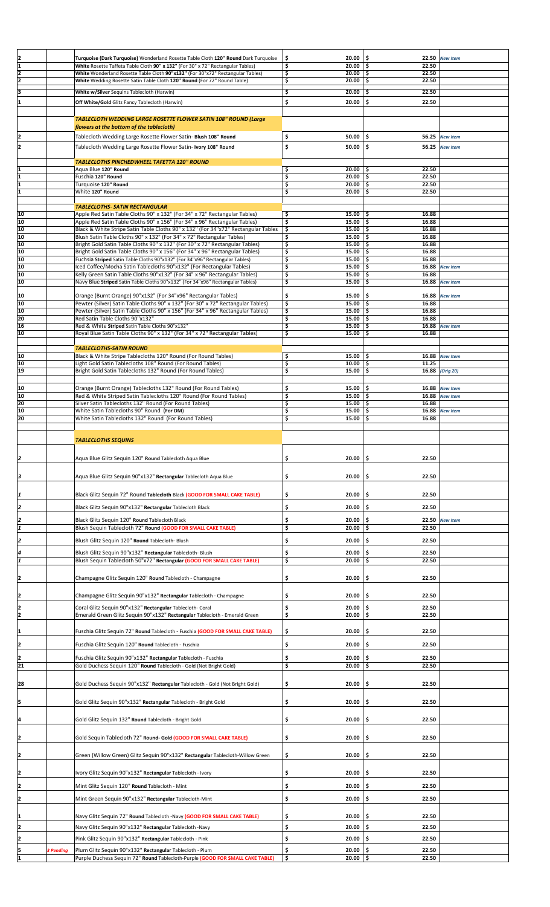| | | | | | |
|---|---|---|---|---|---|
| 2 | | **Turquoise (Dark Turquoise)** Wonderland Rosette Table Cloth **120" Round** Dark Turquoise | $ 20.00 | $ 22.50 | *New Item* |
| 1 | | **White** Rosette Taffeta Table Cloth **90" x 132"** (For 30" x 72" Rectangular Tables) | $ 20.00 | $ 22.50 | |
| 2 | | **White** Wonderland Rosette Table Cloth **90"x132"** (For 30"x72" Rectangular Tables) | $ 20.00 | $ 22.50 | |
| 2 | | **White** Wedding Rosette Satin Table Cloth **120" Round** (For 72" Round Table) | $ 20.00 | $ 22.50 | |
| 3 | | **White w/Silver** Sequins Tablecloth (Harwin) | $ 20.00 | $ 22.50 | |
| 1 | | **Off White/Gold** Glitz Fancy Tablecloth (Harwin) | $ 20.00 | $ 22.50 | |
| | | ***TABLECLOTH WEDDING LARGE ROSETTE FLOWER SATIN 108" ROUND (Large flowers at the bottom of the tablecloth)*** | | | |
| 2 | | Tablecloth Wedding Large Rosette Flower Satin- **Blush 108" Round** | $ 50.00 | $ 56.25 | *New Item* |
| 2 | | Tablecloth Wedding Large Rosette Flower Satin- **Ivory 108" Round** | $ 50.00 | $ 56.25 | *New Item* |
| | | ***TABLECLOTHS PINCHEDWHEEL TAFETTA 120" ROUND*** | | | |
| 1 | | Aqua Blue **120" Round** | $ 20.00 | $ 22.50 | |
| 1 | | Fuschia **120" Round** | $ 20.00 | $ 22.50 | |
| 1 | | Turquoise **120" Round** | $ 20.00 | $ 22.50 | |
| 1 | | White **120" Round** | $ 20.00 | $ 22.50 | |
| | | ***TABLECLOTHS- SATIN RECTANGULAR*** | | | |
| 10 | | Apple Red Satin Table Cloths 90" x 132" (For 34" x 72" Rectangular Tables) | $ 15.00 | $ 16.88 | |
| 10 | | Apple Red Satin Table Cloths 90" x 156" (For 34" x 96" Rectangular Tables) | $ 15.00 | $ 16.88 | |
| 10 | | Black & White Stripe Satin Table Cloths 90" x 132" (For 34"x72" Rectangular Tables | $ 15.00 | $ 16.88 | |
| 10 | | Blush Satin Table Cloths 90" x 132" (For 34" x 72" Rectangular Tables) | $ 15.00 | $ 16.88 | |
| 10 | | Bright Gold Satin Table Cloths 90" x 132" (For 30" x 72" Rectangular Tables) | $ 15.00 | $ 16.88 | |
| 10 | | Bright Gold Satin Table Cloths 90" x 156" (For 34" x 96" Rectangular Tables) | $ 15.00 | $ 16.88 | |
| 10 | | Fuchsia **Striped** Satin Table Cloths 90"x132" (For 34"x96" Rectangular Tables) | $ 15.00 | $ 16.88 | |
| 10 | | Iced Coffee/Mocha Satin Tablecloths 90"x132" (For Rectangular Tables) | $ 15.00 | $ 16.88 | *New Item* |
| 10 | | Kelly Green Satin Table Cloths 90"x132" (For 34" x 96" Rectangular Tables) | $ 15.00 | $ 16.88 | |
| 10 | | Navy Blue **Striped** Satin Table Cloths 90"x132" (For 34"x96" Rectangular Tables) | $ 15.00 | $ 16.88 | *New Item* |
| 10 | | Orange (Burnt Orange) 90"x132" (For 34"x96" Rectangular Tables) | $ 15.00 | $ 16.88 | *New Item* |
| 10 | | Pewter (Silver) Satin Table Cloths 90" x 132" (For 30" x 72" Rectangular Tables) | $ 15.00 | $ 16.88 | |
| 10 | | Pewter (Silver) Satin Table Cloths 90" x 156" (For 34" x 96" Rectangular Tables) | $ 15.00 | $ 16.88 | |
| 20 | | Red Satin Table Cloths 90"x132" | $ 15.00 | $ 16.88 | |
| 16 | | Red & White **Striped** Satin Table Cloths 90"x132" | $ 15.00 | $ 16.88 | *New Item* |
| 10 | | Royal Blue Satin Table Cloths 90" x 132" (For 34" x 72" Rectangular Tables) | $ 15.00 | $ 16.88 | |
| | | ***TABLECLOTHS-SATIN ROUND*** | | | |
| 10 | | Black & White Stripe Tablecloths 120" Round (For Round Tables) | $ 15.00 | $ 16.88 | *New Item* |
| 10 | | Light Gold Satin Tablecloths 108" Round (For Round Tables) | $ 10.00 | $ 11.25 | |
| 19 | | Bright Gold Satin Tablecloths 132" Round (For Round Tables) | $ 15.00 | $ 16.88 | *(Orig 20)* |
| 10 | | Orange (Burnt Orange) Tablecloths 132" Round (For Round Tables) | $ 15.00 | $ 16.88 | *New Item* |
| 10 | | Red & White Striped Satin Tablecloths 120" Round (For Round Tables) | $ 15.00 | $ 16.88 | *New Item* |
| 20 | | Silver Satin Tablecloths 132" Round (For Round Tables) | $ 15.00 | $ 16.88 | |
| 10 | | White Satin Tablecloths 90" Round (**For DM**) | $ 15.00 | $ 16.88 | *New Item* |
| 20 | | White Satin Tablecloths 132" Round (For Round Tables) | $ 15.00 | $ 16.88 | |
| | | ***TABLECLOTHS SEQUINS*** | | | |
| 2 | | Aqua Blue Glitz Sequin 120" **Round** Tablecloth Aqua Blue | $ 20.00 | $ 22.50 | |
| 3 | | Aqua Blue Glitz Sequin 90"x132" **Rectangular** Tablecloth Aqua Blue | $ 20.00 | $ 22.50 | |
| 1 | | Black Glitz Sequin 72" Round **Tablecloth** Black **(GOOD FOR SMALL CAKE TABLE)** | $ 20.00 | $ 22.50 | |
| 2 | | Black Glitz Sequin 90"x132" **Rectangular** Tablecloth Black | $ 20.00 | $ 22.50 | |
| 2 | | Black Glitz Sequin 120" **Round** Tablecloth Black | $ 20.00 | $ 22.50 | *New Item* |
| 1 | | Blush Sequin Tablecloth 72" **Round (GOOD FOR SMALL CAKE TABLE)** | $ 20.00 | $ 22.50 | |
| 2 | | Blush Glitz Sequin 120" **Round** Tablecloth- Blush | $ 20.00 | $ 22.50 | |
| 4 | | Blush Glitz Sequin 90"x132" **Rectangular** Tablecloth- Blush | $ 20.00 | $ 22.50 | |
| 1 | | Blush Sequin Tablecloth 50"x72" **Rectangular (GOOD FOR SMALL CAKE TABLE)** | $ 20.00 | $ 22.50 | |
| 2 | | Champagne Glitz Sequin 120" **Round** Tablecloth - Champagne | $ 20.00 | $ 22.50 | |
| 2 | | Champagne Glitz Sequin 90"x132" **Rectangular** Tablecloth - Champagne | $ 20.00 | $ 22.50 | |
| 2 | | Coral Glitz Sequin 90"x132" **Rectangular** Tablecloth- Coral | $ 20.00 | $ 22.50 | |
| 2 | | Emerald Green Glitz Sequin 90"x132" **Rectangular** Tablecloth - Emerald Green | $ 20.00 | $ 22.50 | |
| 1 | | Fuschia Glitz Sequin 72" **Round** Tablecloth - Fuschia **(GOOD FOR SMALL CAKE TABLE)** | $ 20.00 | $ 22.50 | |
| 2 | | Fuschia Glitz Sequin 120" **Round** Tablecloth - Fuschia | $ 20.00 | $ 22.50 | |
| 2 | | Fuschia Glitz Sequin 90"x132" **Rectangular** Tablecloth - Fuschia | $ 20.00 | $ 22.50 | |
| 21 | | Gold Duchess Sequin 120" **Round** Tablecloth - Gold (Not Bright Gold) | $ 20.00 | $ 22.50 | |
| 28 | | Gold Duchess Sequin 90"x132" **Rectangular** Tablecloth - Gold (Not Bright Gold) | $ 20.00 | $ 22.50 | |
| 5 | | Gold Glitz Sequin 90"x132" **Rectangular** Tablecloth - Bright Gold | $ 20.00 | $ 22.50 | |
| 4 | | Gold Glitz Sequin 132" **Round** Tablecloth - Bright Gold | $ 20.00 | $ 22.50 | |
| 2 | | Gold Sequin Tablecloth 72" **Round- Gold (GOOD FOR SMALL CAKE TABLE)** | $ 20.00 | $ 22.50 | |
| 2 | | Green (Willow Green) Glitz Sequin 90"x132" **Rectangular** Tablecloth-Willow Green | $ 20.00 | $ 22.50 | |
| 2 | | Ivory Glitz Sequin 90"x132" **Rectangular** Tablecloth - Ivory | $ 20.00 | $ 22.50 | |
| 2 | | Mint Glitz Sequin 120" **Round** Tablecloth - Mint | $ 20.00 | $ 22.50 | |
| 2 | | Mint Green Sequin 90"x132" **Rectangular** Tablecloth-Mint | $ 20.00 | $ 22.50 | |
| 1 | | Navy Glitz Sequin 72" **Round** Tablecloth -Navy **(GOOD FOR SMALL CAKE TABLE)** | $ 20.00 | $ 22.50 | |
| 2 | | Navy Glitz Sequin 90"x132" **Rectangular** Tablecloth -Navy | $ 20.00 | $ 22.50 | |
| 2 | | Pink Glitz Sequin 90"x132" **Rectangular** Tablecloth - Pink | $ 20.00 | $ 22.50 | |
| 5 | *3 Pending* | Plum Glitz Sequin 90"x132" **Rectangular** Tablecloth - Plum | $ 20.00 | $ 22.50 | |
| 1 | | Purple Duchess Sequin 72" **Round** Tablecloth-Purple **(GOOD FOR SMALL CAKE TABLE)** | $ 20.00 | $ 22.50 | |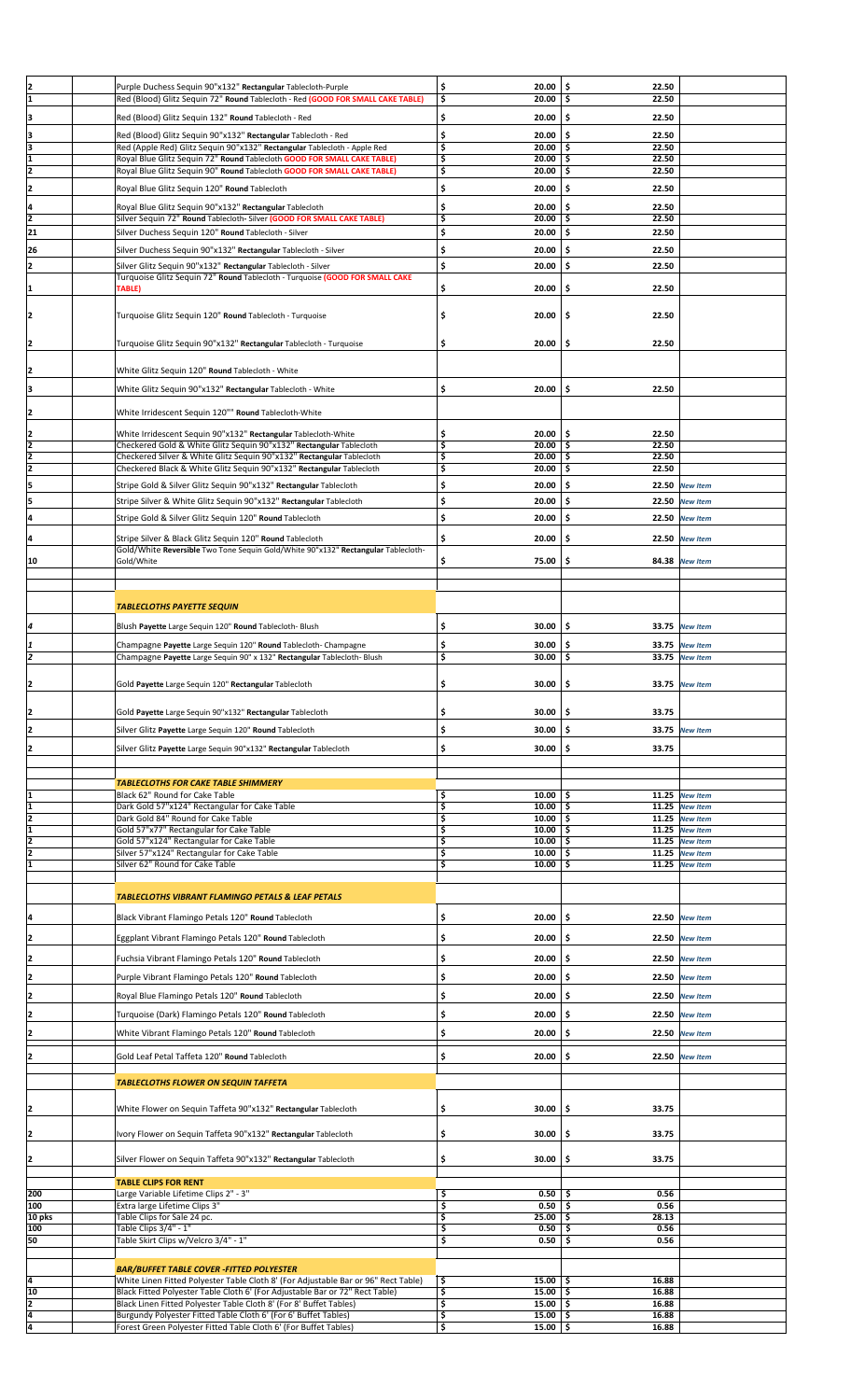| Qty | Description | Price | Price | Note |
|---|---|---|---|---|
| 2 | Purple Duchess Sequin 90"x132" **Rectangular** Tablecloth-Purple | $ 20.00 | $ 22.50 | |
| 1 | Red (Blood) Glitz Sequin 72" **Round** Tablecloth - Red **(GOOD FOR SMALL CAKE TABLE)** | $ 20.00 | $ 22.50 | |
| 3 | Red (Blood) Glitz Sequin 132" **Round** Tablecloth - Red | $ 20.00 | $ 22.50 | |
| 3 | Red (Blood) Glitz Sequin 90"x132" **Rectangular** Tablecloth - Red | $ 20.00 | $ 22.50 | |
| 3 | Red (Apple Red) Glitz Sequin 90"x132" **Rectangular** Tablecloth - Apple Red | $ 20.00 | $ 22.50 | |
| 1 | Royal Blue Glitz Sequin 72" **Round** Tablecloth **GOOD FOR SMALL CAKE TABLE)** | $ 20.00 | $ 22.50 | |
| 2 | Royal Blue Glitz Sequin 90" **Round** Tablecloth **GOOD FOR SMALL CAKE TABLE)** | $ 20.00 | $ 22.50 | |
| 2 | Royal Blue Glitz Sequin 120" **Round** Tablecloth | $ 20.00 | $ 22.50 | |
| 4 | Royal Blue Glitz Sequin 90"x132" **Rectangular** Tablecloth | $ 20.00 | $ 22.50 | |
| 2 | Silver Sequin 72" **Round** Tablecloth- Silver **(GOOD FOR SMALL CAKE TABLE)** | $ 20.00 | $ 22.50 | |
| 21 | Silver Duchess Sequin 120" **Round** Tablecloth - Silver | $ 20.00 | $ 22.50 | |
| 26 | Silver Duchess Sequin 90"x132" **Rectangular** Tablecloth - Silver | $ 20.00 | $ 22.50 | |
| 2 | Silver Glitz Sequin 90"x132" **Rectangular** Tablecloth - Silver | $ 20.00 | $ 22.50 | |
| 1 | Turquoise Glitz Sequin 72" **Round** Tablecloth - Turquoise **(GOOD FOR SMALL CAKE TABLE)** | $ 20.00 | $ 22.50 | |
| 2 | Turquoise Glitz Sequin 120" **Round** Tablecloth - Turquoise | $ 20.00 | $ 22.50 | |
| 2 | Turquoise Glitz Sequin 90"x132" **Rectangular** Tablecloth - Turquoise | $ 20.00 | $ 22.50 | |
| 2 | White Glitz Sequin 120" **Round** Tablecloth - White | | | |
| 3 | White Glitz Sequin 90"x132" **Rectangular** Tablecloth - White | $ 20.00 | $ 22.50 | |
| 2 | White Irridescent Sequin 120"" **Round** Tablecloth-White | | | |
| 2 | White Irridescent Sequin 90"x132" **Rectangular** Tablecloth-White | $ 20.00 | $ 22.50 | |
| 2 | Checkered Gold & White Glitz Sequin 90"x132" **Rectangular** Tablecloth | $ 20.00 | $ 22.50 | |
| 2 | Checkered Silver & White Glitz Sequin 90"x132" **Rectangular** Tablecloth | $ 20.00 | $ 22.50 | |
| 2 | Checkered Black & White Glitz Sequin 90"x132" **Rectangular** Tablecloth | $ 20.00 | $ 22.50 | |
| 5 | Stripe Gold & Silver Glitz Sequin 90"x132" **Rectangular** Tablecloth | $ 20.00 | $ 22.50 | *New Item* |
| 5 | Stripe Silver & White Glitz Sequin 90"x132" **Rectangular** Tablecloth | $ 20.00 | $ 22.50 | *New Item* |
| 4 | Stripe Gold & Silver Glitz Sequin 120" **Round** Tablecloth | $ 20.00 | $ 22.50 | *New Item* |
| 4 | Stripe Silver & Black Glitz Sequin 120" **Round** Tablecloth | $ 20.00 | $ 22.50 | *New Item* |
| 10 | Gold/White **Reversible** Two Tone Sequin Gold/White 90"x132" **Rectangular** Tablecloth-Gold/White | $ 75.00 | $ 84.38 | *New Item* |
| | | | | |
| | ***TABLECLOTHS PAYETTE SEQUIN*** | | | |
| 4 | Blush **Payette** Large Sequin 120" **Round** Tablecloth- Blush | $ 30.00 | $ 33.75 | *New Item* |
| 1 | Champagne **Payette** Large Sequin 120" **Round** Tablecloth- Champagne | $ 30.00 | $ 33.75 | *New Item* |
| 2 | Champagne **Payette** Large Sequin 90" x 132" **Rectangular** Tablecloth- Blush | $ 30.00 | $ 33.75 | *New Item* |
| 2 | Gold **Payette** Large Sequin 120" **Rectangular** Tablecloth | $ 30.00 | $ 33.75 | *New Item* |
| 2 | Gold **Payette** Large Sequin 90"x132" **Rectangular** Tablecloth | $ 30.00 | $ 33.75 | |
| 2 | Silver Glitz **Payette** Large Sequin 120" **Round** Tablecloth | $ 30.00 | $ 33.75 | *New Item* |
| 2 | Silver Glitz **Payette** Large Sequin 90"x132" **Rectangular** Tablecloth | $ 30.00 | $ 33.75 | |
| | | | | |
| | ***TABLECLOTHS FOR CAKE TABLE SHIMMERY*** | | | |
| 1 | Black 62" Round for Cake Table | $ 10.00 | $ 11.25 | *New Item* |
| 1 | Dark Gold 57"x124" Rectangular for Cake Table | $ 10.00 | $ 11.25 | *New Item* |
| 2 | Dark Gold 84" Round for Cake Table | $ 10.00 | $ 11.25 | *New Item* |
| 1 | Gold 57"x77" Rectangular for Cake Table | $ 10.00 | $ 11.25 | *New Item* |
| 2 | Gold 57"x124" Rectangular for Cake Table | $ 10.00 | $ 11.25 | *New Item* |
| 2 | Silver 57"x124" Rectangular for Cake Table | $ 10.00 | $ 11.25 | *New Item* |
| 1 | Silver 62" Round for Cake Table | $ 10.00 | $ 11.25 | *New Item* |
| | | | | |
| | ***TABLECLOTHS VIBRANT FLAMINGO PETALS & LEAF PETALS*** | | | |
| 4 | Black Vibrant Flamingo Petals 120" **Round** Tablecloth | $ 20.00 | $ 22.50 | *New Item* |
| 2 | Eggplant Vibrant Flamingo Petals 120" **Round** Tablecloth | $ 20.00 | $ 22.50 | *New Item* |
| 2 | Fuchsia Vibrant Flamingo Petals 120" **Round** Tablecloth | $ 20.00 | $ 22.50 | *New Item* |
| 2 | Purple Vibrant Flamingo Petals 120" **Round** Tablecloth | $ 20.00 | $ 22.50 | *New Item* |
| 2 | Royal Blue Flamingo Petals 120" **Round** Tablecloth | $ 20.00 | $ 22.50 | *New Item* |
| 2 | Turquoise (Dark) Flamingo Petals 120" **Round** Tablecloth | $ 20.00 | $ 22.50 | *New Item* |
| 2 | White Vibrant Flamingo Petals 120" **Round** Tablecloth | $ 20.00 | $ 22.50 | *New Item* |
| 2 | Gold Leaf Petal Taffeta 120" **Round** Tablecloth | $ 20.00 | $ 22.50 | *New Item* |
| | | | | |
| | ***TABLECLOTHS FLOWER ON SEQUIN TAFFETA*** | | | |
| 2 | White Flower on Sequin Taffeta 90"x132" **Rectangular** Tablecloth | $ 30.00 | $ 33.75 | |
| 2 | Ivory Flower on Sequin Taffeta 90"x132" **Rectangular** Tablecloth | $ 30.00 | $ 33.75 | |
| 2 | Silver Flower on Sequin Taffeta 90"x132" **Rectangular** Tablecloth | $ 30.00 | $ 33.75 | |
| | | | | |
| | ***TABLE CLIPS FOR RENT*** | | | |
| 200 | Large Variable Lifetime Clips 2" - 3" | $ 0.50 | $ 0.56 | |
| 100 | Extra large Lifetime Clips 3" | $ 0.50 | $ 0.56 | |
| 10 pks | Table Clips for Sale 24 pc. | $ 25.00 | $ 28.13 | |
| 100 | Table Clips 3/4" - 1" | $ 0.50 | $ 0.56 | |
| 50 | Table Skirt Clips w/Velcro 3/4" - 1" | $ 0.50 | $ 0.56 | |
| | | | | |
| | ***BAR/BUFFET TABLE COVER -FITTED POLYESTER*** | | | |
| 4 | White Linen Fitted Polyester Table Cloth 8' (For Adjustable Bar or 96" Rect Table) | $ 15.00 | $ 16.88 | |
| 10 | Black Fitted Polyester Table Cloth 6' (For Adjustable Bar or 72" Rect Table) | $ 15.00 | $ 16.88 | |
| 2 | Black Linen Fitted Polyester Table Cloth 8' (For 8' Buffet Tables) | $ 15.00 | $ 16.88 | |
| 4 | Burgundy Polyester Fitted Table Cloth 6' (For 6' Buffet Tables) | $ 15.00 | $ 16.88 | |
| 4 | Forest Green Polyester Fitted Table Cloth 6' (For Buffet Tables) | $ 15.00 | $ 16.88 | |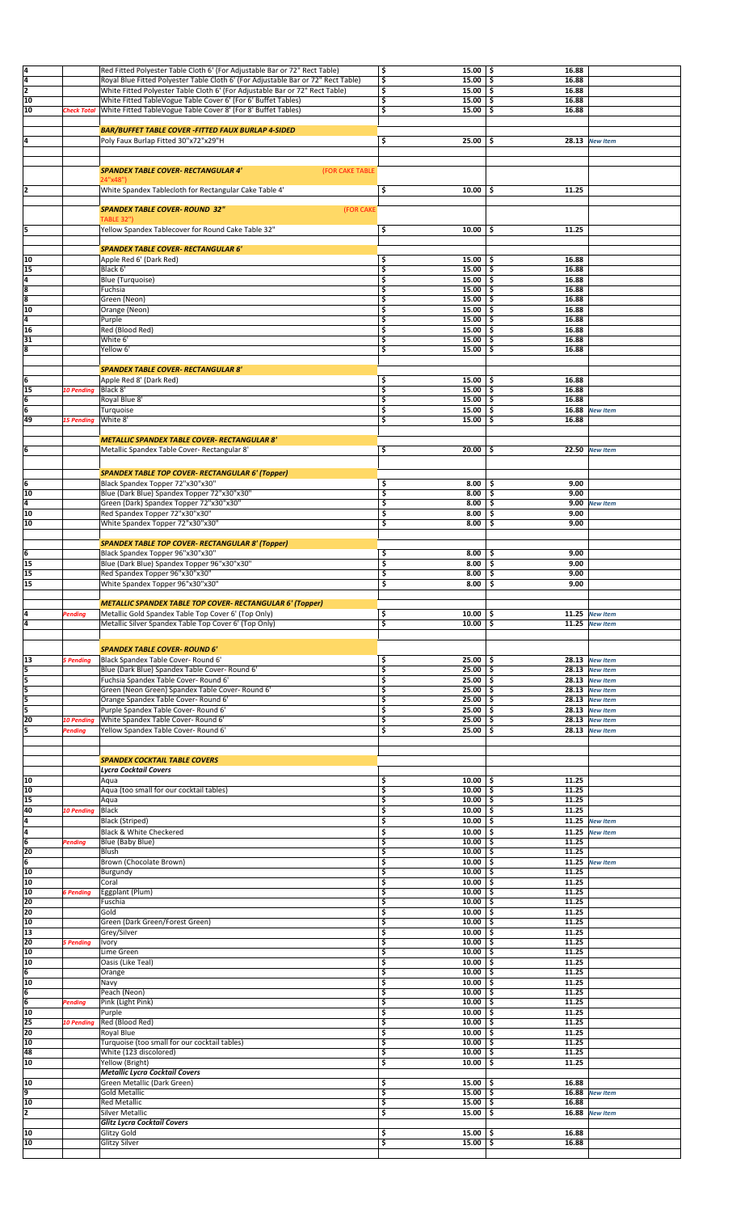| | | | | | |
|---|---|---|---|---|---|
| 4 | | Red Fitted Polyester Table Cloth 6' (For Adjustable Bar or 72" Rect Table) | $ 15.00 | $ 16.88 | |
| 4 | | Royal Blue Fitted Polyester Table Cloth 6' (For Adjustable Bar or 72" Rect Table) | $ 15.00 | $ 16.88 | |
| 2 | | White Fitted Polyester Table Cloth 6' (For Adjustable Bar or 72" Rect Table) | $ 15.00 | $ 16.88 | |
| 10 | | White Fitted TableVogue Table Cover 6' (For 6' Buffet Tables) | $ 15.00 | $ 16.88 | |
| 10 | *Check Total* | White Fitted TableVogue Table Cover 8' (For 8' Buffet Tables) | $ 15.00 | $ 16.88 | |
| | | ***BAR/BUFFET TABLE COVER -FITTED FAUX BURLAP 4-SIDED*** | | | |
| 4 | | Poly Faux Burlap Fitted 30"x72"x29"H | $ 25.00 | $ 28.13 | *New Item* |
| | | ***SPANDEX TABLE COVER- RECTANGULAR 4'*** (FOR CAKE TABLE 24"x48") | | | |
| 2 | | White Spandex Tablecloth for Rectangular Cake Table 4' | $ 10.00 | $ 11.25 | |
| | | ***SPANDEX TABLE COVER- ROUND 32"*** (FOR CAKE TABLE 32") | | | |
| 5 | | Yellow Spandex Tablecover for Round Cake Table 32" | $ 10.00 | $ 11.25 | |
| | | ***SPANDEX TABLE COVER- RECTANGULAR 6'*** | | | |
| 10 | | Apple Red 6' (Dark Red) | $ 15.00 | $ 16.88 | |
| 15 | | Black 6' | $ 15.00 | $ 16.88 | |
| 4 | | Blue (Turquoise) | $ 15.00 | $ 16.88 | |
| 8 | | Fuchsia | $ 15.00 | $ 16.88 | |
| 8 | | Green (Neon) | $ 15.00 | $ 16.88 | |
| 10 | | Orange (Neon) | $ 15.00 | $ 16.88 | |
| 4 | | Purple | $ 15.00 | $ 16.88 | |
| 16 | | Red (Blood Red) | $ 15.00 | $ 16.88 | |
| 31 | | White 6' | $ 15.00 | $ 16.88 | |
| 8 | | Yellow 6' | $ 15.00 | $ 16.88 | |
| | | ***SPANDEX TABLE COVER- RECTANGULAR 8'*** | | | |
| 6 | | Apple Red 8' (Dark Red) | $ 15.00 | $ 16.88 | |
| 15 | *10 Pending* | Black 8' | $ 15.00 | $ 16.88 | |
| 6 | | Royal Blue 8' | $ 15.00 | $ 16.88 | |
| 6 | | Turquoise | $ 15.00 | $ 16.88 | *New Item* |
| 49 | *15 Pending* | White 8' | $ 15.00 | $ 16.88 | |
| | | ***METALLIC SPANDEX TABLE COVER- RECTANGULAR 8'*** | | | |
| 6 | | Metallic Spandex Table Cover- Rectangular 8' | $ 20.00 | $ 22.50 | *New Item* |
| | | ***SPANDEX TABLE TOP COVER- RECTANGULAR 6' (Topper)*** | | | |
| 6 | | Black Spandex Topper 72"x30"x30" | $ 8.00 | $ 9.00 | |
| 10 | | Blue (Dark Blue) Spandex Topper 72"x30"x30" | $ 8.00 | $ 9.00 | |
| 4 | | Green (Dark) Spandex Topper 72"x30"x30" | $ 8.00 | $ 9.00 | *New Item* |
| 10 | | Red Spandex Topper 72"x30"x30" | $ 8.00 | $ 9.00 | |
| 10 | | White Spandex Topper 72"x30"x30" | $ 8.00 | $ 9.00 | |
| | | ***SPANDEX TABLE TOP COVER- RECTANGULAR 8' (Topper)*** | | | |
| 6 | | Black Spandex Topper 96"x30"x30" | $ 8.00 | $ 9.00 | |
| 15 | | Blue (Dark Blue) Spandex Topper 96"x30"x30" | $ 8.00 | $ 9.00 | |
| 15 | | Red Spandex Topper 96"x30"x30" | $ 8.00 | $ 9.00 | |
| 15 | | White Spandex Topper 96"x30"x30" | $ 8.00 | $ 9.00 | |
| | | ***METALLIC SPANDEX TABLE TOP COVER- RECTANGULAR 6' (Topper)*** | | | |
| 4 | *Pending* | Metallic Gold Spandex Table Top Cover 6' (Top Only) | $ 10.00 | $ 11.25 | *New Item* |
| 4 | | Metallic Silver Spandex Table Top Cover 6' (Top Only) | $ 10.00 | $ 11.25 | *New Item* |
| | | ***SPANDEX TABLE COVER- ROUND 6'*** | | | |
| 13 | *5 Pending* | Black Spandex Table Cover- Round 6' | $ 25.00 | $ 28.13 | *New Item* |
| 5 | | Blue (Dark Blue) Spandex Table Cover- Round 6' | $ 25.00 | $ 28.13 | *New Item* |
| 5 | | Fuchsia Spandex Table Cover- Round 6' | $ 25.00 | $ 28.13 | *New Item* |
| 5 | | Green (Neon Green) Spandex Table Cover- Round 6' | $ 25.00 | $ 28.13 | *New Item* |
| 5 | | Orange Spandex Table Cover- Round 6' | $ 25.00 | $ 28.13 | *New Item* |
| 5 | | Purple Spandex Table Cover- Round 6' | $ 25.00 | $ 28.13 | *New Item* |
| 20 | *10 Pending* | White Spandex Table Cover- Round 6' | $ 25.00 | $ 28.13 | *New Item* |
| 5 | *Pending* | Yellow Spandex Table Cover- Round 6' | $ 25.00 | $ 28.13 | *New Item* |
| | | ***SPANDEX COCKTAIL TABLE COVERS*** | | | |
| | | ***Lycra Cocktail Covers*** | | | |
| 10 | | Aqua | $ 10.00 | $ 11.25 | |
| 10 | | Aqua (too small for our cocktail tables) | $ 10.00 | $ 11.25 | |
| 15 | | Aqua | $ 10.00 | $ 11.25 | |
| 40 | *10 Pending* | Black | $ 10.00 | $ 11.25 | |
| 4 | | Black (Striped) | $ 10.00 | $ 11.25 | *New Item* |
| 4 | | Black & White Checkered | $ 10.00 | $ 11.25 | *New Item* |
| 6 | *Pending* | Blue (Baby Blue) | $ 10.00 | $ 11.25 | |
| 20 | | Blush | $ 10.00 | $ 11.25 | |
| 6 | | Brown (Chocolate Brown) | $ 10.00 | $ 11.25 | *New Item* |
| 10 | | Burgundy | $ 10.00 | $ 11.25 | |
| 10 | | Coral | $ 10.00 | $ 11.25 | |
| 10 | *6 Pending* | Eggplant (Plum) | $ 10.00 | $ 11.25 | |
| 20 | | Fuschia | $ 10.00 | $ 11.25 | |
| 20 | | Gold | $ 10.00 | $ 11.25 | |
| 10 | | Green (Dark Green/Forest Green) | $ 10.00 | $ 11.25 | |
| 13 | | Grey/Silver | $ 10.00 | $ 11.25 | |
| 20 | *5 Pending* | Ivory | $ 10.00 | $ 11.25 | |
| 10 | | Lime Green | $ 10.00 | $ 11.25 | |
| 10 | | Oasis (Like Teal) | $ 10.00 | $ 11.25 | |
| 6 | | Orange | $ 10.00 | $ 11.25 | |
| 10 | | Navy | $ 10.00 | $ 11.25 | |
| 6 | | Peach (Neon) | $ 10.00 | $ 11.25 | |
| 6 | *Pending* | Pink (Light Pink) | $ 10.00 | $ 11.25 | |
| 10 | | Purple | $ 10.00 | $ 11.25 | |
| 25 | *10 Pending* | Red (Blood Red) | $ 10.00 | $ 11.25 | |
| 20 | | Royal Blue | $ 10.00 | $ 11.25 | |
| 10 | | Turquoise (too small for our cocktail tables) | $ 10.00 | $ 11.25 | |
| 48 | | White (123 discolored) | $ 10.00 | $ 11.25 | |
| 10 | | Yellow (Bright) | $ 10.00 | $ 11.25 | |
| | | ***Metallic Lycra Cocktail Covers*** | | | |
| 10 | | Green Metallic (Dark Green) | $ 15.00 | $ 16.88 | |
| 9 | | Gold Metallic | $ 15.00 | $ 16.88 | *New Item* |
| 10 | | Red Metallic | $ 15.00 | $ 16.88 | |
| 2 | | Silver Metallic | $ 15.00 | $ 16.88 | *New Item* |
| | | ***Glitz Lycra Cocktail Covers*** | | | |
| 10 | | Glitzy Gold | $ 15.00 | $ 16.88 | |
| 10 | | Glitzy Silver | $ 15.00 | $ 16.88 | |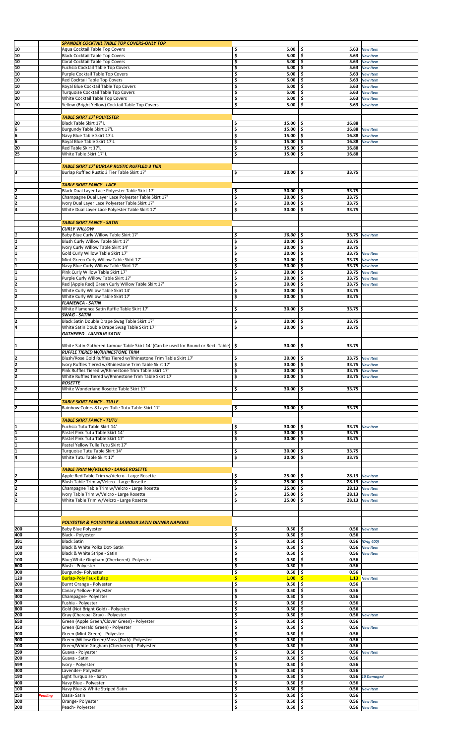| Qty | Status | Item | Price | Price | Notes |
|---|---|---|---|---|---|
| | | ***SPANDEX COCKTAIL TABLE TOP COVERS-ONLY TOP*** | | | |
| 10 | | Aqua Cocktail Table Top Covers | $ 5.00 | $ 5.63 | *New Item* |
| 10 | | Black Cocktail Table Top Covers | $ 5.00 | $ 5.63 | *New Item* |
| 10 | | Coral Cocktail Table Top Covers | $ 5.00 | $ 5.63 | *New Item* |
| 10 | | Fuchsia Cocktail Table Top Covers | $ 5.00 | $ 5.63 | *New Item* |
| 10 | | Purple Cocktail Table Top Covers | $ 5.00 | $ 5.63 | *New Item* |
| 10 | | Red Cocktail Table Top Covers | $ 5.00 | $ 5.63 | *New Item* |
| 10 | | Royal Blue Cocktail Table Top Covers | $ 5.00 | $ 5.63 | *New Item* |
| 10 | | Turquoise Cocktail Table Top Covers | $ 5.00 | $ 5.63 | *New Item* |
| 20 | | White Cocktail Table Top Covers | $ 5.00 | $ 5.63 | *New Item* |
| 10 | | Yellow (Bright Yellow) Cocktail Table Top Covers | $ 5.00 | $ 5.63 | *New Item* |
| | | | | | |
| | | ***TABLE SKIRT 17' POLYESTER*** | | | |
| 20 | | Black Table Skirt 17' L | $ 15.00 | $ 16.88 | |
| 6 | | Burgundy Table Skirt 17'L | $ 15.00 | $ 16.88 | *New Item* |
| 6 | | Navy Blue Table Skirt 17'L | $ 15.00 | $ 16.88 | *New Item* |
| 6 | | Royal Blue Table Skirt 17'L | $ 15.00 | $ 16.88 | *New Item* |
| 20 | | Red Table Skirt 17'L | $ 15.00 | $ 16.88 | |
| 25 | | White Table Skirt 17' L | $ 15.00 | $ 16.88 | |
| | | | | | |
| | | ***TABLE SKIRT 17' BURLAP RUSTIC RUFFLED 3 TIER*** | | | |
| 3 | | Burlap Ruffled Rustic 3 Tier Table Skirt 17' | $ 30.00 | $ 33.75 | |
| | | | | | |
| | | ***TABLE SKIRT FANCY - LACE*** | | | |
| 2 | | Black Dual Layer Lace Polyester Table Skirt 17' | $ 30.00 | $ 33.75 | |
| 2 | | Champagne Dual Layer Lace Polyester Table Skirt 17' | $ 30.00 | $ 33.75 | |
| 2 | | Ivory Dual Layer Lace Polyester Table Skirt 17' | $ 30.00 | $ 33.75 | |
| 4 | | White Dual Layer Lace Polyester Table Skirt 17' | $ 30.00 | $ 33.75 | |
| | | | | | |
| | | ***TABLE SKIRT FANCY - SATIN*** | | | |
| | | ***CURLY WILLOW*** | | | |
| 1 | | Baby Blue Curly Willow Table Skirt 17' | $ 30.00 | $ 33.75 | *New Item* |
| 1 | | Blush Curly Willow Table Skirt 17' | $ 30.00 | $ 33.75 | |
| 2 | | Ivory Curly Willow Table Skirt 14' | $ 30.00 | $ 33.75 | |
| 1 | | Gold Curly Willow Table Skirt 17' | $ 30.00 | $ 33.75 | *New Item* |
| 1 | | Mint Green Curly Willow Table Skirt 17' | $ 30.00 | $ 33.75 | *New Item* |
| 1 | | Navy Blue Curly Willow Table Skirt 17' | $ 30.00 | $ 33.75 | *New Item* |
| 1 | | Pink Curly Willow Table Skirt 17' | $ 30.00 | $ 33.75 | *New Item* |
| 1 | | Purple Curly Willow Table Skirt 17' | $ 30.00 | $ 33.75 | *New Item* |
| 2 | | Red (Apple Red) Green Curly Willow Table Skirt 17' | $ 30.00 | $ 33.75 | *New Item* |
| 1 | | White Curly Willow Table Skirt 14' | $ 30.00 | $ 33.75 | |
| 2 | | White Curly Willow Table Skirt 17' | $ 30.00 | $ 33.75 | |
| | | ***FLAMENCA - SATIN*** | | | |
| 2 | | White Flamenca Satin Ruffle Table Skirt 17' | $ 30.00 | $ 33.75 | |
| | | ***SWAG - SATIN*** | | | |
| 2 | | Black Satin Double Drape Swag Table Skirt 17' | $ 30.00 | $ 33.75 | |
| 4 | | White Satin Double Drape Swag Table Skirt 17' | $ 30.00 | $ 33.75 | |
| | | ***GATHERED - LAMOUR SATIN*** | | | |
| 1 | | White Satin Gathered Lamour Table Skirt 14' (Can be used for Round or Rect. Table) | $ 30.00 | $ 33.75 | |
| | | ***RUFFLE TIERED W/RHINESTONE TRIM*** | | | |
| 2 | | Blush/Rose Gold Ruffles Tiered w/Rhinestone Trim Table Skirt 17' | $ 30.00 | $ 33.75 | *New Item* |
| 2 | | Ivory Ruffles Tiered w/Rhinestone Trim Table Skirt 17' | $ 30.00 | $ 33.75 | *New Item* |
| 2 | | Pink Ruffles Tiered w/Rhinestone Trim Table Skirt 17' | $ 30.00 | $ 33.75 | *New Item* |
| 2 | | White Ruffles Tiered w/Rhinestone Trim Table Skirt 17' | $ 30.00 | $ 33.75 | *New Item* |
| | | ***ROSETTE*** | | | |
| 2 | | White Wonderland Rosette Table Skirt 17' | $ 30.00 | $ 33.75 | |
| | | | | | |
| | | ***TABLE SKIRT FANCY - TULLE*** | | | |
| 2 | | Rainbow Colors 8 Layer Tulle Tutu Table Skirt 17' | $ 30.00 | $ 33.75 | |
| | | | | | |
| | | ***TABLE SKIRT FANCY - TUTU*** | | | |
| 1 | | Fuchsia Tutu Table Skirt 14' | $ 30.00 | $ 33.75 | *New Item* |
| 1 | | Pastel Pink Tutu Table Skirt 14' | $ 30.00 | $ 33.75 | |
| 1 | | Pastel Pink Tutu Table Skirt 17' | $ 30.00 | $ 33.75 | |
| 1 | | Pastel Yellow Tulle Tutu Skirt 17' | | | |
| 1 | | Turquoise Tutu Table Skirt 14' | $ 30.00 | $ 33.75 | |
| 4 | | White Tutu Table Skirt 17' | $ 30.00 | $ 33.75 | |
| | | | | | |
| | | ***TABLE TRIM W/VELCRO - LARGE ROSETTE*** | | | |
| 2 | | Apple Red Table Trim w/Velcro - Large Rosette | $ 25.00 | $ 28.13 | *New Item* |
| 2 | | Blush Table Trim w/Velcro - Large Rosette | $ 25.00 | $ 28.13 | *New Item* |
| 2 | | Champagne Table Trim w/Velcro - Large Rosette | $ 25.00 | $ 28.13 | *New Item* |
| 2 | | Ivory Table Trim w/Velcro - Large Rosette | $ 25.00 | $ 28.13 | *New Item* |
| 2 | | White Table Trim w/Velcro - Large Rosette | $ 25.00 | $ 28.13 | *New Item* |
| | | | | | |
| | | ***POLYESTER & POLYESTER & LAMOUR SATIN DINNER NAPKINS*** | | | |
| 200 | | Baby Blue Polyester | $ 0.50 | $ 0.56 | *New Item* |
| 400 | | Black - Polyester | $ 0.50 | $ 0.56 | |
| 391 | | Black Satin | $ 0.50 | $ 0.56 | *(Orig 400)* |
| 100 | | Black & White Polka Dot- Satin | $ 0.50 | $ 0.56 | *New Item* |
| 100 | | Black & White Stripe - Satin | $ 0.50 | $ 0.56 | *New Item* |
| 100 | | Blue/White Gingham (Checkered)- Polyester | $ 0.50 | $ 0.56 | |
| 600 | | Blush - Polyester | $ 0.50 | $ 0.56 | |
| 300 | | Burgundy- Polyester | $ 0.50 | $ 0.56 | |
| 120 | | Burlap-Poly Faux Bulap | $ 1.00 | $ 1.13 | *New Item* |
| 200 | | Burnt Orange - Polyester | $ 0.50 | $ 0.56 | |
| 300 | | Canary Yellow- Polyester | $ 0.50 | $ 0.56 | |
| 300 | | Champagne- Polyester | $ 0.50 | $ 0.56 | |
| 300 | | Fushia - Polyester | $ 0.50 | $ 0.56 | |
| 800 | | Gold (Not Bright Gold) - Polyester | $ 0.50 | $ 0.56 | |
| 200 | | Gray (Charcoal Gray) - Polyester | $ 0.50 | $ 0.56 | *New Item* |
| 650 | | Green (Apple Green/Clover Green) - Polyester | $ 0.50 | $ 0.56 | |
| 350 | | Green (Emerald Green) - Polyester | $ 0.50 | $ 0.56 | *New Item* |
| 300 | | Green (Mint Green) - Polyester | $ 0.50 | $ 0.56 | |
| 300 | | Green (Willow Green/Moss (Dark)- Polyester | $ 0.50 | $ 0.56 | |
| 100 | | Green/White Gingham (Checkered) - Polyester | $ 0.50 | $ 0.56 | |
| 299 | | Guava - Polyester | $ 0.50 | $ 0.56 | *New Item* |
| 200 | | Guava - Satin | $ 0.50 | $ 0.56 | |
| 599 | | Ivory - Polyester | $ 0.50 | $ 0.56 | |
| 300 | | Lavender- Polyester | $ 0.50 | $ 0.56 | |
| 190 | | Light Turquoise - Satin | $ 0.50 | $ 0.56 | *10 Damaged* |
| 400 | | Navy Blue - Polyester | $ 0.50 | $ 0.56 | |
| 100 | | Navy Blue & White Striped-Satin | $ 0.50 | $ 0.56 | *New Item* |
| 250 | *Pending* | Oasis- Satin | $ 0.50 | $ 0.56 | |
| 200 | | Orange- Polyester | $ 0.50 | $ 0.56 | *New Item* |
| 200 | | Peach- Polyester | $ 0.50 | $ 0.56 | *New Item* |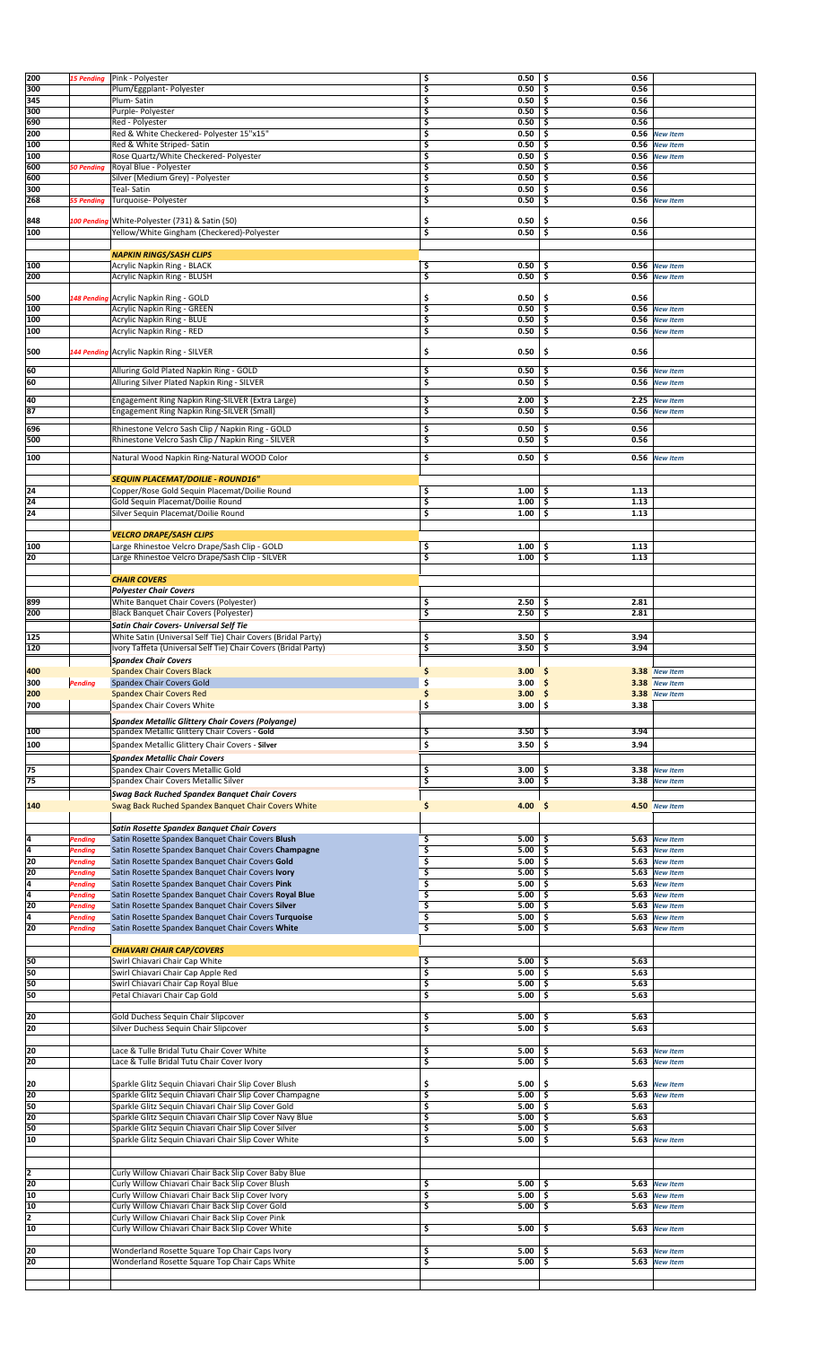| Qty | Status | Item | Price | Price 2 | Note |
|---|---|---|---|---|---|
| 200 | 15 Pending | Pink - Polyester | $ 0.50 | $ 0.56 | |
| 300 | | Plum/Eggplant- Polyester | $ 0.50 | $ 0.56 | |
| 345 | | Plum- Satin | $ 0.50 | $ 0.56 | |
| 300 | | Purple- Polyester | $ 0.50 | $ 0.56 | |
| 690 | | Red - Polyester | $ 0.50 | $ 0.56 | |
| 200 | | Red & White Checkered- Polyester 15"x15" | $ 0.50 | $ 0.56 | New Item |
| 100 | | Red & White Striped- Satin | $ 0.50 | $ 0.56 | New Item |
| 100 | | Rose Quartz/White Checkered- Polyester | $ 0.50 | $ 0.56 | New Item |
| 600 | 50 Pending | Royal Blue - Polyester | $ 0.50 | $ 0.56 | |
| 600 | | Silver (Medium Grey) - Polyester | $ 0.50 | $ 0.56 | |
| 300 | | Teal- Satin | $ 0.50 | $ 0.56 | |
| 268 | 55 Pending | Turquoise- Polyester | $ 0.50 | $ 0.56 | New Item |
| 848 | 100 Pending | White-Polyester (731) & Satin (50) | $ 0.50 | $ 0.56 | |
| 100 | | Yellow/White Gingham (Checkered)-Polyester | $ 0.50 | $ 0.56 | |
| | | ***NAPKIN RINGS/SASH CLIPS*** | | | |
| 100 | | Acrylic Napkin Ring - BLACK | $ 0.50 | $ 0.56 | New Item |
| 200 | | Acrylic Napkin Ring - BLUSH | $ 0.50 | $ 0.56 | New Item |
| 500 | 148 Pending | Acrylic Napkin Ring - GOLD | $ 0.50 | $ 0.56 | |
| 100 | | Acrylic Napkin Ring - GREEN | $ 0.50 | $ 0.56 | New Item |
| 100 | | Acrylic Napkin Ring - BLUE | $ 0.50 | $ 0.56 | New Item |
| 100 | | Acrylic Napkin Ring - RED | $ 0.50 | $ 0.56 | New Item |
| 500 | 144 Pending | Acrylic Napkin Ring - SILVER | $ 0.50 | $ 0.56 | |
| 60 | | Alluring Gold Plated Napkin Ring - GOLD | $ 0.50 | $ 0.56 | New Item |
| 60 | | Alluring Silver Plated Napkin Ring - SILVER | $ 0.50 | $ 0.56 | New Item |
| 40 | | Engagement Ring Napkin Ring-SILVER (Extra Large) | $ 2.00 | $ 2.25 | New Item |
| 87 | | Engagement Ring Napkin Ring-SILVER (Small) | $ 0.50 | $ 0.56 | New Item |
| 696 | | Rhinestone Velcro Sash Clip / Napkin Ring - GOLD | $ 0.50 | $ 0.56 | |
| 500 | | Rhinestone Velcro Sash Clip / Napkin Ring - SILVER | $ 0.50 | $ 0.56 | |
| 100 | | Natural Wood Napkin Ring-Natural WOOD Color | $ 0.50 | $ 0.56 | New Item |
| | | ***SEQUIN PLACEMAT/DOILIE - ROUND16"*** | | | |
| 24 | | Copper/Rose Gold Sequin Placemat/Doilie Round | $ 1.00 | $ 1.13 | |
| 24 | | Gold Sequin Placemat/Doilie Round | $ 1.00 | $ 1.13 | |
| 24 | | Silver Sequin Placemat/Doilie Round | $ 1.00 | $ 1.13 | |
| | | ***VELCRO DRAPE/SASH CLIPS*** | | | |
| 100 | | Large Rhinestone Velcro Drape/Sash Clip - GOLD | $ 1.00 | $ 1.13 | |
| 20 | | Large Rhinestone Velcro Drape/Sash Clip - SILVER | $ 1.00 | $ 1.13 | |
| | | ***CHAIR COVERS*** | | | |
| | | ***Polyester Chair Covers*** | | | |
| 899 | | White Banquet Chair Covers (Polyester) | $ 2.50 | $ 2.81 | |
| 200 | | Black Banquet Chair Covers (Polyester) | $ 2.50 | $ 2.81 | |
| | | ***Satin Chair Covers- Universal Self Tie*** | | | |
| 125 | | White Satin (Universal Self Tie) Chair Covers (Bridal Party) | $ 3.50 | $ 3.94 | |
| 120 | | Ivory Taffeta (Universal Self Tie) Chair Covers (Bridal Party) | $ 3.50 | $ 3.94 | |
| | | ***Spandex Chair Covers*** | | | |
| 400 | | Spandex Chair Covers Black | $ 3.00 | $ 3.38 | New Item |
| 300 | Pending | Spandex Chair Covers Gold | $ 3.00 | $ 3.38 | New Item |
| 200 | | Spandex Chair Covers Red | $ 3.00 | $ 3.38 | New Item |
| 700 | | Spandex Chair Covers White | $ 3.00 | $ 3.38 | |
| | | ***Spandex Metallic Glittery Chair Covers (Polyange)*** | | | |
| 100 | | Spandex Metallic Glittery Chair Covers - **Gold** | $ 3.50 | $ 3.94 | |
| 100 | | Spandex Metallic Glittery Chair Covers - **Silver** | $ 3.50 | $ 3.94 | |
| | | ***Spandex Metallic Chair Covers*** | | | |
| 75 | | Spandex Chair Covers Metallic Gold | $ 3.00 | $ 3.38 | New Item |
| 75 | | Spandex Chair Covers Metallic Silver | $ 3.00 | $ 3.38 | New Item |
| | | ***Swag Back Ruched Spandex Banquet Chair Covers*** | | | |
| 140 | | Swag Back Ruched Spandex Banquet Chair Covers White | $ 4.00 | $ 4.50 | New Item |
| | | ***Satin Rosette Spandex Banquet Chair Covers*** | | | |
| 4 | Pending | Satin Rosette Spandex Banquet Chair Covers **Blush** | $ 5.00 | $ 5.63 | New Item |
| 4 | Pending | Satin Rosette Spandex Banquet Chair Covers **Champagne** | $ 5.00 | $ 5.63 | New Item |
| 20 | Pending | Satin Rosette Spandex Banquet Chair Covers **Gold** | $ 5.00 | $ 5.63 | New Item |
| 20 | Pending | Satin Rosette Spandex Banquet Chair Covers **Ivory** | $ 5.00 | $ 5.63 | New Item |
| 4 | Pending | Satin Rosette Spandex Banquet Chair Covers **Pink** | $ 5.00 | $ 5.63 | New Item |
| 4 | Pending | Satin Rosette Spandex Banquet Chair Covers **Royal Blue** | $ 5.00 | $ 5.63 | New Item |
| 20 | Pending | Satin Rosette Spandex Banquet Chair Covers **Silver** | $ 5.00 | $ 5.63 | New Item |
| 4 | Pending | Satin Rosette Spandex Banquet Chair Covers **Turquoise** | $ 5.00 | $ 5.63 | New Item |
| 20 | Pending | Satin Rosette Spandex Banquet Chair Covers **White** | $ 5.00 | $ 5.63 | New Item |
| | | ***CHIAVARI CHAIR CAP/COVERS*** | | | |
| 50 | | Swirl Chiavari Chair Cap White | $ 5.00 | $ 5.63 | |
| 50 | | Swirl Chiavari Chair Cap Apple Red | $ 5.00 | $ 5.63 | |
| 50 | | Swirl Chiavari Chair Cap Royal Blue | $ 5.00 | $ 5.63 | |
| 50 | | Petal Chiavari Chair Cap Gold | $ 5.00 | $ 5.63 | |
| 20 | | Gold Duchess Sequin Chair Slipcover | $ 5.00 | $ 5.63 | |
| 20 | | Silver Duchess Sequin Chair Slipcover | $ 5.00 | $ 5.63 | |
| 20 | | Lace & Tulle Bridal Tutu Chair Cover White | $ 5.00 | $ 5.63 | New Item |
| 20 | | Lace & Tulle Bridal Tutu Chair Cover Ivory | $ 5.00 | $ 5.63 | New Item |
| 20 | | Sparkle Glitz Sequin Chiavari Chair Slip Cover Blush | $ 5.00 | $ 5.63 | New Item |
| 20 | | Sparkle Glitz Sequin Chiavari Chair Slip Cover Champagne | $ 5.00 | $ 5.63 | New Item |
| 50 | | Sparkle Glitz Sequin Chiavari Chair Slip Cover Gold | $ 5.00 | $ 5.63 | |
| 20 | | Sparkle Glitz Sequin Chiavari Chair Slip Cover Navy Blue | $ 5.00 | $ 5.63 | |
| 50 | | Sparkle Glitz Sequin Chiavari Chair Slip Cover Silver | $ 5.00 | $ 5.63 | |
| 10 | | Sparkle Glitz Sequin Chiavari Chair Slip Cover White | $ 5.00 | $ 5.63 | New Item |
| 2 | | Curly Willow Chiavari Chair Back Slip Cover Baby Blue | | | |
| 20 | | Curly Willow Chiavari Chair Back Slip Cover Blush | $ 5.00 | $ 5.63 | New Item |
| 10 | | Curly Willow Chiavari Chair Back Slip Cover Ivory | $ 5.00 | $ 5.63 | New Item |
| 10 | | Curly Willow Chiavari Chair Back Slip Cover Gold | $ 5.00 | $ 5.63 | New Item |
| 2 | | Curly Willow Chiavari Chair Back Slip Cover Pink | | | |
| 10 | | Curly Willow Chiavari Chair Back Slip Cover White | $ 5.00 | $ 5.63 | New Item |
| 20 | | Wonderland Rosette Square Top Chair Caps Ivory | $ 5.00 | $ 5.63 | New Item |
| 20 | | Wonderland Rosette Square Top Chair Caps White | $ 5.00 | $ 5.63 | New Item |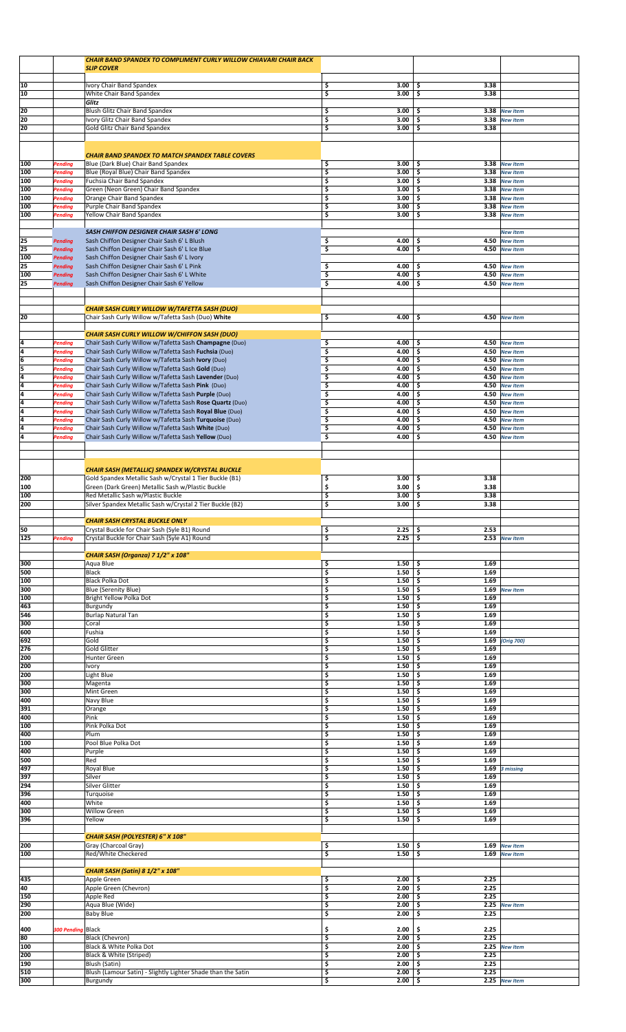| Qty | Status | Item | Price | Price | Notes |
|---|---|---|---|---|---|
| | | ***CHAIR BAND SPANDEX TO COMPLIMENT CURLY WILLOW CHIAVARI CHAIR BACK SLIP COVER*** | | | |
| 10 | | Ivory Chair Band Spandex | $ 3.00 | $ 3.38 | |
| 10 | | White Chair Band Spandex | $ 3.00 | $ 3.38 | |
| | | ***Glitz*** | | | |
| 20 | | Blush Glitz Chair Band Spandex | $ 3.00 | $ 3.38 | *New Item* |
| 20 | | Ivory Glitz Chair Band Spandex | $ 3.00 | $ 3.38 | *New Item* |
| 20 | | Gold Glitz Chair Band Spandex | $ 3.00 | $ 3.38 | |
| | | ***CHAIR BAND SPANDEX TO MATCH SPANDEX TABLE COVERS*** | | | |
| 100 | *Pending* | Blue (Dark Blue) Chair Band Spandex | $ 3.00 | $ 3.38 | *New Item* |
| 100 | *Pending* | Blue (Royal Blue) Chair Band Spandex | $ 3.00 | $ 3.38 | *New Item* |
| 100 | *Pending* | Fuchsia Chair Band Spandex | $ 3.00 | $ 3.38 | *New Item* |
| 100 | *Pending* | Green (Neon Green) Chair Band Spandex | $ 3.00 | $ 3.38 | *New Item* |
| 100 | *Pending* | Orange Chair Band Spandex | $ 3.00 | $ 3.38 | *New Item* |
| 100 | *Pending* | Purple Chair Band Spandex | $ 3.00 | $ 3.38 | *New Item* |
| 100 | *Pending* | Yellow Chair Band Spandex | $ 3.00 | $ 3.38 | *New Item* |
| | | ***SASH CHIFFON DESIGNER CHAIR SASH 6' LONG*** | | | *New Item* |
| 25 | *Pending* | Sash Chiffon Designer Chair Sash 6' L Blush | $ 4.00 | $ 4.50 | *New Item* |
| 25 | *Pending* | Sash Chiffon Designer Chair Sash 6' L Ice Blue | $ 4.00 | $ 4.50 | *New Item* |
| 100 | *Pending* | Sash Chiffon Designer Chair Sash 6' L Ivory | | | |
| 25 | *Pending* | Sash Chiffon Designer Chair Sash 6' L Pink | $ 4.00 | $ 4.50 | *New Item* |
| 100 | *Pending* | Sash Chiffon Designer Chair Sash 6' L White | $ 4.00 | $ 4.50 | *New Item* |
| 25 | *Pending* | Sash Chiffon Designer Chair Sash 6' Yellow | $ 4.00 | $ 4.50 | *New Item* |
| | | ***CHAIR SASH CURLY WILLOW W/TAFETTA SASH (DUO)*** | | | |
| 20 | | Chair Sash Curly Willow w/Tafetta Sash (Duo) **White** | $ 4.00 | $ 4.50 | *New Item* |
| | | ***CHAIR SASH CURLY WILLOW W/CHIFFON SASH (DUO)*** | | | |
| 4 | *Pending* | Chair Sash Curly Willow w/Tafetta Sash **Champagne** (Duo) | $ 4.00 | $ 4.50 | *New Item* |
| 4 | *Pending* | Chair Sash Curly Willow w/Tafetta Sash **Fuchsia** (Duo) | $ 4.00 | $ 4.50 | *New Item* |
| 6 | *Pending* | Chair Sash Curly Willow w/Tafetta Sash **Ivory** (Duo) | $ 4.00 | $ 4.50 | *New Item* |
| 5 | *Pending* | Chair Sash Curly Willow w/Tafetta Sash **Gold** (Duo) | $ 4.00 | $ 4.50 | *New Item* |
| 4 | *Pending* | Chair Sash Curly Willow w/Tafetta Sash **Lavender** (Duo) | $ 4.00 | $ 4.50 | *New Item* |
| 4 | *Pending* | Chair Sash Curly Willow w/Tafetta Sash **Pink** (Duo) | $ 4.00 | $ 4.50 | *New Item* |
| 4 | *Pending* | Chair Sash Curly Willow w/Tafetta Sash **Purple** (Duo) | $ 4.00 | $ 4.50 | *New Item* |
| 4 | *Pending* | Chair Sash Curly Willow w/Tafetta Sash **Rose Quartz** (Duo) | $ 4.00 | $ 4.50 | *New Item* |
| 4 | *Pending* | Chair Sash Curly Willow w/Tafetta Sash **Royal Blue** (Duo) | $ 4.00 | $ 4.50 | *New Item* |
| 4 | *Pending* | Chair Sash Curly Willow w/Tafetta Sash **Turquoise** (Duo) | $ 4.00 | $ 4.50 | *New Item* |
| 4 | *Pending* | Chair Sash Curly Willow w/Tafetta Sash **White** (Duo) | $ 4.00 | $ 4.50 | *New Item* |
| 4 | *Pending* | Chair Sash Curly Willow w/Tafetta Sash **Yellow** (Duo) | $ 4.00 | $ 4.50 | *New Item* |
| | | ***CHAIR SASH (METALLIC) SPANDEX W/CRYSTAL BUCKLE*** | | | |
| 200 | | Gold Spandex Metallic Sash w/Crystal 1 Tier Buckle (B1) | $ 3.00 | $ 3.38 | |
| 100 | | Green (Dark Green) Metallic Sash w/Plastic Buckle | $ 3.00 | $ 3.38 | |
| 100 | | Red Metallic Sash w/Plastic Buckle | $ 3.00 | $ 3.38 | |
| 200 | | Silver Spandex Metallic Sash w/Crystal 2 Tier Buckle (B2) | $ 3.00 | $ 3.38 | |
| | | ***CHAIR SASH CRYSTAL BUCKLE ONLY*** | | | |
| 50 | | Crystal Buckle for Chair Sash (Syle B1) Round | $ 2.25 | $ 2.53 | |
| 125 | *Pending* | Crystal Buckle for Chair Sash (Style A1) Round | $ 2.25 | $ 2.53 | *New Item* |
| | | ***CHAIR SASH (Organza) 7 1/2" x 108"*** | | | |
| 300 | | Aqua Blue | $ 1.50 | $ 1.69 | |
| 500 | | Black | $ 1.50 | $ 1.69 | |
| 100 | | Black Polka Dot | $ 1.50 | $ 1.69 | |
| 300 | | Blue (Serenity Blue) | $ 1.50 | $ 1.69 | *New Item* |
| 100 | | Bright Yellow Polka Dot | $ 1.50 | $ 1.69 | |
| 463 | | Burgundy | $ 1.50 | $ 1.69 | |
| 546 | | Burlap Natural Tan | $ 1.50 | $ 1.69 | |
| 300 | | Coral | $ 1.50 | $ 1.69 | |
| 600 | | Fushia | $ 1.50 | $ 1.69 | |
| 692 | | Gold | $ 1.50 | $ 1.69 | *(Orig 700)* |
| 276 | | Gold Glitter | $ 1.50 | $ 1.69 | |
| 200 | | Hunter Green | $ 1.50 | $ 1.69 | |
| 200 | | Ivory | $ 1.50 | $ 1.69 | |
| 200 | | Light Blue | $ 1.50 | $ 1.69 | |
| 300 | | Magenta | $ 1.50 | $ 1.69 | |
| 300 | | Mint Green | $ 1.50 | $ 1.69 | |
| 400 | | Navy Blue | $ 1.50 | $ 1.69 | |
| 391 | | Orange | $ 1.50 | $ 1.69 | |
| 400 | | Pink | $ 1.50 | $ 1.69 | |
| 100 | | Pink Polka Dot | $ 1.50 | $ 1.69 | |
| 400 | | Plum | $ 1.50 | $ 1.69 | |
| 100 | | Pool Blue Polka Dot | $ 1.50 | $ 1.69 | |
| 400 | | Purple | $ 1.50 | $ 1.69 | |
| 500 | | Red | $ 1.50 | $ 1.69 | |
| 497 | | Royal Blue | $ 1.50 | $ 1.69 | *3 missing* |
| 397 | | Silver | $ 1.50 | $ 1.69 | |
| 294 | | Silver Glitter | $ 1.50 | $ 1.69 | |
| 396 | | Turquoise | $ 1.50 | $ 1.69 | |
| 400 | | White | $ 1.50 | $ 1.69 | |
| 300 | | Willow Green | $ 1.50 | $ 1.69 | |
| 396 | | Yellow | $ 1.50 | $ 1.69 | |
| | | ***CHAIR SASH (POLYESTER) 6" X 108"*** | | | |
| 200 | | Gray (Charcoal Gray) | $ 1.50 | $ 1.69 | *New Item* |
| 100 | | Red/White Checkered | $ 1.50 | $ 1.69 | *New Item* |
| | | ***CHAIR SASH (Satin) 8 1/2" x 108"*** | | | |
| 435 | | Apple Green | $ 2.00 | $ 2.25 | |
| 40 | | Apple Green (Chevron) | $ 2.00 | $ 2.25 | |
| 150 | | Apple Red | $ 2.00 | $ 2.25 | |
| 290 | | Aqua Blue (Wide) | $ 2.00 | $ 2.25 | *New Item* |
| 200 | | Baby Blue | $ 2.00 | $ 2.25 | |
| 400 | *300 Pending* | Black | $ 2.00 | $ 2.25 | |
| 80 | | Black (Chevron) | $ 2.00 | $ 2.25 | |
| 100 | | Black & White Polka Dot | $ 2.00 | $ 2.25 | *New Item* |
| 200 | | Black & White (Striped) | $ 2.00 | $ 2.25 | |
| 190 | | Blush (Satin) | $ 2.00 | $ 2.25 | |
| 510 | | Blush (Lamour Satin) - Slightly Lighter Shade than the Satin | $ 2.00 | $ 2.25 | |
| 300 | | Burgundy | $ 2.00 | $ 2.25 | *New Item* |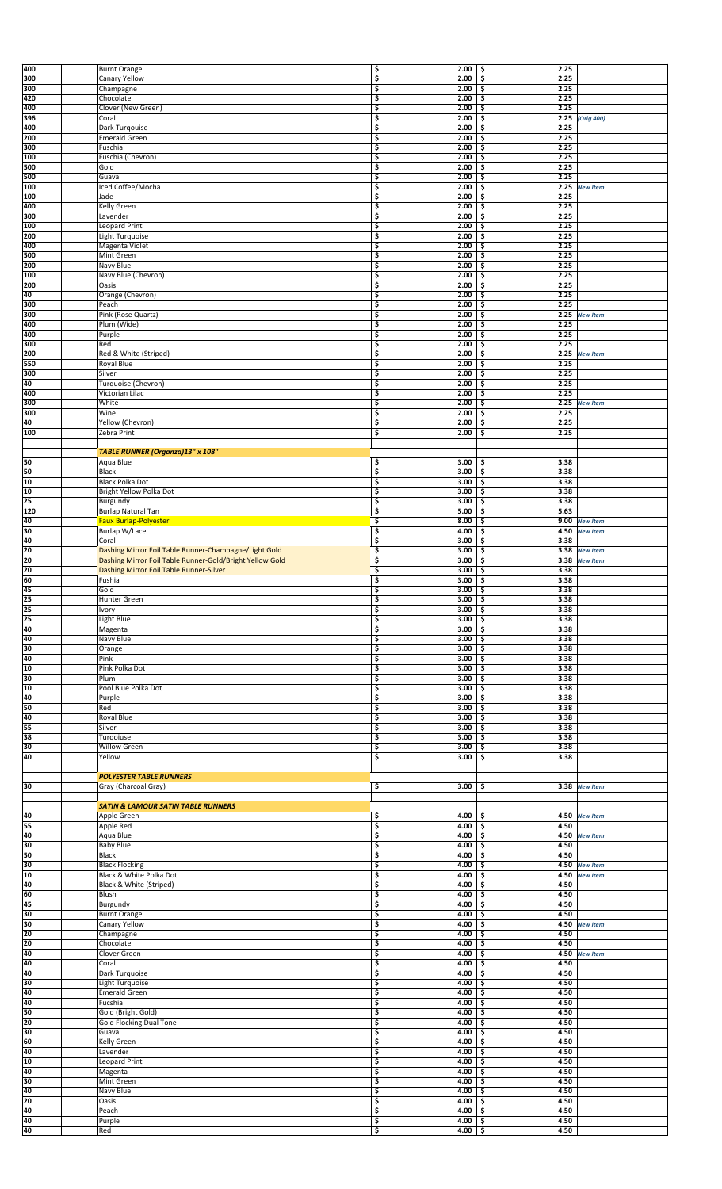| | | | | |
|---|---|---|---|---|
| 400 | Burnt Orange | $ 2.00 | $ 2.25 | |
| 300 | Canary Yellow | $ 2.00 | $ 2.25 | |
| 300 | Champagne | $ 2.00 | $ 2.25 | |
| 420 | Chocolate | $ 2.00 | $ 2.25 | |
| 400 | Clover (New Green) | $ 2.00 | $ 2.25 | |
| 396 | Coral | $ 2.00 | $ 2.25 | *(Orig 400)* |
| 400 | Dark Turqouise | $ 2.00 | $ 2.25 | |
| 200 | Emerald Green | $ 2.00 | $ 2.25 | |
| 300 | Fuschia | $ 2.00 | $ 2.25 | |
| 100 | Fuschia (Chevron) | $ 2.00 | $ 2.25 | |
| 500 | Gold | $ 2.00 | $ 2.25 | |
| 500 | Guava | $ 2.00 | $ 2.25 | |
| 100 | Iced Coffee/Mocha | $ 2.00 | $ 2.25 | *New Item* |
| 100 | Jade | $ 2.00 | $ 2.25 | |
| 400 | Kelly Green | $ 2.00 | $ 2.25 | |
| 300 | Lavender | $ 2.00 | $ 2.25 | |
| 100 | Leopard Print | $ 2.00 | $ 2.25 | |
| 200 | Light Turquoise | $ 2.00 | $ 2.25 | |
| 400 | Magenta Violet | $ 2.00 | $ 2.25 | |
| 500 | Mint Green | $ 2.00 | $ 2.25 | |
| 200 | Navy Blue | $ 2.00 | $ 2.25 | |
| 100 | Navy Blue (Chevron) | $ 2.00 | $ 2.25 | |
| 200 | Oasis | $ 2.00 | $ 2.25 | |
| 40 | Orange (Chevron) | $ 2.00 | $ 2.25 | |
| 300 | Peach | $ 2.00 | $ 2.25 | |
| 300 | Pink (Rose Quartz) | $ 2.00 | $ 2.25 | *New Item* |
| 400 | Plum (Wide) | $ 2.00 | $ 2.25 | |
| 400 | Purple | $ 2.00 | $ 2.25 | |
| 300 | Red | $ 2.00 | $ 2.25 | |
| 200 | Red & White (Striped) | $ 2.00 | $ 2.25 | *New Item* |
| 550 | Royal Blue | $ 2.00 | $ 2.25 | |
| 300 | Silver | $ 2.00 | $ 2.25 | |
| 40 | Turquoise (Chevron) | $ 2.00 | $ 2.25 | |
| 400 | Victorian Lilac | $ 2.00 | $ 2.25 | |
| 300 | White | $ 2.00 | $ 2.25 | *New Item* |
| 300 | Wine | $ 2.00 | $ 2.25 | |
| 40 | Yellow (Chevron) | $ 2.00 | $ 2.25 | |
| 100 | Zebra Print | $ 2.00 | $ 2.25 | |
| | | | | |
| | ***TABLE RUNNER (Organza)13" x 108"*** | | | |
| 50 | Aqua Blue | $ 3.00 | $ 3.38 | |
| 50 | Black | $ 3.00 | $ 3.38 | |
| 10 | Black Polka Dot | $ 3.00 | $ 3.38 | |
| 10 | Bright Yellow Polka Dot | $ 3.00 | $ 3.38 | |
| 25 | Burgundy | $ 3.00 | $ 3.38 | |
| 120 | Burlap Natural Tan | $ 5.00 | $ 5.63 | |
| 40 | Faux Burlap-Polyester | $ 8.00 | $ 9.00 | *New Item* |
| 30 | Burlap W/Lace | $ 4.00 | $ 4.50 | *New Item* |
| 40 | Coral | $ 3.00 | $ 3.38 | |
| 20 | Dashing Mirror Foil Table Runner-Champagne/Light Gold | $ 3.00 | $ 3.38 | *New Item* |
| 20 | Dashing Mirror Foil Table Runner-Gold/Bright Yellow Gold | $ 3.00 | $ 3.38 | *New Item* |
| 20 | Dashing Mirror Foil Table Runner-Silver | $ 3.00 | $ 3.38 | |
| 60 | Fushia | $ 3.00 | $ 3.38 | |
| 45 | Gold | $ 3.00 | $ 3.38 | |
| 25 | Hunter Green | $ 3.00 | $ 3.38 | |
| 25 | Ivory | $ 3.00 | $ 3.38 | |
| 25 | Light Blue | $ 3.00 | $ 3.38 | |
| 40 | Magenta | $ 3.00 | $ 3.38 | |
| 40 | Navy Blue | $ 3.00 | $ 3.38 | |
| 30 | Orange | $ 3.00 | $ 3.38 | |
| 40 | Pink | $ 3.00 | $ 3.38 | |
| 10 | Pink Polka Dot | $ 3.00 | $ 3.38 | |
| 30 | Plum | $ 3.00 | $ 3.38 | |
| 10 | Pool Blue Polka Dot | $ 3.00 | $ 3.38 | |
| 40 | Purple | $ 3.00 | $ 3.38 | |
| 50 | Red | $ 3.00 | $ 3.38 | |
| 40 | Royal Blue | $ 3.00 | $ 3.38 | |
| 55 | Silver | $ 3.00 | $ 3.38 | |
| 38 | Turqoiuse | $ 3.00 | $ 3.38 | |
| 30 | Willow Green | $ 3.00 | $ 3.38 | |
| 40 | Yellow | $ 3.00 | $ 3.38 | |
| | | | | |
| | ***POLYESTER TABLE RUNNERS*** | | | |
| 30 | Gray (Charcoal Gray) | $ 3.00 | $ 3.38 | *New Item* |
| | | | | |
| | ***SATIN & LAMOUR SATIN TABLE RUNNERS*** | | | |
| 40 | Apple Green | $ 4.00 | $ 4.50 | *New Item* |
| 55 | Apple Red | $ 4.00 | $ 4.50 | |
| 40 | Aqua Blue | $ 4.00 | $ 4.50 | *New Item* |
| 30 | Baby Blue | $ 4.00 | $ 4.50 | |
| 50 | Black | $ 4.00 | $ 4.50 | |
| 30 | Black Flocking | $ 4.00 | $ 4.50 | *New Item* |
| 10 | Black & White Polka Dot | $ 4.00 | $ 4.50 | *New Item* |
| 40 | Black & White (Striped) | $ 4.00 | $ 4.50 | |
| 60 | Blush | $ 4.00 | $ 4.50 | |
| 45 | Burgundy | $ 4.00 | $ 4.50 | |
| 30 | Burnt Orange | $ 4.00 | $ 4.50 | |
| 30 | Canary Yellow | $ 4.00 | $ 4.50 | *New Item* |
| 20 | Champagne | $ 4.00 | $ 4.50 | |
| 20 | Chocolate | $ 4.00 | $ 4.50 | |
| 40 | Clover Green | $ 4.00 | $ 4.50 | *New Item* |
| 40 | Coral | $ 4.00 | $ 4.50 | |
| 40 | Dark Turquoise | $ 4.00 | $ 4.50 | |
| 30 | Light Turquoise | $ 4.00 | $ 4.50 | |
| 40 | Emerald Green | $ 4.00 | $ 4.50 | |
| 40 | Fucshia | $ 4.00 | $ 4.50 | |
| 50 | Gold (Bright Gold) | $ 4.00 | $ 4.50 | |
| 20 | Gold Flocking Dual Tone | $ 4.00 | $ 4.50 | |
| 30 | Guava | $ 4.00 | $ 4.50 | |
| 60 | Kelly Green | $ 4.00 | $ 4.50 | |
| 40 | Lavender | $ 4.00 | $ 4.50 | |
| 10 | Leopard Print | $ 4.00 | $ 4.50 | |
| 40 | Magenta | $ 4.00 | $ 4.50 | |
| 30 | Mint Green | $ 4.00 | $ 4.50 | |
| 40 | Navy Blue | $ 4.00 | $ 4.50 | |
| 20 | Oasis | $ 4.00 | $ 4.50 | |
| 40 | Peach | $ 4.00 | $ 4.50 | |
| 40 | Purple | $ 4.00 | $ 4.50 | |
| 40 | Red | $ 4.00 | $ 4.50 | |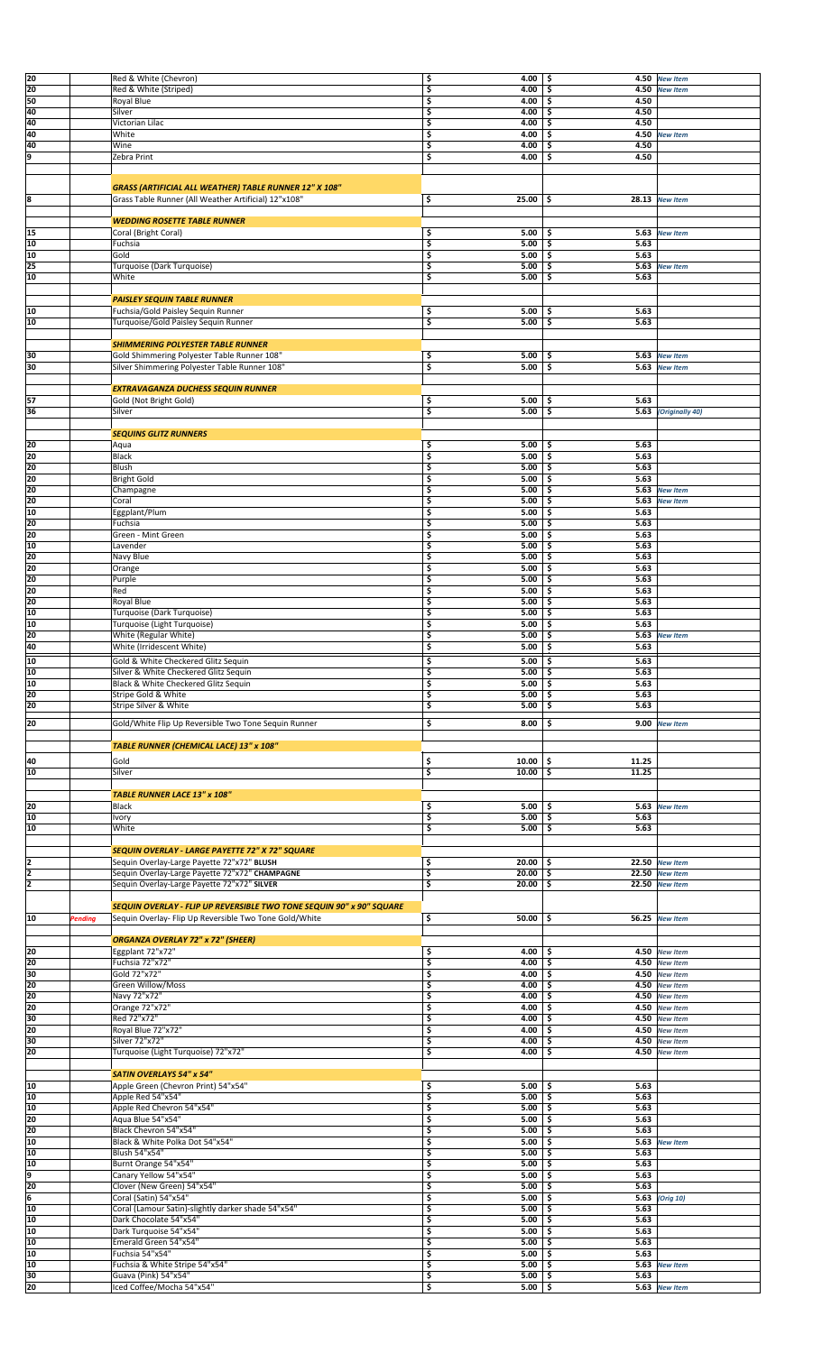| Qty | Status | Item | Price | Price | Note |
|---|---|---|---|---|---|
| 20 | | Red & White (Chevron) | $ 4.00 | $ 4.50 | New Item |
| 20 | | Red & White (Striped) | $ 4.00 | $ 4.50 | New Item |
| 50 | | Royal Blue | $ 4.00 | $ 4.50 | |
| 40 | | Silver | $ 4.00 | $ 4.50 | |
| 40 | | Victorian Lilac | $ 4.00 | $ 4.50 | |
| 40 | | White | $ 4.00 | $ 4.50 | New Item |
| 40 | | Wine | $ 4.00 | $ 4.50 | |
| 9 | | Zebra Print | $ 4.00 | $ 4.50 | |
| | | | | | |
| | | ***GRASS (ARTIFICIAL ALL WEATHER) TABLE RUNNER 12" X 108"*** | | | |
| 8 | | Grass Table Runner (All Weather Artificial) 12"x108" | $ 25.00 | $ 28.13 | New Item |
| | | | | | |
| | | ***WEDDING ROSETTE TABLE RUNNER*** | | | |
| 15 | | Coral (Bright Coral) | $ 5.00 | $ 5.63 | New Item |
| 10 | | Fuchsia | $ 5.00 | $ 5.63 | |
| 10 | | Gold | $ 5.00 | $ 5.63 | |
| 25 | | Turquoise (Dark Turquoise) | $ 5.00 | $ 5.63 | New Item |
| 10 | | White | $ 5.00 | $ 5.63 | |
| | | | | | |
| | | ***PAISLEY SEQUIN TABLE RUNNER*** | | | |
| 10 | | Fuchsia/Gold Paisley Sequin Runner | $ 5.00 | $ 5.63 | |
| 10 | | Turquoise/Gold Paisley Sequin Runner | $ 5.00 | $ 5.63 | |
| | | | | | |
| | | ***SHIMMERING POLYESTER TABLE RUNNER*** | | | |
| 30 | | Gold Shimmering Polyester Table Runner 108" | $ 5.00 | $ 5.63 | New Item |
| 30 | | Silver Shimmering Polyester Table Runner 108" | $ 5.00 | $ 5.63 | New Item |
| | | | | | |
| | | ***EXTRAVAGANZA DUCHESS SEQUIN RUNNER*** | | | |
| 57 | | Gold (Not Bright Gold) | $ 5.00 | $ 5.63 | |
| 36 | | Silver | $ 5.00 | $ 5.63 | (Originally 40) |
| | | | | | |
| | | ***SEQUINS GLITZ RUNNERS*** | | | |
| 20 | | Aqua | $ 5.00 | $ 5.63 | |
| 20 | | Black | $ 5.00 | $ 5.63 | |
| 20 | | Blush | $ 5.00 | $ 5.63 | |
| 20 | | Bright Gold | $ 5.00 | $ 5.63 | |
| 20 | | Champagne | $ 5.00 | $ 5.63 | New Item |
| 20 | | Coral | $ 5.00 | $ 5.63 | New Item |
| 10 | | Eggplant/Plum | $ 5.00 | $ 5.63 | |
| 20 | | Fuchsia | $ 5.00 | $ 5.63 | |
| 20 | | Green - Mint Green | $ 5.00 | $ 5.63 | |
| 10 | | Lavender | $ 5.00 | $ 5.63 | |
| 20 | | Navy Blue | $ 5.00 | $ 5.63 | |
| 20 | | Orange | $ 5.00 | $ 5.63 | |
| 20 | | Purple | $ 5.00 | $ 5.63 | |
| 20 | | Red | $ 5.00 | $ 5.63 | |
| 20 | | Royal Blue | $ 5.00 | $ 5.63 | |
| 10 | | Turquoise (Dark Turquoise) | $ 5.00 | $ 5.63 | |
| 10 | | Turquoise (Light Turquoise) | $ 5.00 | $ 5.63 | |
| 20 | | White (Regular White) | $ 5.00 | $ 5.63 | New Item |
| 40 | | White (Irridescent White) | $ 5.00 | $ 5.63 | |
| 10 | | Gold & White Checkered Glitz Sequin | $ 5.00 | $ 5.63 | |
| 10 | | Silver & White Checkered Glitz Sequin | $ 5.00 | $ 5.63 | |
| 10 | | Black & White Checkered Glitz Sequin | $ 5.00 | $ 5.63 | |
| 20 | | Stripe Gold & White | $ 5.00 | $ 5.63 | |
| 20 | | Stripe Silver & White | $ 5.00 | $ 5.63 | |
| 20 | | Gold/White Flip Up Reversible Two Tone Sequin Runner | $ 8.00 | $ 9.00 | New Item |
| | | | | | |
| | | ***TABLE RUNNER (CHEMICAL LACE) 13" x 108"*** | | | |
| 40 | | Gold | $ 10.00 | $ 11.25 | |
| 10 | | Silver | $ 10.00 | $ 11.25 | |
| | | | | | |
| | | ***TABLE RUNNER LACE 13" x 108"*** | | | |
| 20 | | Black | $ 5.00 | $ 5.63 | New Item |
| 10 | | Ivory | $ 5.00 | $ 5.63 | |
| 10 | | White | $ 5.00 | $ 5.63 | |
| | | | | | |
| | | ***SEQUIN OVERLAY - LARGE PAYETTE 72" X 72" SQUARE*** | | | |
| 2 | | Sequin Overlay-Large Payette 72"x72" **BLUSH** | $ 20.00 | $ 22.50 | New Item |
| 2 | | Sequin Overlay-Large Payette 72"x72" **CHAMPAGNE** | $ 20.00 | $ 22.50 | New Item |
| 2 | | Sequin Overlay-Large Payette 72"x72" **SILVER** | $ 20.00 | $ 22.50 | New Item |
| | | | | | |
| | | ***SEQUIN OVERLAY - FLIP UP REVERSIBLE TWO TONE SEQUIN 90" x 90" SQUARE*** | | | |
| 10 | Pending | Sequin Overlay- Flip Up Reversible Two Tone Gold/White | $ 50.00 | $ 56.25 | New Item |
| | | | | | |
| | | ***ORGANZA OVERLAY 72" x 72" (SHEER)*** | | | |
| 20 | | Eggplant 72"x72" | $ 4.00 | $ 4.50 | New Item |
| 20 | | Fuchsia 72"x72" | $ 4.00 | $ 4.50 | New Item |
| 30 | | Gold 72"x72" | $ 4.00 | $ 4.50 | New Item |
| 20 | | Green Willow/Moss | $ 4.00 | $ 4.50 | New Item |
| 20 | | Navy 72"x72" | $ 4.00 | $ 4.50 | New Item |
| 20 | | Orange 72"x72" | $ 4.00 | $ 4.50 | New Item |
| 30 | | Red 72"x72" | $ 4.00 | $ 4.50 | New Item |
| 20 | | Royal Blue 72"x72" | $ 4.00 | $ 4.50 | New Item |
| 30 | | Silver 72"x72" | $ 4.00 | $ 4.50 | New Item |
| 20 | | Turquoise (Light Turquoise) 72"x72" | $ 4.00 | $ 4.50 | New Item |
| | | | | | |
| | | ***SATIN OVERLAYS 54" x 54"*** | | | |
| 10 | | Apple Green (Chevron Print) 54"x54" | $ 5.00 | $ 5.63 | |
| 10 | | Apple Red 54"x54" | $ 5.00 | $ 5.63 | |
| 10 | | Apple Red Chevron 54"x54" | $ 5.00 | $ 5.63 | |
| 20 | | Aqua Blue 54"x54" | $ 5.00 | $ 5.63 | |
| 20 | | Black Chevron 54"x54" | $ 5.00 | $ 5.63 | |
| 10 | | Black & White Polka Dot 54"x54" | $ 5.00 | $ 5.63 | New Item |
| 10 | | Blush 54"x54" | $ 5.00 | $ 5.63 | |
| 10 | | Burnt Orange 54"x54" | $ 5.00 | $ 5.63 | |
| 9 | | Canary Yellow 54"x54" | $ 5.00 | $ 5.63 | |
| 20 | | Clover (New Green) 54"x54" | $ 5.00 | $ 5.63 | |
| 6 | | Coral (Satin) 54"x54" | $ 5.00 | $ 5.63 | (Orig 10) |
| 10 | | Coral (Lamour Satin)-slightly darker shade 54"x54" | $ 5.00 | $ 5.63 | |
| 10 | | Dark Chocolate 54"x54" | $ 5.00 | $ 5.63 | |
| 10 | | Dark Turquoise 54"x54" | $ 5.00 | $ 5.63 | |
| 10 | | Emerald Green 54"x54" | $ 5.00 | $ 5.63 | |
| 10 | | Fuchsia 54"x54" | $ 5.00 | $ 5.63 | |
| 10 | | Fuchsia & White Stripe 54"x54" | $ 5.00 | $ 5.63 | New Item |
| 30 | | Guava (Pink) 54"x54" | $ 5.00 | $ 5.63 | |
| 20 | | Iced Coffee/Mocha 54"x54" | $ 5.00 | $ 5.63 | New Item |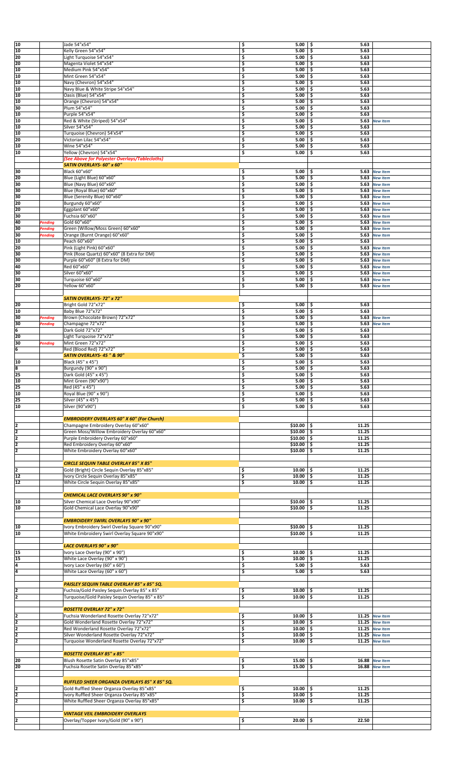| | | | | | |
|---|---|---|---|---|---|
| 10 | | Jade 54"x54" | $ 5.00 | $ 5.63 | |
| 10 | | Kelly Green 54"x54" | $ 5.00 | $ 5.63 | |
| 20 | | Light Turquoise 54"x54" | $ 5.00 | $ 5.63 | |
| 20 | | Magenta Violet 54"x54" | $ 5.00 | $ 5.63 | |
| 10 | | Medium Pink 54"x54" | $ 5.00 | $ 5.63 | |
| 10 | | Mint Green 54"x54" | $ 5.00 | $ 5.63 | |
| 10 | | Navy (Chevron) 54"x54" | $ 5.00 | $ 5.63 | |
| 10 | | Navy Blue & White Stripe 54"x54" | $ 5.00 | $ 5.63 | |
| 10 | | Oasis (Blue) 54"x54" | $ 5.00 | $ 5.63 | |
| 10 | | Orange (Chevron) 54"x54" | $ 5.00 | $ 5.63 | |
| 30 | | Plum 54"x54" | $ 5.00 | $ 5.63 | |
| 10 | | Purple 54"x54" | $ 5.00 | $ 5.63 | |
| 10 | | Red & White (Striped) 54"x54" | $ 5.00 | $ 5.63 | *New Item* |
| 10 | | Silver 54"x54" | $ 5.00 | $ 5.63 | |
| 10 | | Turquoise (Chevron) 54'x54" | $ 5.00 | $ 5.63 | |
| 20 | | Victorian Lilac 54"x54" | $ 5.00 | $ 5.63 | |
| 10 | | Wine 54"x54" | $ 5.00 | $ 5.63 | |
| 10 | | Yellow (Chevron) 54"x54" | $ 5.00 | $ 5.63 | |
| | | ***(See Above for Polyester Overlays/Tablecloths)*** | | | |
| | | ***SATIN OVERLAYS- 60" x 60"*** | | | |
| 30 | | Black 60"x60" | $ 5.00 | $ 5.63 | *New Item* |
| 20 | | Blue (Light Blue) 60"x60" | $ 5.00 | $ 5.63 | *New Item* |
| 30 | | Blue (Navy Blue) 60"x60" | $ 5.00 | $ 5.63 | *New Item* |
| 30 | | Blue (Royal Blue) 60"x60" | $ 5.00 | $ 5.63 | *New Item* |
| 30 | | Blue (Serenity Blue) 60"x60" | $ 5.00 | $ 5.63 | *New Item* |
| 20 | | Burgundy 60"x60" | $ 5.00 | $ 5.63 | *New Item* |
| 20 | | Eggplant 60"x60" | $ 5.00 | $ 5.63 | *New Item* |
| 30 | | Fuchsia 60"x60" | $ 5.00 | $ 5.63 | *New Item* |
| 40 | *Pending* | Gold 60"x60" | $ 5.00 | $ 5.63 | *New Item* |
| 30 | *Pending* | Green (Willow/Moss Green) 60"x60" | $ 5.00 | $ 5.63 | *New Item* |
| 30 | *Pending* | Orange (Burnt Orange) 60"x60" | $ 5.00 | $ 5.63 | *New Item* |
| 10 | | Peach 60"x60" | $ 5.00 | $ 5.63 | |
| 20 | | Pink (Light Pink) 60"x60" | $ 5.00 | $ 5.63 | *New Item* |
| 30 | | Pink (Rose Quartz) 60"x60" (8 Extra for DM) | $ 5.00 | $ 5.63 | *New Item* |
| 30 | | Purple 60"x60" (8 Extra for DM) | $ 5.00 | $ 5.63 | *New Item* |
| 40 | | Red 60"x60" | $ 5.00 | $ 5.63 | *New Item* |
| 30 | | Silver 60"x60" | $ 5.00 | $ 5.63 | *New Item* |
| 30 | | Turquoise 60"x60" | $ 5.00 | $ 5.63 | *New Item* |
| 20 | | Yellow 60"x60" | $ 5.00 | $ 5.63 | *New Item* |
| | | | | | |
| | | ***SATIN OVERLAYS- 72" x 72"*** | | | |
| 20 | | Bright Gold 72"x72" | $ 5.00 | $ 5.63 | |
| 10 | | Baby Blue 72"x72" | $ 5.00 | $ 5.63 | |
| 30 | *Pending* | Brown (Chocolate Brown) 72"x72" | $ 5.00 | $ 5.63 | *New Item* |
| 30 | *Pending* | Champagne 72"x72" | $ 5.00 | $ 5.63 | *New Item* |
| 6 | | Dark Gold 72"x72" | $ 5.00 | $ 5.63 | |
| 20 | | Light Turquoise 72"x72" | $ 5.00 | $ 5.63 | |
| 30 | *Pending* | Mint Green 72"x72" | $ 5.00 | $ 5.63 | |
| 6 | | Red (Blood Red) 72"x72" | $ 5.00 | $ 5.63 | |
| | | ***SATIN OVERLAYS- 45 " & 90"*** | $ 5.00 | $ 5.63 | |
| 10 | | Black (45" x 45") | $ 5.00 | $ 5.63 | |
| 8 | | Burgundy (90" x 90") | $ 5.00 | $ 5.63 | |
| 25 | | Dark Gold (45" x 45") | $ 5.00 | $ 5.63 | |
| 10 | | Mint Green (90"x90") | $ 5.00 | $ 5.63 | |
| 25 | | Red (45" x 45") | $ 5.00 | $ 5.63 | |
| 10 | | Royal Blue (90" x 90") | $ 5.00 | $ 5.63 | |
| 25 | | Silver (45" x 45") | $ 5.00 | $ 5.63 | |
| 10 | | Silver (90"x90") | $ 5.00 | $ 5.63 | |
| | | | | | |
| | | ***EMBROIDERY OVERLAYS 60" X 60" (For Church)*** | | | |
| 2 | | Champagne Embroidery Overlay 60"x60" | $10.00 | $ 11.25 | |
| 2 | | Green Moss/Willow Embroidery Overlay 60"x60" | $10.00 | $ 11.25 | |
| 2 | | Purple Embroidery Overlay 60"x60" | $10.00 | $ 11.25 | |
| 2 | | Red Embroidery Overlay 60"x60" | $10.00 | $ 11.25 | |
| 2 | | White Embroidery Overlay 60"x60" | $10.00 | $ 11.25 | |
| | | | | | |
| | | ***CIRCLE SEQUIN TABLE OVERLAY 85" X 85"*** | | | |
| 2 | | Gold (Bright) Circle Sequin Overlay 85"x85" | $ 10.00 | $ 11.25 | |
| 12 | | Ivory Circle Sequin Overlay 85"x85" | $ 10.00 | $ 11.25 | |
| 12 | | White Circle Sequin Overlay 85"x85" | $ 10.00 | $ 11.25 | |
| | | | | | |
| | | ***CHEMICAL LACE OVERLAYS 90" x 90"*** | | | |
| 10 | | Silver Chemical Lace Overlay 90"x90" | $10.00 | $ 11.25 | |
| 10 | | Gold Chemical Lace Overlay 90"x90" | $10.00 | $ 11.25 | |
| | | | | | |
| | | ***EMBROIDERY SWIRL OVERLAYS 90" x 90"*** | | | |
| 10 | | Ivory Embroidery Swirl Overlay Square 90"x90" | $10.00 | $ 11.25 | |
| 10 | | White Embroidery Swirl Overlay Square 90"x90" | $10.00 | $ 11.25 | |
| | | | | | |
| | | ***LACE OVERLAYS 90" x 90"*** | | | |
| 15 | | Ivory Lace Overlay (90" x 90") | $ 10.00 | $ 11.25 | |
| 15 | | White Lace Overlay (90" x 90") | $ 10.00 | $ 11.25 | |
| 4 | | Ivory Lace Overlay (60" x 60") | $ 5.00 | $ 5.63 | |
| 4 | | White Lace Overlay (60" x 60") | $ 5.00 | $ 5.63 | |
| | | | | | |
| | | ***PAISLEY SEQUIN TABLE OVERLAY 85" x 85" SQ.*** | | | |
| 2 | | Fuchsia/Gold Paisley Sequin Overlay 85" x 85" | $ 10.00 | $ 11.25 | |
| 2 | | Turquoise/Gold Paisley Sequin Overlay 85" x 85" | $ 10.00 | $ 11.25 | |
| | | | | | |
| | | ***ROSETTE OVERLAY 72" x 72"*** | | | |
| 2 | | Fuchsia Wonderland Rosette Overlay 72"x72" | $ 10.00 | $ 11.25 | *New Item* |
| 2 | | Gold Wonderland Rosette Overlay 72"x72" | $ 10.00 | $ 11.25 | *New Item* |
| 2 | | Red Wonderland Rosette Overlay 72"x72" | $ 10.00 | $ 11.25 | *New Item* |
| 2 | | Silver Wonderland Rosette Overlay 72"x72" | $ 10.00 | $ 11.25 | *New Item* |
| 2 | | Turquoise Wonderland Rosette Overlay 72"x72" | $ 10.00 | $ 11.25 | *New Item* |
| | | | | | |
| | | ***ROSETTE OVERLAY 85" x 85"*** | | | |
| 20 | | Blush Rosette Satin Overlay 85"x85" | $ 15.00 | $ 16.88 | *New Item* |
| 20 | | Fuchsia Rosette Satin Overlay 85"x85" | $ 15.00 | $ 16.88 | *New Item* |
| | | | | | |
| | | ***RUFFLED SHEER ORGANZA OVERLAYS 85" X 85" SQ.*** | | | |
| 2 | | Gold Ruffled Sheer Organza Overlay 85"x85" | $ 10.00 | $ 11.25 | |
| 2 | | Ivory Ruffled Sheer Organza Overlay 85"x85" | $ 10.00 | $ 11.25 | |
| 2 | | White Ruffled Sheer Organza Overlay 85"x85" | $ 10.00 | $ 11.25 | |
| | | | | | |
| | | ***VINTAGE VEIL EMBROIDERY OVERLAYS*** | | | |
| 2 | | Overlay/Topper Ivory/Gold (90" x 90") | $ 20.00 | $ 22.50 | |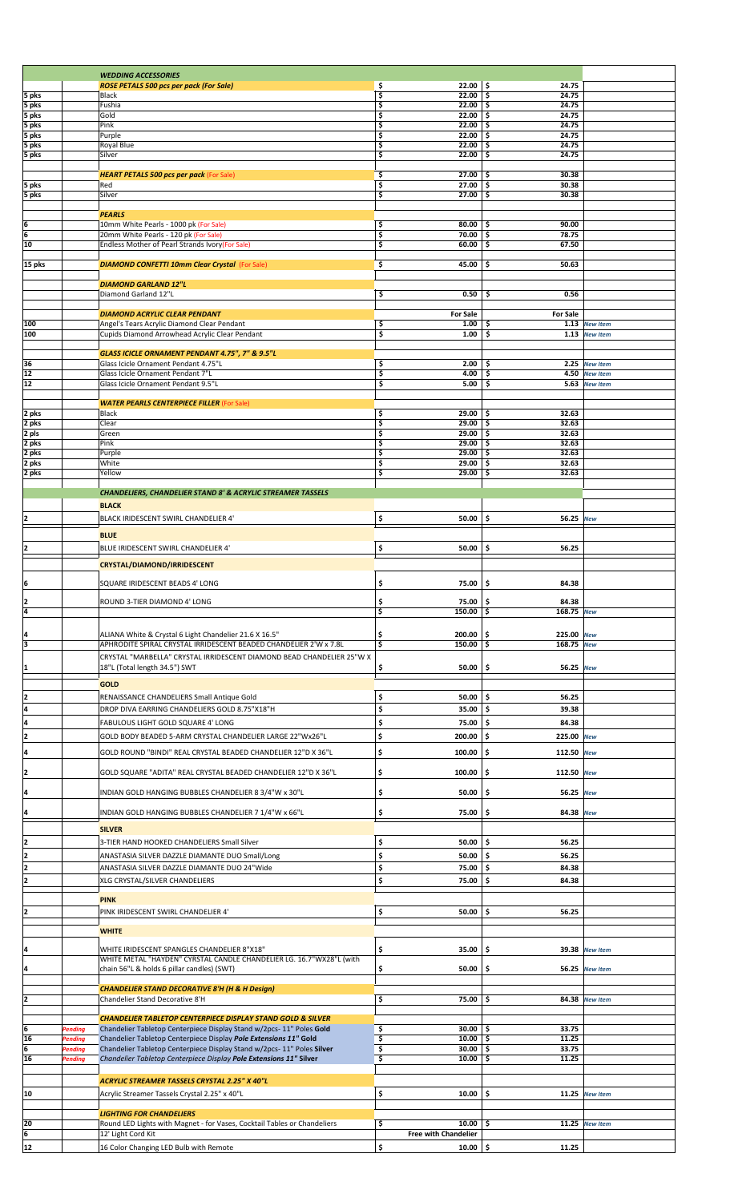| Qty | Status | Item | Price | Price | Note |
|---|---|---|---|---|---|
| | | ***WEDDING ACCESSORIES*** | | | |
| | | ***ROSE PETALS 500 pcs per pack (For Sale)*** | $ 22.00 | $ 24.75 | |
| 5 pks | | Black | $ 22.00 | $ 24.75 | |
| 5 pks | | Fushia | $ 22.00 | $ 24.75 | |
| 5 pks | | Gold | $ 22.00 | $ 24.75 | |
| 5 pks | | Pink | $ 22.00 | $ 24.75 | |
| 5 pks | | Purple | $ 22.00 | $ 24.75 | |
| 5 pks | | Royal Blue | $ 22.00 | $ 24.75 | |
| 5 pks | | Silver | $ 22.00 | $ 24.75 | |
| | | ***HEART PETALS 500 pcs per pack (For Sale)*** | $ 27.00 | $ 30.38 | |
| 5 pks | | Red | $ 27.00 | $ 30.38 | |
| 5 pks | | Silver | $ 27.00 | $ 30.38 | |
| | | ***PEARLS*** | | | |
| 6 | | 10mm White Pearls - 1000 pk (For Sale) | $ 80.00 | $ 90.00 | |
| 6 | | 20mm White Pearls - 120 pk (For Sale) | $ 70.00 | $ 78.75 | |
| 10 | | Endless Mother of Pearl Strands Ivory(For Sale) | $ 60.00 | $ 67.50 | |
| 15 pks | | ***DIAMOND CONFETTI 10mm Clear Crystal (For Sale)*** | $ 45.00 | $ 50.63 | |
| | | ***DIAMOND GARLAND 12"L*** | | | |
| | | Diamond Garland 12"L | $ 0.50 | $ 0.56 | |
| | | ***DIAMOND ACRYLIC CLEAR PENDANT*** | For Sale | For Sale | |
| 100 | | Angel's Tears Acrylic Diamond Clear Pendant | $ 1.00 | $ 1.13 | New Item |
| 100 | | Cupids Diamond Arrowhead Acrylic Clear Pendant | $ 1.00 | $ 1.13 | New Item |
| | | ***GLASS ICICLE ORNAMENT PENDANT 4.75", 7" & 9.5"L*** | | | |
| 36 | | Glass Icicle Ornament Pendant 4.75"L | $ 2.00 | $ 2.25 | New Item |
| 12 | | Glass Icicle Ornament Pendant 7"L | $ 4.00 | $ 4.50 | New Item |
| 12 | | Glass Icicle Ornament Pendant 9.5"L | $ 5.00 | $ 5.63 | New Item |
| | | ***WATER PEARLS CENTERPIECE FILLER (For Sale)*** | | | |
| 2 pks | | Black | $ 29.00 | $ 32.63 | |
| 2 pks | | Clear | $ 29.00 | $ 32.63 | |
| 2 pls | | Green | $ 29.00 | $ 32.63 | |
| 2 pks | | Pink | $ 29.00 | $ 32.63 | |
| 2 pks | | Purple | $ 29.00 | $ 32.63 | |
| 2 pks | | White | $ 29.00 | $ 32.63 | |
| 2 pks | | Yellow | $ 29.00 | $ 32.63 | |
| | | ***CHANDELIERS, CHANDELIER STAND 8' & ACRYLIC STREAMER TASSELS*** | | | |
| | | **BLACK** | | | |
| 2 | | BLACK IRIDESCENT SWIRL CHANDELIER 4' | $ 50.00 | $ 56.25 | New |
| | | **BLUE** | | | |
| 2 | | BLUE IRIDESCENT SWIRL CHANDELIER 4' | $ 50.00 | $ 56.25 | |
| | | **CRYSTAL/DIAMOND/IRRIDESCENT** | | | |
| 6 | | SQUARE IRIDESCENT BEADS 4' LONG | $ 75.00 | $ 84.38 | |
| 2 | | ROUND 3-TIER DIAMOND 4' LONG | $ 75.00 | $ 84.38 | |
| 4 | | | $ 150.00 | $ 168.75 | New |
| 4 | | ALIANA White & Crystal 6 Light Chandelier 21.6 X 16.5" | $ 200.00 | $ 225.00 | New |
| 3 | | APHRODITE SPIRAL CRYSTAL IRRIDESCENT BEADED CHANDELIER 2'W x 7.8L | $ 150.00 | $ 168.75 | New |
| 1 | | CRYSTAL "MARBELLA" CRYSTAL IRRIDESCENT DIAMOND BEAD CHANDELIER 25"W X 18"L (Total length 34.5") SWT | $ 50.00 | $ 56.25 | New |
| | | **GOLD** | | | |
| 2 | | RENAISSANCE CHANDELIERS Small Antique Gold | $ 50.00 | $ 56.25 | |
| 4 | | DROP DIVA EARRING CHANDELIERS GOLD 8.75"X18"H | $ 35.00 | $ 39.38 | |
| 4 | | FABULOUS LIGHT GOLD SQUARE 4' LONG | $ 75.00 | $ 84.38 | |
| 2 | | GOLD BODY BEADED 5-ARM CRYSTAL CHANDELIER LARGE 22"Wx26"L | $ 200.00 | $ 225.00 | New |
| 4 | | GOLD ROUND "BINDI" REAL CRYSTAL BEADED CHANDELIER 12"D X 36"L | $ 100.00 | $ 112.50 | New |
| 2 | | GOLD SQUARE "ADITA" REAL CRYSTAL BEADED CHANDELIER 12"D X 36"L | $ 100.00 | $ 112.50 | New |
| 4 | | INDIAN GOLD HANGING BUBBLES CHANDELIER 8 3/4"W x 30"L | $ 50.00 | $ 56.25 | New |
| 4 | | INDIAN GOLD HANGING BUBBLES CHANDELIER 7 1/4"W x 66"L | $ 75.00 | $ 84.38 | New |
| | | **SILVER** | | | |
| 2 | | 3-TIER HAND HOOKED CHANDELIERS Small Silver | $ 50.00 | $ 56.25 | |
| 2 | | ANASTASIA SILVER DAZZLE DIAMANTE DUO Small/Long | $ 50.00 | $ 56.25 | |
| 2 | | ANASTASIA SILVER DAZZLE DIAMANTE DUO 24"Wide | $ 75.00 | $ 84.38 | |
| 2 | | XLG CRYSTAL/SILVER CHANDELIERS | $ 75.00 | $ 84.38 | |
| | | **PINK** | | | |
| 2 | | PINK IRIDESCENT SWIRL CHANDELIER 4' | $ 50.00 | $ 56.25 | |
| | | **WHITE** | | | |
| 4 | | WHITE IRIDESCENT SPANGLES CHANDELIER 8"X18" | $ 35.00 | $ 39.38 | New Item |
| 4 | | WHITE METAL "HAYDEN" CYRSTAL CANDLE CHANDELIER LG. 16.7"WX28"L (with chain 56"L & holds 6 pillar candles) (SWT) | $ 50.00 | $ 56.25 | New Item |
| | | ***CHANDELIER STAND DECORATIVE 8'H (H & H Design)*** | | | |
| 2 | | Chandelier Stand Decorative 8'H | $ 75.00 | $ 84.38 | New Item |
| | | ***CHANDELIER TABLETOP CENTERPIECE DISPLAY STAND GOLD & SILVER*** | | | |
| 6 | Pending | Chandelier Tabletop Centerpiece Display Stand w/2pcs- 11" Poles **Gold** | $ 30.00 | $ 33.75 | |
| 16 | Pending | *Chandelier Tabletop Centerpiece Display **Pole Extensions 11" Gold*** | $ 10.00 | $ 11.25 | |
| 6 | Pending | Chandelier Tabletop Centerpiece Display Stand w/2pcs- 11" Poles **Silver** | $ 30.00 | $ 33.75 | |
| 16 | Pending | *Chandelier Tabletop Centerpiece Display **Pole Extensions 11" Silver*** | $ 10.00 | $ 11.25 | |
| | | ***ACRYLIC STREAMER TASSELS CRYSTAL 2.25" X 40"L*** | | | |
| 10 | | Acrylic Streamer Tassels Crystal 2.25" x 40"L | $ 10.00 | $ 11.25 | New Item |
| | | ***LIGHTING FOR CHANDELIERS*** | | | |
| 20 | | Round LED Lights with Magnet - for Vases, Cocktail Tables or Chandeliers | $ 10.00 | $ 11.25 | New Item |
| 6 | | 12' Light Cord Kit | Free with Chandelier | | |
| 12 | | 16 Color Changing LED Bulb with Remote | $ 10.00 | $ 11.25 | |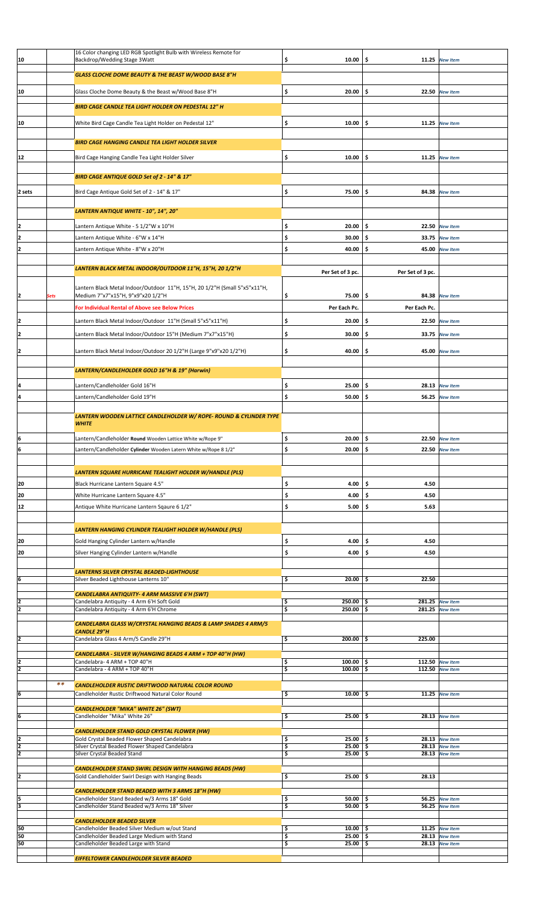| | | | | | |
|---|---|---|---|---|---|
| 10 | | 16 Color changing LED RGB Spotlight Bulb with Wireless Remote for Backdrop/Wedding Stage 3Watt | $ 10.00 | $ 11.25 | New Item |
| | | ***GLASS CLOCHE DOME BEAUTY & THE BEAST W/WOOD BASE 8"H*** | | | |
| 10 | | Glass Cloche Dome Beauty & the Beast w/Wood Base 8"H | $ 20.00 | $ 22.50 | New Item |
| | | ***BIRD CAGE CANDLE TEA LIGHT HOLDER ON PEDESTAL 12" H*** | | | |
| 10 | | White Bird Cage Candle Tea Light Holder on Pedestal 12" | $ 10.00 | $ 11.25 | New Item |
| | | ***BIRD CAGE HANGING CANDLE TEA LIGHT HOLDER SILVER*** | | | |
| 12 | | Bird Cage Hanging Candle Tea Light Holder Silver | $ 10.00 | $ 11.25 | New Item |
| | | ***BIRD CAGE ANTIQUE GOLD Set of 2 - 14" & 17"*** | | | |
| 2 sets | | Bird Cage Antique Gold Set of 2 - 14" & 17" | $ 75.00 | $ 84.38 | New Item |
| | | ***LANTERN ANTIQUE WHITE - 10", 14", 20"*** | | | |
| 2 | | Lantern Antique White - 5 1/2"W x 10"H | $ 20.00 | $ 22.50 | New Item |
| 2 | | Lantern Antique White - 6"W x 14"H | $ 30.00 | $ 33.75 | New Item |
| 2 | | Lantern Antique White - 8"W x 20"H | $ 40.00 | $ 45.00 | New Item |
| | | ***LANTERN BLACK METAL INDOOR/OUTDOOR 11"H, 15"H, 20 1/2"H*** | Per Set of 3 pc. | Per Set of 3 pc. | |
| 2 | Sets | Lantern Black Metal Indoor/Outdoor 11"H, 15"H, 20 1/2"H (Small 5"x5"x11"H, Medium 7"x7"x15"H, 9"x9"x20 1/2"H | $ 75.00 | $ 84.38 | New Item |
| | | **For Individual Rental of Above see Below Prices** | Per Each Pc. | Per Each Pc. | |
| 2 | | Lantern Black Metal Indoor/Outdoor 11"H (Small 5"x5"x11"H) | $ 20.00 | $ 22.50 | New Item |
| 2 | | Lantern Black Metal Indoor/Outdoor 15"H (Medium 7"x7"x15"H) | $ 30.00 | $ 33.75 | New Item |
| 2 | | Lantern Black Metal Indoor/Outdoor 20 1/2"H (Large 9"x9"x20 1/2"H) | $ 40.00 | $ 45.00 | New Item |
| | | ***LANTERN/CANDLEHOLDER GOLD 16"H & 19" (Harwin)*** | | | |
| 4 | | Lantern/Candleholder Gold 16"H | $ 25.00 | $ 28.13 | New Item |
| 4 | | Lantern/Candleholder Gold 19"H | $ 50.00 | $ 56.25 | New Item |
| | | ***LANTERN WOODEN LATTICE CANDLEHOLDER W/ ROPE- ROUND & CYLINDER TYPE WHITE*** | | | |
| 6 | | Lantern/Candleholder **Round** Wooden Lattice White w/Rope 9" | $ 20.00 | $ 22.50 | New Item |
| 6 | | Lantern/Candleholder **Cylinder** Wooden Latern White w/Rope 8 1/2" | $ 20.00 | $ 22.50 | New Item |
| | | ***LANTERN SQUARE HURRICANE TEALIGHT HOLDER W/HANDLE (PLS)*** | | | |
| 20 | | Black Hurricane Lantern Square 4.5" | $ 4.00 | $ 4.50 | |
| 20 | | White Hurricane Lantern Square 4.5" | $ 4.00 | $ 4.50 | |
| 12 | | Antique White Hurricane Lantern Sqaure 6 1/2" | $ 5.00 | $ 5.63 | |
| | | ***LANTERN HANGING CYLINDER TEALIGHT HOLDER W/HANDLE (PLS)*** | | | |
| 20 | | Gold Hanging Cylinder Lantern w/Handle | $ 4.00 | $ 4.50 | |
| 20 | | Silver Hanging Cylinder Lantern w/Handle | $ 4.00 | $ 4.50 | |
| | | ***LANTERNS SILVER CRYSTAL BEADED-LIGHTHOUSE*** | | | |
| 6 | | Silver Beaded Lighthouse Lanterns 10" | $ 20.00 | $ 22.50 | |
| | | ***CANDELABRA ANTIQUITY- 4 ARM MASSIVE 6'H (SWT)*** | | | |
| 2 | | Candelabra Antiquity - 4 Arm 6'H Soft Gold | $ 250.00 | $ 281.25 | New Item |
| 2 | | Candelabra Antiquity - 4 Arm 6'H Chrome | $ 250.00 | $ 281.25 | New Item |
| | | ***CANDELABRA GLASS W/CRYSTAL HANGING BEADS & LAMP SHADES 4 ARM/5 CANDLE 29"H*** | | | |
| 2 | | Candelabra Glass 4 Arm/5 Candle 29"H | $ 200.00 | $ 225.00 | |
| | | ***CANDELABRA - SILVER W/HANGING BEADS 4 ARM + TOP 40"H (HW)*** | | | |
| 2 | | Candelabra- 4 ARM + TOP 40"H | $ 100.00 | $ 112.50 | New Item |
| 2 | | Candelabra - 4 ARM + TOP 40"H | $ 100.00 | $ 112.50 | New Item |
| | ** | ***CANDLEHOLDER RUSTIC DRIFTWOOD NATURAL COLOR ROUND*** | | | |
| 6 | | Candleholder Rustic Driftwood Natural Color Round | $ 10.00 | $ 11.25 | New Item |
| | | ***CANDLEHOLDER "MIKA" WHITE 26" (SWT)*** | | | |
| 6 | | Candleholder "Mika" White 26" | $ 25.00 | $ 28.13 | New Item |
| | | ***CANDLEHOLDER STAND GOLD CRYSTAL FLOWER (HW)*** | | | |
| 2 | | Gold Crystal Beaded Flower Shaped Candelabra | $ 25.00 | $ 28.13 | New Item |
| 2 | | Silver Crystal Beaded Flower Shaped Candelabra | $ 25.00 | $ 28.13 | New Item |
| 2 | | Silver Crystal Beaded Stand | $ 25.00 | $ 28.13 | New Item |
| | | ***CANDLEHOLDER STAND SWIRL DESIGN WITH HANGING BEADS (HW)*** | | | |
| 2 | | Gold Candleholder Swirl Design with Hanging Beads | $ 25.00 | $ 28.13 | |
| | | ***CANDLEHOLDER STAND BEADED WITH 3 ARMS 18"H (HW)*** | | | |
| 5 | | Candleholder Stand Beaded w/3 Arms 18" Gold | $ 50.00 | $ 56.25 | New Item |
| 3 | | Candleholder Stand Beaded w/3 Arms 18" Silver | $ 50.00 | $ 56.25 | New Item |
| | | ***CANDLEHOLDER BEADED SILVER*** | | | |
| 50 | | Candleholder Beaded Silver Medium w/out Stand | $ 10.00 | $ 11.25 | New Item |
| 50 | | Candleholder Beaded Large Medium with Stand | $ 25.00 | $ 28.13 | New Item |
| 50 | | Candleholder Beaded Large with Stand | $ 25.00 | $ 28.13 | New Item |
| | | ***EIFFELTOWER CANDLEHOLDER SILVER BEADED*** | | | |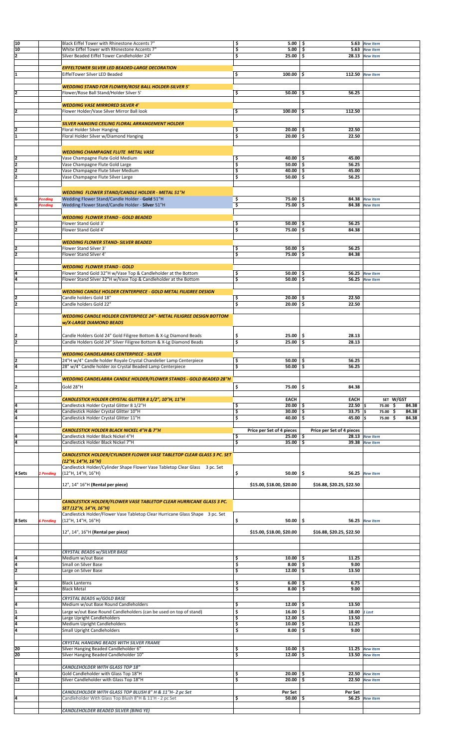| | | | | | |
|---|---|---|---|---|---|
| 10 | | Black Eiffel Tower with Rhinestone Accents 7" | $ 5.00 | $ 5.63 | New Item |
| 10 | | White Eiffel Tower with Rhinestone Accents 7" | $ 5.00 | $ 5.63 | New Item |
| 2 | | Silver Beaded Eiffel Tower Candleholder 24" | $ 25.00 | $ 28.13 | New Item |
| | | | | | |
| | | ***EIFFELTOWER SILVER LED BEADED-LARGE DECORATION*** | | | |
| 1 | | EiffelTower Silver LED Beaded | $ 100.00 | $ 112.50 | New Item |
| | | | | | |
| | | ***WEDDING STAND FOR FLOWER/ROSE BALL HOLDER-SILVER 5'*** | | | |
| 2 | | Flower/Rose Ball Stand/Holder Silver 5' | $ 50.00 | $ 56.25 | |
| | | | | | |
| | | ***WEDDING VASE MIRRORED SILVER 4'*** | | | |
| 2 | | Flower Holder/Vase Silver Mirror Ball look | $ 100.00 | $ 112.50 | |
| | | | | | |
| | | ***SILVER HANGING CEILING FLORAL ARRANGEMENT HOLDER*** | | | |
| 2 | | Floral Holder Silver Hanging | $ 20.00 | $ 22.50 | |
| 1 | | Floral Holder Silver w/Diamond Hanging | $ 20.00 | $ 22.50 | |
| | | | | | |
| | | ***WEDDING CHAMPAGNE FLUTE METAL VASE*** | | | |
| 2 | | Vase Champagne Flute Gold Medium | $ 40.00 | $ 45.00 | |
| 2 | | Vase Champagne Flute Gold Large | $ 50.00 | $ 56.25 | |
| 2 | | Vase Champagne Flute Silver Medium | $ 40.00 | $ 45.00 | |
| 2 | | Vase Champagne Flute Silver Large | $ 50.00 | $ 56.25 | |
| | | | | | |
| | | ***WEDDING FLOWER STAND/CANDLE HOLDER - METAL 51"H*** | | | |
| 6 | Pending | Wedding Flower Stand/Candle Holder - **Gold** 51"H | $ 75.00 | $ 84.38 | New Item |
| 6 | Pending | Wedding Flower Stand/Candle Holder - **Silver** 51"H | $ 75.00 | $ 84.38 | New Item |
| | | | | | |
| | | ***WEDDING FLOWER STAND - GOLD BEADED*** | | | |
| 2 | | Flower Stand Gold 3' | $ 50.00 | $ 56.25 | |
| 2 | | Flower Stand Gold 4' | $ 75.00 | $ 84.38 | |
| | | | | | |
| | | ***WEDDING FLOWER STAND- SILVER BEADED*** | | | |
| 2 | | Flower Stand Silver 3' | $ 50.00 | $ 56.25 | |
| 2 | | Flower Stand Silver 4' | $ 75.00 | $ 84.38 | |
| | | | | | |
| | | ***WEDDING FLOWER STAND - GOLD*** | | | |
| 4 | | Flower Stand Gold 32"H w/Vase Top & Candleholder at the Bottom | $ 50.00 | $ 56.25 | New Item |
| 4 | | Flower Stand Silver 32"H w/Vase Top & Candleholder at the Bottom | $ 50.00 | $ 56.25 | New Item |
| | | | | | |
| | | ***WEDDING CANDLE HOLDER CENTERPIECE - GOLD METAL FILIGREE DESIGN*** | | | |
| 2 | | Candle holders Gold 18" | $ 20.00 | $ 22.50 | |
| 2 | | Candle holders Gold 22" | $ 20.00 | $ 22.50 | |
| | | | | | |
| | | ***WEDDING CANDLE HOLDER CENTERPIECE 24"- METAL FILIGREE DESIGN BOTTOM w/X-LARGE DIAMOND BEADS*** | | | |
| 2 | | Candle Holders Gold 24" Gold Filigree Bottom & X-Lg Diamond Beads | $ 25.00 | $ 28.13 | |
| 2 | | Candle Holders Gold 24" Silver Filigree Bottom & X-Lg Diamond Beads | $ 25.00 | $ 28.13 | |
| | | | | | |
| | | ***WEDDING CANDELABRAS CENTERPIECE - SILVER*** | | | |
| 2 | | 24"H w/4" Candle holder Royale Crystal Chandelier Lamp Centerpiece | $ 50.00 | $ 56.25 | |
| 4 | | 28" w/4" Candle holder Joi Crystal Beaded Lamp Centerpiece | $ 50.00 | $ 56.25 | |
| | | | | | |
| | | ***WEDDING CANDELABRA CANDLE HOLDER/FLOWER STANDS - GOLD BEADED 28"H*** | | | |
| 2 | | Gold 28"H | $ 75.00 | $ 84.38 | |
| | | | | | |
| | | ***CANDLESTICK HOLDER CRYSTAL GLITTER 8 1/2", 10"H, 11"H*** | **EACH** | **EACH** | SET W/GST |
| 4 | | Candlestick Holder Crystal Glitter 8 1/2"H | $ 20.00 | $ 22.50 | $ 75.00 $ 84.38 |
| 4 | | Candlestick Holder Crystal Glitter 10"H | $ 30.00 | $ 33.75 | $ 75.00 $ 84.38 |
| 4 | | Candlestick Holder Crystal Glitter 11"H | $ 40.00 | $ 45.00 | $ 75.00 $ 84.38 |
| | | | | | |
| | | ***CANDLESTICK HOLDER BLACK NICKEL 4"H & 7"H*** | **Price per Set of 4 pieces** | **Price per Set of 4 pieces** | |
| 4 | | Candlestick Holder Black Nickel 4"H | $ 25.00 | $ 28.13 | New Item |
| 4 | | Candlestick Holder Black Nickel 7"H | $ 35.00 | $ 39.38 | New Item |
| | | | | | |
| | | ***CANDLESTICK HOLDER/CYLINDER FLOWER VASE TABLETOP CLEAR GLASS 3 PC. SET (12"H, 14"H, 16"H)*** | | | |
| 4 Sets | 1 Pending | Candlestick Holder/Cylinder Shape Flower Vase Tabletop Clear Glass 3 pc. Set (12"H, 14"H, 16"H) | $ 50.00 | $ 56.25 | New Item |
| | | 12", 14" 16"H **(Rental per piece)** | **$15.00, $18.00, $20.00** | **$16.88, $20.25, $22.50** | |
| | | | | | |
| | | ***CANDLESTICK HOLDER/FLOWER VASE TABLETOP CLEAR HURRICANE GLASS 3 PC. SET (12"H, 14"H, 16"H)*** | | | |
| 8 Sets | 6 Pending | Candlestick Holder/Flower Vase Tabletop Clear Hurricane Glass Shape 3 pc. Set (12"H, 14"H, 16"H) | $ 50.00 | $ 56.25 | New Item |
| | | 12", 14", 16"H **(Rental per piece)** | **$15.00, $18.00, $20.00** | **$16.88, $20.25, $22.50** | |
| | | | | | |
| | | *CRYSTAL BEADS w/SILVER BASE* | | | |
| 4 | | Medium w/out Base | $ 10.00 | $ 11.25 | |
| 4 | | Small on Silver Base | $ 8.00 | $ 9.00 | |
| 2 | | Large on Silver Base | $ 12.00 | $ 13.50 | |
| | | | | | |
| 6 | | Black Lanterns | $ 6.00 | $ 6.75 | |
| 4 | | Black Metal | $ 8.00 | $ 9.00 | |
| | | | | | |
| | | *CRYSTAL BEADS w/GOLD BASE* | | | |
| 4 | | Medium w/out Base Round Candleholders | $ 12.00 | $ 13.50 | |
| 1 | | Large w/out Base Round Candleholders (can be used on top of stand) | $ 16.00 | $ 18.00 | 1 Lost |
| 4 | | Large Upright Candleholders | $ 12.00 | $ 13.50 | |
| 4 | | Medium Upright Candleholders | $ 10.00 | $ 11.25 | |
| 4 | | Small Upright Candleholders | $ 8.00 | $ 9.00 | |
| | | | | | |
| | | *CRYSTAL HANGING BEADS WITH SILVER FRAME* | | | |
| 20 | | Silver Hanging Beaded Candleholder 6" | $ 10.00 | $ 11.25 | New Item |
| 20 | | Silver Hanging Beaded Candleholder 10" | $ 12.00 | $ 13.50 | New Item |
| | | | | | |
| | | *CANDLEHOLDER WITH GLASS TOP 18"* | | | |
| 4 | | Gold Candleholder with Glass Top 18"H | $ 20.00 | $ 22.50 | New Item |
| 12 | | Silver Candleholder with Glass Top 18"H | $ 20.00 | $ 22.50 | New Item |
| | | | | | |
| | | *CANDLEHOLDER WITH GLASS TOP BLUSH 8" H & 11"H- 2 pc Set* | **Per Set** | **Per Set** | |
| 4 | | Candleholder With Glass Top Blush 8"H & 11'H - 2 pc Set | $ 50.00 | $ 56.25 | New Item |
| | | | | | |
| | | *CANDLEHOLDER BEADED SILVER (BING YE)* | | | |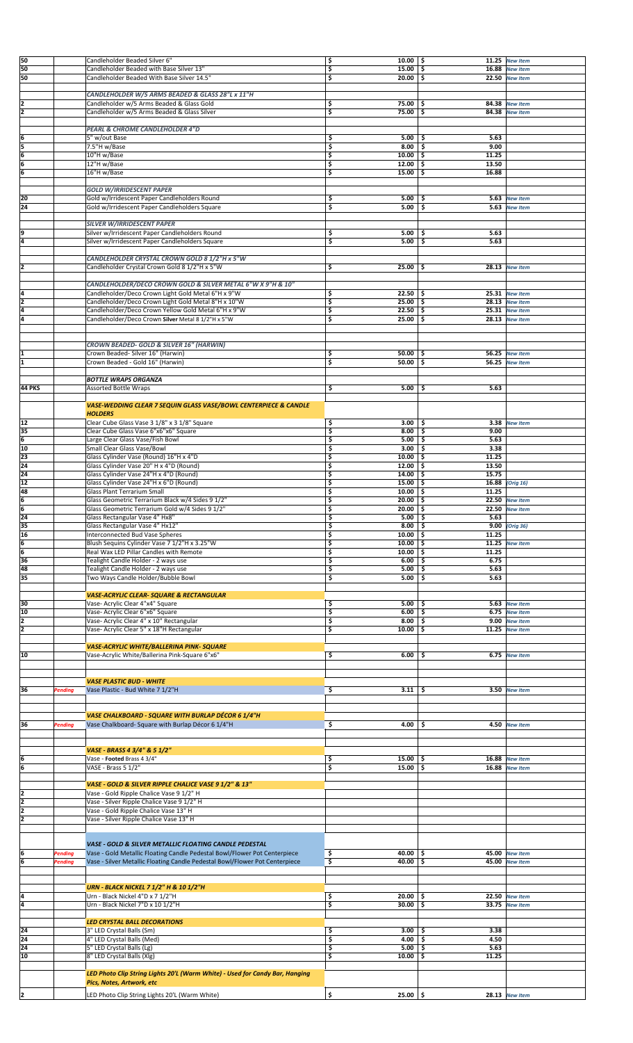| Qty | Status | Description | Price | Price 2 | Note |
|---|---|---|---|---|---|
| 50 | | Candleholder Beaded Silver 6" | $ 10.00 | $ 11.25 | New Item |
| 50 | | Candleholder Beaded with Base Silver 13" | $ 15.00 | $ 16.88 | New Item |
| 50 | | Candleholder Beaded With Base Silver 14.5" | $ 20.00 | $ 22.50 | New Item |
| | | | | | |
| | | *CANDLEHOLDER W/5 ARMS BEADED & GLASS 28"L x 11"H* | | | |
| 2 | | Candleholder w/5 Arms Beaded & Glass Gold | $ 75.00 | $ 84.38 | New Item |
| 2 | | Candleholder w/5 Arms Beaded & Glass Silver | $ 75.00 | $ 84.38 | New Item |
| | | | | | |
| | | *PEARL & CHROME CANDLEHOLDER 4"D* | | | |
| 6 | | 5" w/out Base | $ 5.00 | $ 5.63 | |
| 5 | | 7.5"H w/Base | $ 8.00 | $ 9.00 | |
| 6 | | 10"H w/Base | $ 10.00 | $ 11.25 | |
| 6 | | 12"H w/Base | $ 12.00 | $ 13.50 | |
| 6 | | 16"H w/Base | $ 15.00 | $ 16.88 | |
| | | | | | |
| | | *GOLD W/IRRIDESCENT PAPER* | | | |
| 20 | | Gold w/Irridescent Paper Candleholders Round | $ 5.00 | $ 5.63 | New Item |
| 24 | | Gold w/Irridescent Paper Candleholders Square | $ 5.00 | $ 5.63 | New Item |
| | | | | | |
| | | *SILVER W/IRRIDESCENT PAPER* | | | |
| 9 | | Silver w/Irridescent Paper Candleholders Round | $ 5.00 | $ 5.63 | |
| 4 | | Silver w/Irridescent Paper Candleholders Square | $ 5.00 | $ 5.63 | |
| | | | | | |
| | | *CANDLEHOLDER CRYSTAL CROWN GOLD 8 1/2"H x 5"W* | | | |
| 2 | | Candleholder Crystal Crown Gold 8 1/2"H x 5"W | $ 25.00 | $ 28.13 | New Item |
| | | | | | |
| | | *CANDLEHOLDER/DECO CROWN GOLD & SILVER METAL 6"W X 9"H & 10"* | | | |
| 4 | | Candleholder/Deco Crown Light Gold Metal 6"H x 9"W | $ 22.50 | $ 25.31 | New Item |
| 2 | | Candleholder/Deco Crown Light Gold Metal 8"H x 10"W | $ 25.00 | $ 28.13 | New Item |
| 4 | | Candleholder/Deco Crown Yellow Gold Metal 6"H x 9"W | $ 22.50 | $ 25.31 | New Item |
| 4 | | Candleholder/Deco Crown **Silver** Metal 8 1/2"H x 5"W | $ 25.00 | $ 28.13 | New Item |
| | | | | | |
| | | *CROWN BEADED- GOLD & SILVER 16" (HARWIN)* | | | |
| 1 | | Crown Beaded- Silver 16" (Harwin) | $ 50.00 | $ 56.25 | New Item |
| 1 | | Crown Beaded - Gold 16" (Harwin) | $ 50.00 | $ 56.25 | New Item |
| | | | | | |
| | | *BOTTLE WRAPS ORGANZA* | | | |
| 44 PKS | | Assorted Bottle Wraps | $ 5.00 | $ 5.63 | |
| | | | | | |
| | | *VASE-WEDDING CLEAR 7 SEQUIN GLASS VASE/BOWL CENTERPIECE & CANDLE HOLDERS* | | | |
| 12 | | Clear Cube Glass Vase 3 1/8" x 3 1/8" Square | $ 3.00 | $ 3.38 | New Item |
| 35 | | Clear Cube Glass Vase 6"x6"x6" Square | $ 8.00 | $ 9.00 | |
| 6 | | Large Clear Glass Vase/Fish Bowl | $ 5.00 | $ 5.63 | |
| 10 | | Small Clear Glass Vase/Bowl | $ 3.00 | $ 3.38 | |
| 23 | | Glass Cylinder Vase (Round) 16"H x 4"D | $ 10.00 | $ 11.25 | |
| 24 | | Glass Cylinder Vase 20" H x 4"D (Round) | $ 12.00 | $ 13.50 | |
| 24 | | Glass Cylinder Vase 24"H x 4"D (Round) | $ 14.00 | $ 15.75 | |
| 12 | | Glass Cylinder Vase 24"H x 6"D (Round) | $ 15.00 | $ 16.88 | (Orig 16) |
| 48 | | Glass Plant Terrarium Small | $ 10.00 | $ 11.25 | |
| 6 | | Glass Geometric Terrarium Black w/4 Sides 9 1/2" | $ 20.00 | $ 22.50 | New Item |
| 6 | | Glass Geometric Terrarium Gold w/4 Sides 9 1/2" | $ 20.00 | $ 22.50 | New Item |
| 24 | | Glass Rectangular Vase 4" Hx8" | $ 5.00 | $ 5.63 | |
| 35 | | Glass Rectangular Vase 4" Hx12" | $ 8.00 | $ 9.00 | (Orig 36) |
| 16 | | Interconnected Bud Vase Spheres | $ 10.00 | $ 11.25 | |
| 6 | | Blush Sequins Cylinder Vase 7 1/2"H x 3.25"W | $ 10.00 | $ 11.25 | New Item |
| 6 | | Real Wax LED Pillar Candles with Remote | $ 10.00 | $ 11.25 | |
| 36 | | Tealight Candle Holder - 2 ways use | $ 6.00 | $ 6.75 | |
| 48 | | Tealight Candle Holder - 2 ways use | $ 5.00 | $ 5.63 | |
| 35 | | Two Ways Candle Holder/Bubble Bowl | $ 5.00 | $ 5.63 | |
| | | | | | |
| | | *VASE-ACRYLIC CLEAR- SQUARE & RECTANGULAR* | | | |
| 30 | | Vase- Acrylic Clear 4"x4" Square | $ 5.00 | $ 5.63 | New Item |
| 10 | | Vase- Acrylic Clear 6"x6" Square | $ 6.00 | $ 6.75 | New Item |
| 2 | | Vase- Acrylic Clear 4" x 10" Rectangular | $ 8.00 | $ 9.00 | New Item |
| 2 | | Vase- Acrylic Clear 5" x 18"H Rectangular | $ 10.00 | $ 11.25 | New Item |
| | | | | | |
| | | *VASE-ACRYLIC WHITE/BALLERINA PINK- SQUARE* | | | |
| 10 | | Vase-Acrylic White/Ballerina Pink-Square 6"x6" | $ 6.00 | $ 6.75 | New Item |
| | | | | | |
| | | *VASE PLASTIC BUD - WHITE* | | | |
| 36 | Pending | Vase Plastic - Bud White 7 1/2"H | $ 3.11 | $ 3.50 | New Item |
| | | | | | |
| | | *VASE CHALKBOARD - SQUARE WITH BURLAP DÉCOR 6 1/4"H* | | | |
| 36 | Pending | Vase Chalkboard- Square with Burlap Décor 6 1/4"H | $ 4.00 | $ 4.50 | New Item |
| | | | | | |
| | | *VASE - BRASS 4 3/4" & 5 1/2"* | | | |
| 6 | | Vase - **Footed** Brass 4 3/4" | $ 15.00 | $ 16.88 | New Item |
| 6 | | VASE - Brass 5 1/2" | $ 15.00 | $ 16.88 | New Item |
| | | | | | |
| | | *VASE - GOLD & SILVER RIPPLE CHALICE VASE 9 1/2" & 13"* | | | |
| 2 | | Vase - Gold Ripple Chalice Vase 9 1/2" H | | | |
| 2 | | Vase - Silver Ripple Chalice Vase 9 1/2" H | | | |
| 2 | | Vase - Gold Ripple Chalice Vase 13" H | | | |
| 2 | | Vase - Silver Ripple Chalice Vase 13" H | | | |
| | | | | | |
| | | *VASE - GOLD & SILVER METALLIC FLOATING CANDLE PEDESTAL* | | | |
| 6 | Pending | Vase - Gold Metallic Floating Candle Pedestal Bowl/Flower Pot Centerpiece | $ 40.00 | $ 45.00 | New Item |
| 6 | Pending | Vase - Silver Metallic Floating Candle Pedestal Bowl/Flower Pot Centerpiece | $ 40.00 | $ 45.00 | New Item |
| | | | | | |
| | | *URN - BLACK NICKEL 7 1/2" H & 10 1/2"H* | | | |
| 4 | | Urn - Black Nickel 4"D x 7 1/2"H | $ 20.00 | $ 22.50 | New Item |
| 4 | | Urn - Black Nickel 7"D x 10 1/2"H | $ 30.00 | $ 33.75 | New Item |
| | | | | | |
| | | *LED CRYSTAL BALL DECORATIONS* | | | |
| 24 | | 3" LED Crystal Balls (Sm) | $ 3.00 | $ 3.38 | |
| 24 | | 4" LED Crystal Balls (Med) | $ 4.00 | $ 4.50 | |
| 24 | | 5" LED Crystal Balls (Lg) | $ 5.00 | $ 5.63 | |
| 10 | | 8" LED Crystal Balls (Xlg) | $ 10.00 | $ 11.25 | |
| | | | | | |
| | | *LED Photo Clip String Lights 20'L (Warm White) - Used for Candy Bar, Hanging Pics, Notes, Artwork, etc* | | | |
| 2 | | LED Photo Clip String Lights 20'L (Warm White) | $ 25.00 | $ 28.13 | New Item |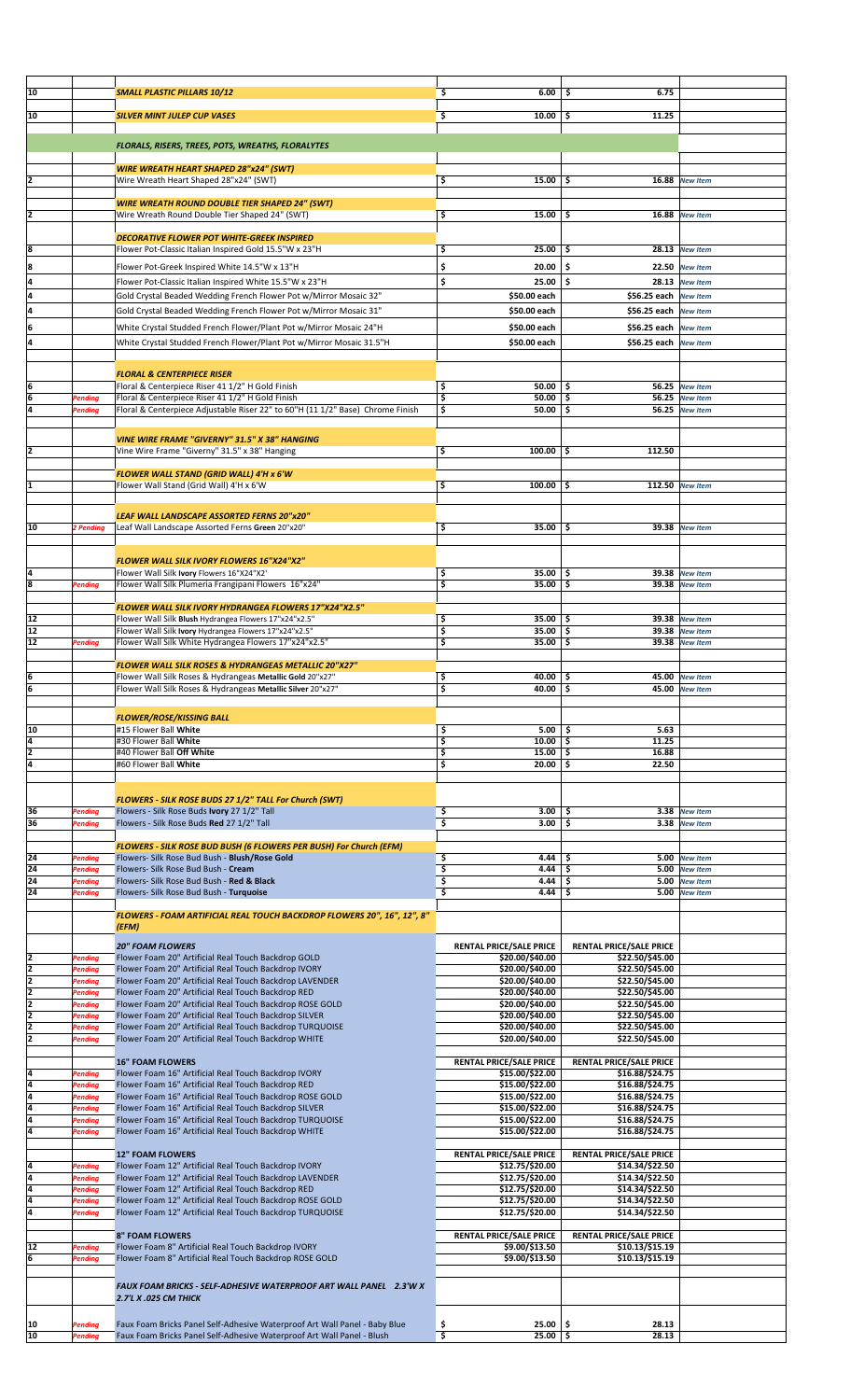| | | | | | |
|---|---|---|---|---|---|
| 10 | | *SMALL PLASTIC PILLARS 10/12* | $ 6.00 | $ 6.75 | |
| 10 | | *SILVER MINT JULEP CUP VASES* | $ 10.00 | $ 11.25 | |
| | | ***FLORALS, RISERS, TREES, POTS, WREATHS, FLORALYTES*** | | | |
| | | ***WIRE WREATH HEART SHAPED 28"x24" (SWT)*** | | | |
| 2 | | Wire Wreath Heart Shaped 28"x24" (SWT) | $ 15.00 | $ 16.88 | *New Item* |
| | | ***WIRE WREATH ROUND DOUBLE TIER SHAPED 24" (SWT)*** | | | |
| 2 | | Wire Wreath Round Double Tier Shaped 24" (SWT) | $ 15.00 | $ 16.88 | *New Item* |
| | | ***DECORATIVE FLOWER POT WHITE-GREEK INSPIRED*** | | | |
| 8 | | Flower Pot-Classic Italian Inspired Gold 15.5"W x 23"H | $ 25.00 | $ 28.13 | *New Item* |
| 8 | | Flower Pot-Greek Inspired White 14.5"W x 13"H | $ 20.00 | $ 22.50 | *New Item* |
| 4 | | Flower Pot-Classic Italian Inspired White 15.5"W x 23"H | $ 25.00 | $ 28.13 | *New Item* |
| 4 | | Gold Crystal Beaded Wedding French Flower Pot w/Mirror Mosaic 32" | $50.00 each | $56.25 each | *New Item* |
| 4 | | Gold Crystal Beaded Wedding French Flower Pot w/Mirror Mosaic 31" | $50.00 each | $56.25 each | *New Item* |
| 6 | | White Crystal Studded French Flower/Plant Pot w/Mirror Mosaic 24"H | $50.00 each | $56.25 each | *New Item* |
| 4 | | White Crystal Studded French Flower/Plant Pot w/Mirror Mosaic 31.5"H | $50.00 each | $56.25 each | *New Item* |
| | | ***FLORAL & CENTERPIECE RISER*** | | | |
| 6 | | Floral & Centerpiece Riser 41 1/2" H Gold Finish | $ 50.00 | $ 56.25 | *New Item* |
| 6 | *Pending* | Floral & Centerpiece Riser 41 1/2" H Gold Finish | $ 50.00 | $ 56.25 | *New Item* |
| 4 | *Pending* | Floral & Centerpiece Adjustable Riser 22" to 60"H (11 1/2" Base) Chrome Finish | $ 50.00 | $ 56.25 | *New Item* |
| | | ***VINE WIRE FRAME "GIVERNY" 31.5" X 38" HANGING*** | | | |
| 2 | | Vine Wire Frame "Giverny" 31.5" x 38" Hanging | $ 100.00 | $ 112.50 | |
| | | ***FLOWER WALL STAND (GRID WALL) 4'H x 6'W*** | | | |
| 1 | | Flower Wall Stand (Grid Wall) 4'H x 6'W | $ 100.00 | $ 112.50 | *New Item* |
| | | ***LEAF WALL LANDSCAPE ASSORTED FERNS 20"x20"*** | | | |
| 10 | *2 Pending* | Leaf Wall Landscape Assorted Ferns **Green** 20"x20" | $ 35.00 | $ 39.38 | *New Item* |
| | | ***FLOWER WALL SILK IVORY FLOWERS 16"X24"X2"*** | | | |
| 4 | | Flower Wall Silk **Ivory** Flowers 16"X24"X2' | $ 35.00 | $ 39.38 | *New Item* |
| 8 | *Pending* | Flower Wall Silk Plumeria Frangipani Flowers 16"x24" | $ 35.00 | $ 39.38 | *New Item* |
| | | ***FLOWER WALL SILK IVORY HYDRANGEA FLOWERS 17"X24"X2.5"*** | | | |
| 12 | | Flower Wall Silk **Blush** Hydrangea Flowers 17"x24"x2.5" | $ 35.00 | $ 39.38 | *New Item* |
| 12 | | Flower Wall Silk **Ivory** Hydrangea Flowers 17"x24"x2.5" | $ 35.00 | $ 39.38 | *New Item* |
| 12 | *Pending* | Flower Wall Silk White Hydrangea Flowers 17"x24"x2.5" | $ 35.00 | $ 39.38 | *New Item* |
| | | ***FLOWER WALL SILK ROSES & HYDRANGEAS METALLIC 20"X27"*** | | | |
| 6 | | Flower Wall Silk Roses & Hydrangeas **Metallic Gold** 20"x27" | $ 40.00 | $ 45.00 | *New Item* |
| 6 | | Flower Wall Silk Roses & Hydrangeas **Metallic Silver** 20"x27" | $ 40.00 | $ 45.00 | *New Item* |
| | | ***FLOWER/ROSE/KISSING BALL*** | | | |
| 10 | | #15 Flower Ball **White** | $ 5.00 | $ 5.63 | |
| 4 | | #30 Flower Ball **White** | $ 10.00 | $ 11.25 | |
| 2 | | #40 Flower Ball **Off White** | $ 15.00 | $ 16.88 | |
| 4 | | #60 Flower Ball **White** | $ 20.00 | $ 22.50 | |
| | | ***FLOWERS - SILK ROSE BUDS 27 1/2" TALL For Church (SWT)*** | | | |
| 36 | *Pending* | Flowers - Silk Rose Buds **Ivory** 27 1/2" Tall | $ 3.00 | $ 3.38 | *New Item* |
| 36 | *Pending* | Flowers - Silk Rose Buds **Red** 27 1/2" Tall | $ 3.00 | $ 3.38 | *New Item* |
| | | ***FLOWERS - SILK ROSE BUD BUSH (6 FLOWERS PER BUSH) For Church (EFM)*** | | | |
| 24 | *Pending* | Flowers- Silk Rose Bud Bush - **Blush/Rose Gold** | $ 4.44 | $ 5.00 | *New Item* |
| 24 | *Pending* | Flowers- Silk Rose Bud Bush - **Cream** | $ 4.44 | $ 5.00 | *New Item* |
| 24 | *Pending* | Flowers- Silk Rose Bud Bush - **Red & Black** | $ 4.44 | $ 5.00 | *New Item* |
| 24 | *Pending* | Flowers- Silk Rose Bud Bush - **Turquoise** | $ 4.44 | $ 5.00 | *New Item* |
| | | ***FLOWERS - FOAM ARTIFICIAL REAL TOUCH BACKDROP FLOWERS 20", 16", 12", 8" (EFM)*** | | | |
| | | **20" FOAM FLOWERS** | **RENTAL PRICE/SALE PRICE** | **RENTAL PRICE/SALE PRICE** | |
| 2 | *Pending* | Flower Foam 20" Artificial Real Touch Backdrop GOLD | $20.00/$40.00 | $22.50/$45.00 | |
| 2 | *Pending* | Flower Foam 20" Artificial Real Touch Backdrop IVORY | $20.00/$40.00 | $22.50/$45.00 | |
| 2 | *Pending* | Flower Foam 20" Artificial Real Touch Backdrop LAVENDER | $20.00/$40.00 | $22.50/$45.00 | |
| 2 | *Pending* | Flower Foam 20" Artificial Real Touch Backdrop RED | $20.00/$40.00 | $22.50/$45.00 | |
| 2 | *Pending* | Flower Foam 20" Artificial Real Touch Backdrop ROSE GOLD | $20.00/$40.00 | $22.50/$45.00 | |
| 2 | *Pending* | Flower Foam 20" Artificial Real Touch Backdrop SILVER | $20.00/$40.00 | $22.50/$45.00 | |
| 2 | *Pending* | Flower Foam 20" Artificial Real Touch Backdrop TURQUOISE | $20.00/$40.00 | $22.50/$45.00 | |
| 2 | *Pending* | Flower Foam 20" Artificial Real Touch Backdrop WHITE | $20.00/$40.00 | $22.50/$45.00 | |
| | | **16" FOAM FLOWERS** | **RENTAL PRICE/SALE PRICE** | **RENTAL PRICE/SALE PRICE** | |
| 4 | *Pending* | Flower Foam 16" Artificial Real Touch Backdrop IVORY | $15.00/$22.00 | $16.88/$24.75 | |
| 4 | *Pending* | Flower Foam 16" Artificial Real Touch Backdrop RED | $15.00/$22.00 | $16.88/$24.75 | |
| 4 | *Pending* | Flower Foam 16" Artificial Real Touch Backdrop ROSE GOLD | $15.00/$22.00 | $16.88/$24.75 | |
| 4 | *Pending* | Flower Foam 16" Artificial Real Touch Backdrop SILVER | $15.00/$22.00 | $16.88/$24.75 | |
| 4 | *Pending* | Flower Foam 16" Artificial Real Touch Backdrop TURQUOISE | $15.00/$22.00 | $16.88/$24.75 | |
| 4 | *Pending* | Flower Foam 16" Artificial Real Touch Backdrop WHITE | $15.00/$22.00 | $16.88/$24.75 | |
| | | **12" FOAM FLOWERS** | **RENTAL PRICE/SALE PRICE** | **RENTAL PRICE/SALE PRICE** | |
| 4 | *Pending* | Flower Foam 12" Artificial Real Touch Backdrop IVORY | $12.75/$20.00 | $14.34/$22.50 | |
| 4 | *Pending* | Flower Foam 12" Artificial Real Touch Backdrop LAVENDER | $12.75/$20.00 | $14.34/$22.50 | |
| 4 | *Pending* | Flower Foam 12" Artificial Real Touch Backdrop RED | $12.75/$20.00 | $14.34/$22.50 | |
| 4 | *Pending* | Flower Foam 12" Artificial Real Touch Backdrop ROSE GOLD | $12.75/$20.00 | $14.34/$22.50 | |
| 4 | *Pending* | Flower Foam 12" Artificial Real Touch Backdrop TURQUOISE | $12.75/$20.00 | $14.34/$22.50 | |
| | | **8" FOAM FLOWERS** | **RENTAL PRICE/SALE PRICE** | **RENTAL PRICE/SALE PRICE** | |
| 12 | *Pending* | Flower Foam 8" Artificial Real Touch Backdrop IVORY | $9.00/$13.50 | $10.13/$15.19 | |
| 6 | *Pending* | Flower Foam 8" Artificial Real Touch Backdrop ROSE GOLD | $9.00/$13.50 | $10.13/$15.19 | |
| | | ***FAUX FOAM BRICKS - SELF-ADHESIVE WATERPROOF ART WALL PANEL 2.3'W X 2.7'L X .025 CM THICK*** | | | |
| 10 | *Pending* | Faux Foam Bricks Panel Self-Adhesive Waterproof Art Wall Panel - Baby Blue | $ 25.00 | $ 28.13 | |
| 10 | *Pending* | Faux Foam Bricks Panel Self-Adhesive Waterproof Art Wall Panel - Blush | $ 25.00 | $ 28.13 | |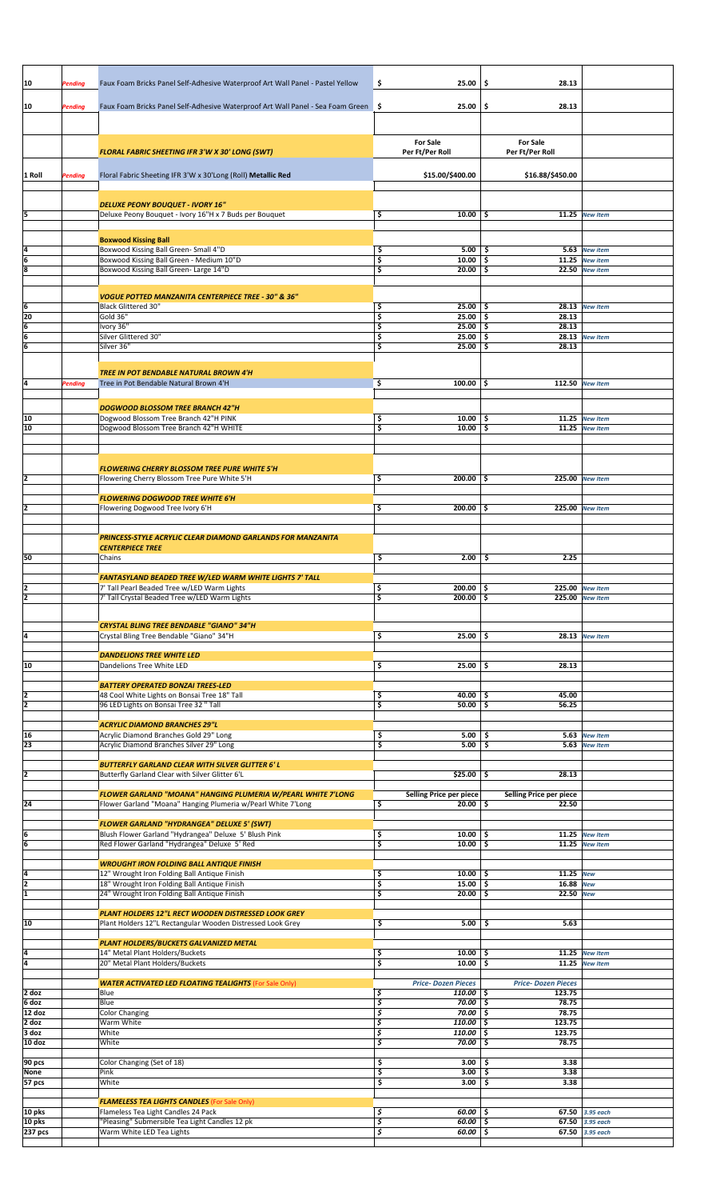| | | | | | |
|---|---|---|---|---|---|
| 10 | *Pending* | Faux Foam Bricks Panel Self-Adhesive Waterproof Art Wall Panel - Pastel Yellow | $ 25.00 | $ 28.13 | |
| 10 | *Pending* | Faux Foam Bricks Panel Self-Adhesive Waterproof Art Wall Panel - Sea Foam Green | $ 25.00 | $ 28.13 | |
| | | | | | |
| | | ***FLORAL FABRIC SHEETING IFR 3'W X 30' LONG (SWT)*** | **For Sale Per Ft/Per Roll** | **For Sale Per Ft/Per Roll** | |
| 1 Roll | *Pending* | Floral Fabric Sheeting IFR 3'W x 30'Long (Roll) **Metallic Red** | $15.00/$400.00 | $16.88/$450.00 | |
| | | | | | |
| | | ***DELUXE PEONY BOUQUET - IVORY 16"*** | | | |
| 5 | | Deluxe Peony Bouquet - Ivory 16"H x 7 Buds per Bouquet | $ 10.00 | $ 11.25 | *New Item* |
| | | | | | |
| | | **Boxwood Kissing Ball** | | | |
| 4 | | Boxwood Kissing Ball Green- Small 4"D | $ 5.00 | $ 5.63 | *New item* |
| 6 | | Boxwood Kissing Ball Green - Medium 10"D | $ 10.00 | $ 11.25 | *New item* |
| 8 | | Boxwood Kissing Ball Green- Large 14"D | $ 20.00 | $ 22.50 | *New item* |
| | | | | | |
| | | ***VOGUE POTTED MANZANITA CENTERPIECE TREE - 30" & 36"*** | | | |
| 6 | | Black Glittered 30" | $ 25.00 | $ 28.13 | *New Item* |
| 20 | | Gold 36" | $ 25.00 | $ 28.13 | |
| 6 | | Ivory 36" | $ 25.00 | $ 28.13 | |
| 6 | | Silver Glittered 30" | $ 25.00 | $ 28.13 | *New Item* |
| 6 | | Silver 36" | $ 25.00 | $ 28.13 | |
| | | | | | |
| | | ***TREE IN POT BENDABLE NATURAL BROWN 4'H*** | | | |
| 4 | *Pending* | Tree in Pot Bendable Natural Brown 4'H | $ 100.00 | $ 112.50 | *New Item* |
| | | | | | |
| | | ***DOGWOOD BLOSSOM TREE BRANCH 42"H*** | | | |
| 10 | | Dogwood Blossom Tree Branch 42"H PINK | $ 10.00 | $ 11.25 | *New Item* |
| 10 | | Dogwood Blossom Tree Branch 42"H WHITE | $ 10.00 | $ 11.25 | *New Item* |
| | | | | | |
| | | ***FLOWERING CHERRY BLOSSOM TREE PURE WHITE 5'H*** | | | |
| 2 | | Flowering Cherry Blossom Tree Pure White 5'H | $ 200.00 | $ 225.00 | *New Item* |
| | | | | | |
| | | ***FLOWERING DOGWOOD TREE WHITE 6'H*** | | | |
| 2 | | Flowering Dogwood Tree Ivory 6'H | $ 200.00 | $ 225.00 | *New Item* |
| | | | | | |
| | | ***PRINCESS-STYLE ACRYLIC CLEAR DIAMOND GARLANDS FOR MANZANITA CENTERPIECE TREE*** | | | |
| 50 | | Chains | $ 2.00 | $ 2.25 | |
| | | | | | |
| | | ***FANTASYLAND BEADED TREE W/LED WARM WHITE LIGHTS 7' TALL*** | | | |
| 2 | | 7' Tall Pearl Beaded Tree w/LED Warm Lights | $ 200.00 | $ 225.00 | *New Item* |
| 2 | | 7' Tall Crystal Beaded Tree w/LED Warm Lights | $ 200.00 | $ 225.00 | *New Item* |
| | | | | | |
| | | ***CRYSTAL BLING TREE BENDABLE "GIANO" 34"H*** | | | |
| 4 | | Crystal Bling Tree Bendable "Giano" 34"H | $ 25.00 | $ 28.13 | *New Item* |
| | | | | | |
| | | ***DANDELIONS TREE WHITE LED*** | | | |
| 10 | | Dandelions Tree White LED | $ 25.00 | $ 28.13 | |
| | | | | | |
| | | ***BATTERY OPERATED BONZAI TREES-LED*** | | | |
| 2 | | 48 Cool White Lights on Bonsai Tree 18" Tall | $ 40.00 | $ 45.00 | |
| 2 | | 96 LED Lights on Bonsai Tree 32 " Tall | $ 50.00 | $ 56.25 | |
| | | | | | |
| | | ***ACRYLIC DIAMOND BRANCHES 29"L*** | | | |
| 16 | | Acrylic Diamond Branches Gold 29" Long | $ 5.00 | $ 5.63 | *New Item* |
| 23 | | Acrylic Diamond Branches Silver 29" Long | $ 5.00 | $ 5.63 | *New Item* |
| | | | | | |
| | | ***BUTTERFLY GARLAND CLEAR WITH SILVER GLITTER 6' L*** | | | |
| 2 | | Butterfly Garland Clear with Silver Glitter 6'L | $25.00 | $ 28.13 | |
| | | | | | |
| | | ***FLOWER GARLAND "MOANA" HANGING PLUMERIA W/PEARL WHITE 7'LONG*** | **Selling Price per piece** | **Selling Price per piece** | |
| 24 | | Flower Garland "Moana" Hanging Plumeria w/Pearl White 7'Long | $ 20.00 | $ 22.50 | |
| | | | | | |
| | | ***FLOWER GARLAND "HYDRANGEA" DELUXE 5' (SWT)*** | | | |
| 6 | | Blush Flower Garland "Hydrangea" Deluxe 5' Blush Pink | $ 10.00 | $ 11.25 | *New Item* |
| 6 | | Red Flower Garland "Hydrangea" Deluxe 5' Red | $ 10.00 | $ 11.25 | *New Item* |
| | | | | | |
| | | ***WROUGHT IRON FOLDING BALL ANTIQUE FINISH*** | | | |
| 4 | | 12" Wrought Iron Folding Ball Antique Finish | $ 10.00 | $ 11.25 | *New* |
| 2 | | 18" Wrought Iron Folding Ball Antique Finish | $ 15.00 | $ 16.88 | *New* |
| 1 | | 24" Wrought Iron Folding Ball Antique Finish | $ 20.00 | $ 22.50 | *New* |
| | | | | | |
| | | ***PLANT HOLDERS 12"L RECT WOODEN DISTRESSED LOOK GREY*** | | | |
| 10 | | Plant Holders 12"L Rectangular Wooden Distressed Look Grey | $ 5.00 | $ 5.63 | |
| | | | | | |
| | | ***PLANT HOLDERS/BUCKETS GALVANIZED METAL*** | | | |
| 4 | | 14" Metal Plant Holders/Buckets | $ 10.00 | $ 11.25 | *New Item* |
| 4 | | 20" Metal Plant Holders/Buckets | $ 10.00 | $ 11.25 | *New Item* |
| | | | | | |
| | | ***WATER ACTIVATED LED FLOATING TEALIGHTS*** (For Sale Only) | ***Price- Dozen Pieces*** | ***Price- Dozen Pieces*** | |
| 2 doz | | Blue | *$ 110.00* | $ 123.75 | |
| 6 doz | | Blue | *$ 70.00* | $ 78.75 | |
| 12 doz | | Color Changing | *$ 70.00* | $ 78.75 | |
| 2 doz | | Warm White | *$ 110.00* | $ 123.75 | |
| 3 doz | | White | *$ 110.00* | $ 123.75 | |
| 10 doz | | White | *$ 70.00* | $ 78.75 | |
| | | | | | |
| 90 pcs | | Color Changing (Set of 18) | $ 3.00 | $ 3.38 | |
| None | | Pink | $ 3.00 | $ 3.38 | |
| 57 pcs | | White | $ 3.00 | $ 3.38 | |
| | | | | | |
| | | ***FLAMELESS TEA LIGHTS CANDLES*** (For Sale Only) | | | |
| 10 pks | | Flameless Tea Light Candles 24 Pack | *$ 60.00* | $ 67.50 | *3.95 each* |
| 10 pks | | "Pleasing" Submersible Tea Light Candles 12 pk | *$ 60.00* | $ 67.50 | *3.95 each* |
| 237 pcs | | Warm White LED Tea Lights | *$ 60.00* | $ 67.50 | *3.95 each* |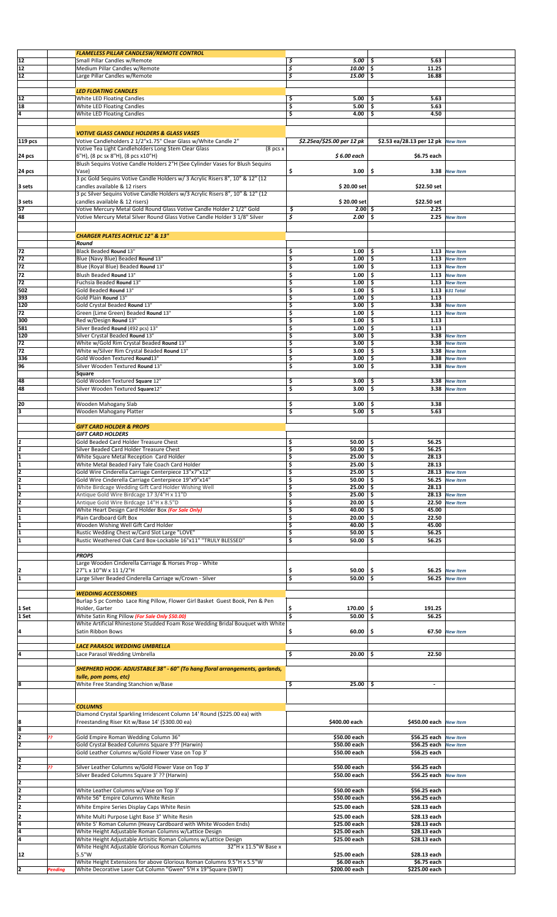| Qty | | Item | Price | Price | Note |
|---|---|---|---|---|---|
| | | ***FLAMELESS PILLAR CANDLESW/REMOTE CONTROL*** | | | |
| 12 | | Small Pillar Candles w/Remote | $ 5.00 | $ 5.63 | |
| 12 | | Medium Pillar Candles w/Remote | $ 10.00 | $ 11.25 | |
| 12 | | Large Pillar Candles w/Remote | $ 15.00 | $ 16.88 | |
| | | ***LED FLOATING CANDLES*** | | | |
| 12 | | White LED Floating Candles | $ 5.00 | $ 5.63 | |
| 18 | | White LED Floating Candles | $ 5.00 | $ 5.63 | |
| 4 | | White LED Floating Candles | $ 4.00 | $ 4.50 | |
| | | ***VOTIVE GLASS CANDLE HOLDERS & GLASS VASES*** | | | |
| 119 pcs | | Votive Candleholders 2 1/2"x1.75" Clear Glass w/White Candle 2" | $2.25ea/$25.00 per 12 pk | $2.53 ea/28.13 per 12 pk | New item |
| 24 pcs | | Votive Tea Light Candleholders Long Stem Clear Glass (8 pcs x 6"H), (8 pc sx 8"H), (8 pcs x10"H) | $ 6.00 each | $6.75 each | |
| 24 pcs | | Blush Sequins Votive Candle Holders 2"H (See Cylinder Vases for Blush Sequins Vase) | $ 3.00 | $ 3.38 | New item |
| 3 sets | | 3 pc Gold Sequins Votive Candle Holders w/ 3 Acrylic Risers 8", 10" & 12" (12 candles available & 12 risers | $ 20.00 set | $22.50 set | |
| 3 sets | | 3 pc Silver Sequins Votive Candle Holders w/3 Acrylic Risers 8", 10" & 12" (12 candles available & 12 risers) | $ 20.00 set | $22.50 set | |
| 57 | | Votive Mercury Metal Gold Round Glass Votive Candle Holder 2 1/2" Gold | $ 2.00 | $ 2.25 | |
| 48 | | Votive Mercury Metal Silver Round Glass Votive Candle Holder 3 1/8" Silver | $ 2.00 | $ 2.25 | New item |
| | | ***CHARGER PLATES ACRYLIC 12" & 13"*** | | | |
| | | ***Round*** | | | |
| 72 | | Black Beaded **Round** 13" | $ 1.00 | $ 1.13 | New item |
| 72 | | Blue (Navy Blue) Beaded **Round** 13" | $ 1.00 | $ 1.13 | New item |
| 72 | | Blue (Royal Blue) Beaded **Round** 13" | $ 1.00 | $ 1.13 | New item |
| 72 | | Blush Beaded **Round** 13" | $ 1.00 | $ 1.13 | New item |
| 72 | | Fuchsia Beaded **Round** 13" | $ 1.00 | $ 1.13 | New item |
| 502 | | Gold Beaded **Round** 13" | $ 1.00 | $ 1.13 | 631 Total |
| 393 | | Gold Plain **Round** 13" | $ 1.00 | $ 1.13 | |
| 120 | | Gold Crystal Beaded **Round** 13" | $ 3.00 | $ 3.38 | New item |
| 72 | | Green (Lime Green) Beaded **Round** 13" | $ 1.00 | $ 1.13 | New item |
| 300 | | Red w/Design **Round** 13" | $ 1.00 | $ 1.13 | |
| 581 | | Silver Beaded **Round** (492 pcs) 13" | $ 1.00 | $ 1.13 | |
| 120 | | Silver Crystal Beaded **Round** 13" | $ 3.00 | $ 3.38 | New item |
| 72 | | White w/Gold Rim Crystal Beaded **Round** 13" | $ 3.00 | $ 3.38 | New item |
| 72 | | White w/Silver Rim Crystal Beaded **Round** 13" | $ 3.00 | $ 3.38 | New item |
| 336 | | Gold Wooden Textured **Round**13" | $ 3.00 | $ 3.38 | New item |
| 96 | | Silver Wooden Textured **Round** 13" | $ 3.00 | $ 3.38 | New item |
| | | **Square** | | | |
| 48 | | Gold Wooden Textured **Square** 12" | $ 3.00 | $ 3.38 | New item |
| 48 | | Silver Wooden Textured **Square**12" | $ 3.00 | $ 3.38 | New item |
| 20 | | Wooden Mahogany Slab | $ 3.00 | $ 3.38 | |
| 3 | | Wooden Mahogany Platter | $ 5.00 | $ 5.63 | |
| | | ***GIFT CARD HOLDER & PROPS*** | | | |
| | | ***GIFT CARD HOLDERS*** | | | |
| 1 | | Gold Beaded Card Holder Treasure Chest | $ 50.00 | $ 56.25 | |
| 1 | | Silver Beaded Card Holder Treasure Chest | $ 50.00 | $ 56.25 | |
| 1 | | White Square Metal Reception Card Holder | $ 25.00 | $ 28.13 | |
| 1 | | White Metal Beaded Fairy Tale Coach Card Holder | $ 25.00 | $ 28.13 | |
| 2 | | Gold Wire Cinderella Carriage Centerpiece 13"x7"x12" | $ 25.00 | $ 28.13 | New item |
| 2 | | Gold Wire Cinderella Carriage Centerpiece 19"x9"x14" | $ 50.00 | $ 56.25 | New item |
| 1 | | White Birdcage Wedding Gift Card Holder Wishing Well | $ 25.00 | $ 28.13 | |
| 2 | | Antique Gold Wire Birdcage 17 3/4"H x 11"D | $ 25.00 | $ 28.13 | New item |
| 2 | | Antique Gold Wire Birdcage 14"H x 8.5"D | $ 20.00 | $ 22.50 | New item |
| 1 | | White Heart Design Card Holder Box *(For Sale Only)* | $ 40.00 | $ 45.00 | |
| 1 | | Plain Cardboard Gift Box | $ 20.00 | $ 22.50 | |
| 1 | | Wooden Wishing Well Gift Card Holder | $ 40.00 | $ 45.00 | |
| 1 | | Rustic Wedding Chest w/Card Slot Large "LOVE" | $ 50.00 | $ 56.25 | |
| 1 | | Rustic Weathered Oak Card Box-Lockable 16"x11" "TRULY BLESSED" | $ 50.00 | $ 56.25 | |
| | | ***PROPS*** | | | |
| 2 | | Large Wooden Cinderella Carriage & Horses Prop - White 27"L x 10"W x 11 1/2"H | $ 50.00 | $ 56.25 | New item |
| 1 | | Large Silver Beaded Cinderella Carriage w/Crown - Silver | $ 50.00 | $ 56.25 | New item |
| | | ***WEDDING ACCESSORIES*** | | | |
| 1 Set | | Burlap 5 pc Combo Lace Ring Pillow, Flower Girl Basket Guest Book, Pen & Pen Holder, Garter | $ 170.00 | $ 191.25 | |
| 1 Set | | White Satin Ring Pillow *(For Sale Only $50.00)* | $ 50.00 | $ 56.25 | |
| 4 | | White Artificial Rhinestone Studded Foam Rose Wedding Bridal Bouquet with White Satin Ribbon Bows | $ 60.00 | $ 67.50 | New item |
| | | ***LACE PARASOL WEDDING UMBRELLA*** | | | |
| 4 | | Lace Parasol Wedding Umbrella | $ 20.00 | $ 22.50 | |
| | | ***SHEPHERD HOOK- ADJUSTABLE 38" - 60" (To hang floral arrangements, garlands, tulle, pom poms, etc)*** | | | |
| 8 | | White Free Standing Stanchion w/Base | $ 25.00 | $ - | |
| | | ***COLUMNS*** | | | |
| 8 | | Diamond Crystal Sparkling Irridescent Column 14' Round ($225.00 ea) with Freestanding Riser Kit w/Base 14' ($300.00 ea) | $400.00 each | $450.00 each | New item |
| 8 | | | | | |
| 2 | ?? | Gold Empire Roman Wedding Column 36" | $50.00 each | $56.25 each | New item |
| 2 | | Gold Crystal Beaded Columns Square 3'?? (Harwin) | $50.00 each | $56.25 each | New item |
| | | Gold Leather Columns w/Gold Flower Vase on Top 3' | $50.00 each | $56.25 each | |
| 2 | | | | | |
| 2 | ?? | Silver Leather Columns w/Gold Flower Vase on Top 3' | $50.00 each | $56.25 each | |
| | | Silver Beaded Columns Square 3' ?? (Harwin) | $50.00 each | $56.25 each | New item |
| 2 | | | | | |
| 2 | | White Leather Columns w/Vase on Top 3' | $50.00 each | $56.25 each | |
| 2 | | White 56" Empire Columns White Resin | $50.00 each | $56.25 each | |
| 2 | | White Empire Series Display Caps White Resin | $25.00 each | $28.13 each | |
| 2 | | White Multi Purpose Light Base 3" White Resin | $25.00 each | $28.13 each | |
| 4 | | White 5' Roman Column (Heavy Cardboard with White Wooden Ends) | $25.00 each | $28.13 each | |
| 4 | | White Height Adjustable Roman Columns w/Lattice Design | $25.00 each | $28.13 each | |
| 4 | | White Height Adjustable Artisitic Roman Columns w/Lattice Design | $25.00 each | $28.13 each | |
| 12 | | White Height Adjustable Glorious Roman Columns 32"H x 11.5"W Base x 5.5"W | $25.00 each | $28.13 each | |
| | | White Height Extensions for above Glorious Roman Columns 9.5"H x 5.5"W | $6.00 each | $6.75 each | |
| 2 | Pending | White Decorative Laser Cut Column "Gwen" 5'H x 19"Square (SWT) | $200.00 each | $225.00 each | |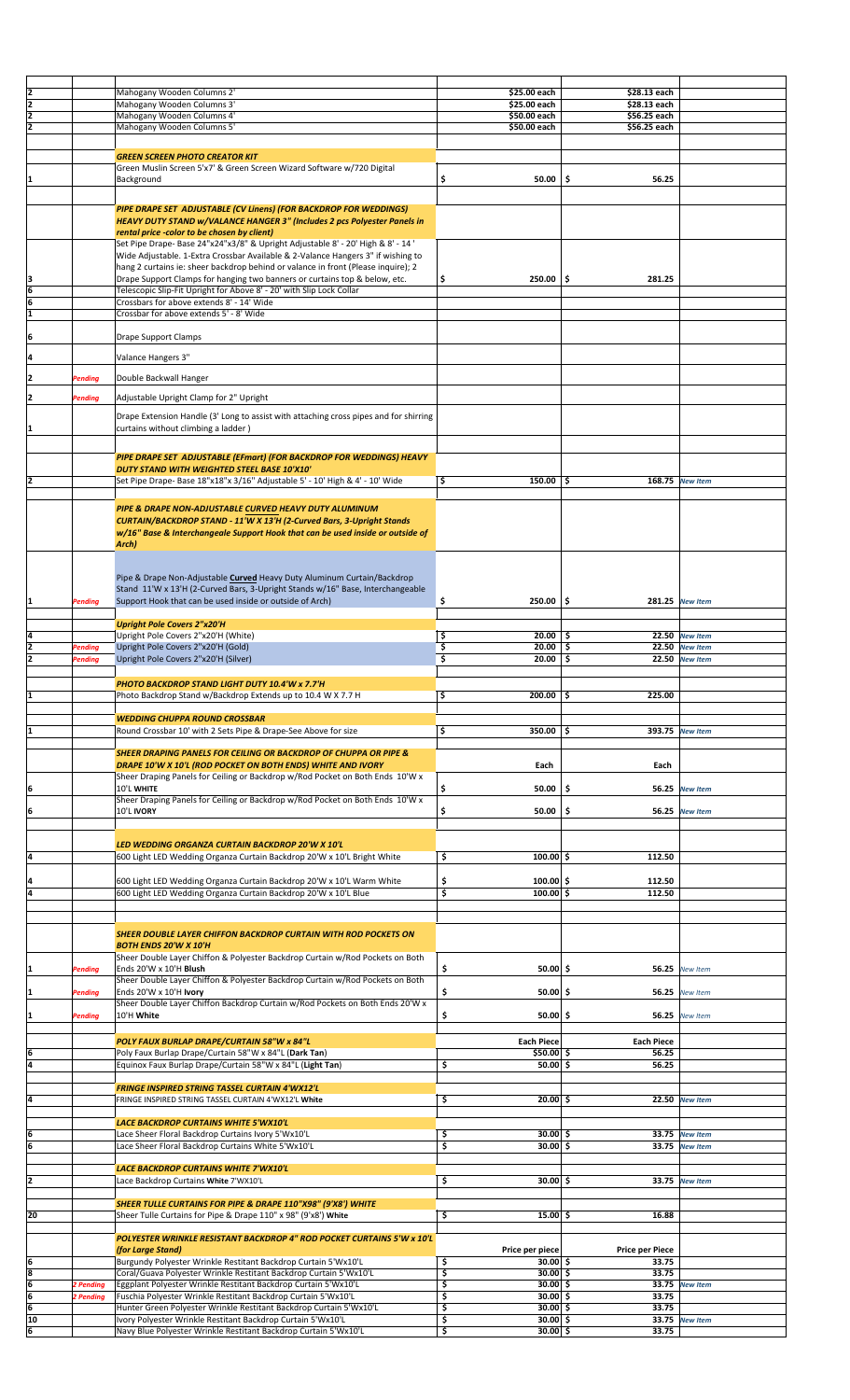| Qty | Status | Description | Price | Price | Note |
|---|---|---|---|---|---|
| 2 | | Mahogany Wooden Columns 2' | $25.00 each | $28.13 each | |
| 2 | | Mahogany Wooden Columns 3' | $25.00 each | $28.13 each | |
| 2 | | Mahogany Wooden Columns 4' | $50.00 each | $56.25 each | |
| 2 | | Mahogany Wooden Columns 5' | $50.00 each | $56.25 each | |
| | | | | | |
| | | ***GREEN SCREEN PHOTO CREATOR KIT*** | | | |
| 1 | | Green Muslin Screen 5'x7' & Green Screen Wizard Software w/720 Digital Background | $ 50.00 | $ 56.25 | |
| | | | | | |
| | | ***PIPE DRAPE SET ADJUSTABLE (CV Linens) (FOR BACKDROP FOR WEDDINGS) HEAVY DUTY STAND w/VALANCE HANGER 3" (Includes 2 pcs Polyester Panels in rental price -color to be chosen by client)*** | | | |
| 3 | | Set Pipe Drape- Base 24"x24"x3/8" & Upright Adjustable 8' - 20' High & 8' - 14 ' Wide Adjustable. 1-Extra Crossbar Available & 2-Valance Hangers 3" if wishing to hang 2 curtains ie: sheer backdrop behind or valance in front (Please inquire); 2 Drape Support Clamps for hanging two banners or curtains top & below, etc. | $ 250.00 | $ 281.25 | |
| 6 | | Telescopic Slip-Fit Upright for Above 8' - 20' with Slip Lock Collar | | | |
| 6 | | Crossbars for above extends 8' - 14' Wide | | | |
| 1 | | Crossbar for above extends 5' - 8' Wide | | | |
| 6 | | Drape Support Clamps | | | |
| 4 | | Valance Hangers 3" | | | |
| 2 | *Pending* | Double Backwall Hanger | | | |
| 2 | *Pending* | Adjustable Upright Clamp for 2" Upright | | | |
| 1 | | Drape Extension Handle (3' Long to assist with attaching cross pipes and for shirring curtains without climbing a ladder ) | | | |
| | | | | | |
| | | ***PIPE DRAPE SET ADJUSTABLE (EFmart) (FOR BACKDROP FOR WEDDINGS) HEAVY DUTY STAND WITH WEIGHTED STEEL BASE 10'X10'*** | | | |
| 2 | | Set Pipe Drape- Base 18"x18"x 3/16" Adjustable 5' - 10' High & 4' - 10' Wide | $ 150.00 | $ 168.75 | *New Item* |
| | | | | | |
| | | ***PIPE & DRAPE NON-ADJUSTABLE CURVED HEAVY DUTY ALUMINUM CURTAIN/BACKDROP STAND - 11'W X 13'H (2-Curved Bars, 3-Upright Stands w/16" Base & Interchangeale Support Hook that can be used inside or outside of Arch)*** | | | |
| 1 | *Pending* | Pipe & Drape Non-Adjustable **Curved** Heavy Duty Aluminum Curtain/Backdrop Stand 11'W x 13'H (2-Curved Bars, 3-Upright Stands w/16" Base, Interchangeable Support Hook that can be used inside or outside of Arch) | $ 250.00 | $ 281.25 | *New Item* |
| | | | | | |
| | | ***Upright Pole Covers 2"x20'H*** | | | |
| 4 | | Upright Pole Covers 2"x20'H (White) | $ 20.00 | $ 22.50 | *New Item* |
| 2 | *Pending* | Upright Pole Covers 2"x20'H (Gold) | $ 20.00 | $ 22.50 | *New Item* |
| 2 | *Pending* | Upright Pole Covers 2"x20'H (Silver) | $ 20.00 | $ 22.50 | *New Item* |
| | | | | | |
| | | ***PHOTO BACKDROP STAND LIGHT DUTY 10.4'W x 7.7'H*** | | | |
| 1 | | Photo Backdrop Stand w/Backdrop Extends up to 10.4 W X 7.7 H | $ 200.00 | $ 225.00 | |
| | | | | | |
| | | ***WEDDING CHUPPA ROUND CROSSBAR*** | | | |
| 1 | | Round Crossbar 10' with 2 Sets Pipe & Drape-See Above for size | $ 350.00 | $ 393.75 | *New Item* |
| | | | | | |
| | | ***SHEER DRAPING PANELS FOR CEILING OR BACKDROP OF CHUPPA OR PIPE & DRAPE 10'W X 10'L (ROD POCKET ON BOTH ENDS) WHITE AND IVORY*** | Each | Each | |
| 6 | | Sheer Draping Panels for Ceiling or Backdrop w/Rod Pocket on Both Ends 10'W x 10'L **WHITE** | $ 50.00 | $ 56.25 | *New Item* |
| 6 | | Sheer Draping Panels for Ceiling or Backdrop w/Rod Pocket on Both Ends 10'W x 10'L **IVORY** | $ 50.00 | $ 56.25 | *New Item* |
| | | | | | |
| | | ***LED WEDDING ORGANZA CURTAIN BACKDROP 20'W X 10'L*** | | | |
| 4 | | 600 Light LED Wedding Organza Curtain Backdrop 20'W x 10'L Bright White | $ 100.00 | $ 112.50 | |
| 4 | | 600 Light LED Wedding Organza Curtain Backdrop 20'W x 10'L Warm White | $ 100.00 | $ 112.50 | |
| 4 | | 600 Light LED Wedding Organza Curtain Backdrop 20'W x 10'L Blue | $ 100.00 | $ 112.50 | |
| | | | | | |
| | | ***SHEER DOUBLE LAYER CHIFFON BACKDROP CURTAIN WITH ROD POCKETS ON BOTH ENDS 20'W X 10'H*** | | | |
| 1 | *Pending* | Sheer Double Layer Chiffon & Polyester Backdrop Curtain w/Rod Pockets on Both Ends 20'W x 10'H **Blush** | $ 50.00 | $ 56.25 | *New Item* |
| 1 | *Pending* | Sheer Double Layer Chiffon & Polyester Backdrop Curtain w/Rod Pockets on Both Ends 20'W x 10'H **Ivory** | $ 50.00 | $ 56.25 | *New Item* |
| 1 | *Pending* | Sheer Double Layer Chiffon Backdrop Curtain w/Rod Pockets on Both Ends 20'W x 10'H **White** | $ 50.00 | $ 56.25 | *New Item* |
| | | | | | |
| | | ***POLY FAUX BURLAP DRAPE/CURTAIN 58"W x 84"L*** | **Each Piece** | **Each Piece** | |
| 6 | | Poly Faux Burlap Drape/Curtain 58"W x 84"L (**Dark Tan**) | $50.00 | $ 56.25 | |
| 4 | | Equinox Faux Burlap Drape/Curtain 58"W x 84"L (**Light Tan**) | $ 50.00 | $ 56.25 | |
| | | | | | |
| | | ***FRINGE INSPIRED STRING TASSEL CURTAIN 4'WX12'L*** | | | |
| 4 | | FRINGE INSPIRED STRING TASSEL CURTAIN 4'WX12'L **White** | $ 20.00 | $ 22.50 | *New Item* |
| | | | | | |
| | | ***LACE BACKDROP CURTAINS WHITE 5'WX10'L*** | | | |
| 6 | | Lace Sheer Floral Backdrop Curtains Ivory 5'Wx10'L | $ 30.00 | $ 33.75 | *New Item* |
| 6 | | Lace Sheer Floral Backdrop Curtains White 5'Wx10'L | $ 30.00 | $ 33.75 | *New Item* |
| | | | | | |
| | | ***LACE BACKDROP CURTAINS WHITE 7'WX10'L*** | | | |
| 2 | | Lace Backdrop Curtains **White** 7'WX10'L | $ 30.00 | $ 33.75 | *New Item* |
| | | | | | |
| | | ***SHEER TULLE CURTAINS FOR PIPE & DRAPE 110"X98" (9'X8') WHITE*** | | | |
| 20 | | Sheer Tulle Curtains for Pipe & Drape 110" x 98" (9'x8') **White** | $ 15.00 | $ 16.88 | |
| | | | | | |
| | | ***POLYESTER WRINKLE RESISTANT BACKDROP 4" ROD POCKET CURTAINS 5'W x 10'L (for Large Stand)*** | **Price per piece** | **Price per Piece** | |
| 6 | | Burgundy Polyester Wrinkle Restitant Backdrop Curtain 5'Wx10'L | $ 30.00 | $ 33.75 | |
| 8 | | Coral/Guava Polyester Wrinkle Restitant Backdrop Curtain 5'Wx10'L | $ 30.00 | $ 33.75 | |
| 6 | *2 Pending* | Eggplant Polyester Wrinkle Restitant Backdrop Curtain 5'Wx10'L | $ 30.00 | $ 33.75 | *New Item* |
| 6 | *2 Pending* | Fuschia Polyester Wrinkle Restitant Backdrop Curtain 5'Wx10'L | $ 30.00 | $ 33.75 | |
| 6 | | Hunter Green Polyester Wrinkle Restitant Backdrop Curtain 5'Wx10'L | $ 30.00 | $ 33.75 | |
| 10 | | Ivory Polyester Wrinkle Restitant Backdrop Curtain 5'Wx10'L | $ 30.00 | $ 33.75 | *New Item* |
| 6 | | Navy Blue Polyester Wrinkle Restitant Backdrop Curtain 5'Wx10'L | $ 30.00 | $ 33.75 | |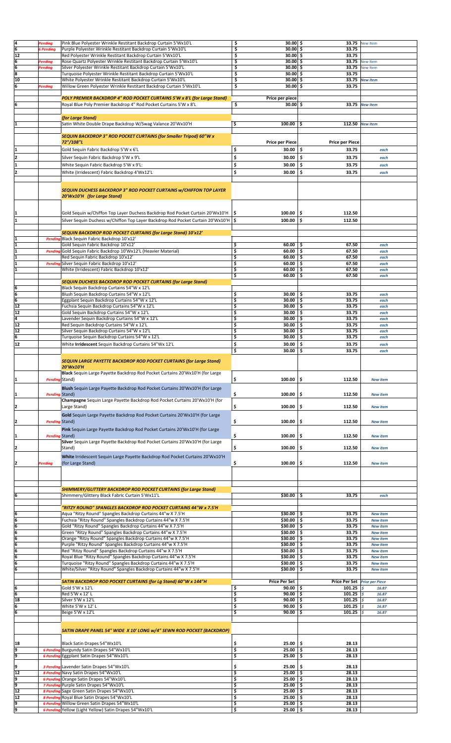| Qty | Status | Description | Price | Price | Note |
|---|---|---|---|---|---|
| 4 | Pending | Pink Blue Polyester Wrinkle Restitant Backdrop Curtain 5'Wx10'L | $ 30.00 | $ 33.75 | New Item |
| 6 | 6 Pending | Purple Polyester Wrinkle Restitant Backdrop Curtain 5'Wx10'L | $ 30.00 | $ 33.75 | |
| 12 | | Red Polyester Wrinkle Restitant Backdrop Curtain 5'Wx10'L | $ 30.00 | $ 33.75 | |
| 6 | Pending | Rose Quartz Polyester Wrinkle Restitant Backdrop Curtain 5'Wx10'L | $ 30.00 | $ 33.75 | New Item |
| 6 | Pending | Silver Polyester Wrinkle Restitant Backdrop Curtain 5'Wx10'L | $ 30.00 | $ 33.75 | New Item |
| 8 | | Turquoise Polyester Wrinkle Restitant Backdrop Curtain 5'Wx10'L | $ 30.00 | $ 33.75 | |
| 10 | | White Polyester Wrinkle Restitant Backdrop Curtain 5'Wx10'L | $ 30.00 | $ 33.75 | New Item |
| 6 | Pending | Willow Green Polyester Wrinkle Restitant Backdrop Curtain 5'Wx10'L | $ 30.00 | $ 33.75 | |
| | | ***POLY PREMIER BACKDROP 4" ROD POCKET CURTAINS 5'W x 8'L (for Large Stand)*** | Price per piece | | |
| 6 | | Royal Blue Poly Premier Backdrop 4" Rod Pocket Curtains 5'W x 8'L | $ 30.00 | $ 33.75 | New Item |
| | | ***(for Large Stand)*** | | | |
| 1 | | Satin White Double Drape Backdrop W/Swag Valance 20'Wx10'H | $ 100.00 | $ 112.50 | New Item |
| | | ***SEQUIN BACKDROP 3" ROD POCKET CURTAINS (for Smaller Tripod) 60"W x 72"/108"L*** | **Price per Piece** | **Price per Piece** | |
| 1 | | Gold Sequin Fabric Backdrop 5'W x 6'L | $ 30.00 | $ 33.75 | each |
| 2 | | Silver Sequin Fabric Backdrop 5'W x 9'L | $ 30.00 | $ 33.75 | each |
| 1 | | White Sequin Fabric Backdrop 5'W x 9'L: | $ 30.00 | $ 33.75 | each |
| 2 | | White (Irridescent) Fabric Backdrop 4'Wx12'L | $ 30.00 | $ 33.75 | each |
| | | ***SEQUIN DUCHESS BACKDROP 3" ROD POCKET CURTAINS w/CHIFFON TOP LAYER 20'Wx10'H (for Large Stand)*** | | | |
| 1 | | Gold Sequin w/Chiffon Top Layer Duchess Backdrop Rod Pocket Curtain 20'Wx10'H | $ 100.00 | $ 112.50 | |
| 1 | | Silver Sequin Duchess w/Chiffon Top Layer Backdrop Rod Pocket Curtain 20'Wx10'H | $ 100.00 | $ 112.50 | |
| | | ***SEQUIN BACKDROP ROD POCKET CURTAINS (for Large Stand) 10'x12'*** | | | |
| 1 | Pending | Black Sequin Fabric Backdrop 10'x12' | | | |
| 1 | | Gold Sequin Fabric Backdrop 10'x12' | $ 60.00 | $ 67.50 | each |
| 1 | Pending | Gold Sequin Fabric Backdrop 10'Wx12'L (Heavier Material) | $ 60.00 | $ 67.50 | each |
| 1 | | Red Sequin Fabric Backdrop 10'x12' | $ 60.00 | $ 67.50 | each |
| 1 | Pending | Silver Sequin Fabric Backdrop 10'x12' | $ 60.00 | $ 67.50 | each |
| 1 | | White (Irridescent) Fabric Backdrop 10'x12' | $ 60.00 | $ 67.50 | each |
| | | | $ 60.00 | $ 67.50 | each |
| | | ***SEQUIN DUCHESS BACKDROP ROD POCKET CURTAINS (for Large Stand)*** | | | |
| 6 | | Black Sequin Backdrop Curtains 54"W x 12'L | | | |
| 6 | | Blush Sequin Backdrop Curtains 54"W x 12'L | $ 30.00 | $ 33.75 | each |
| 6 | | Eggplant Sequin Backdrop Curtains 54"W x 12'L | $ 30.00 | $ 33.75 | each |
| 12 | | Fuchsia Sequin Backdrop Curtains 54"W x 12'L | $ 30.00 | $ 33.75 | each |
| 12 | | Gold Sequin Backdrop Curtains 54"W x 12'L | $ 30.00 | $ 33.75 | each |
| 4 | | Lavender Sequin Backdrop Curtains 54"W x 12'L | $ 30.00 | $ 33.75 | each |
| 12 | | Red Sequin Backdrop Curtains 54"W x 12'L | $ 30.00 | $ 33.75 | each |
| 12 | | Silver Sequin Backdrop Curtains 54"W x 12'L | $ 30.00 | $ 33.75 | each |
| 6 | | Turquoise Sequin Backdrop Curtains 54"W x 12'L | $ 30.00 | $ 33.75 | each |
| 12 | | White **Irridescent** Sequin Backdrop Curtains 54"Wx 12'L | $ 30.00 | $ 33.75 | each |
| | | | $ 30.00 | $ 33.75 | each |
| | | ***SEQUIN LARGE PAYETTE BACKDROP ROD POCKET CURTAINS (for Large Stand) 20'Wx10'H*** | | | |
| 1 | Pending | **Black** Sequin Large Payette Backdrop Rod Pocket Curtains 20'Wx10'H (for Large Stand) | $ 100.00 | $ 112.50 | New item |
| 1 | Pending | **Blush** Sequin Large Payette Backdrop Rod Pocket Curtains 20'Wx10'H (for Large Stand) | $ 100.00 | $ 112.50 | New item |
| 2 | | **Champagne** Sequin Large Payette Backdrop Rod Pocket Curtains 20'Wx10'H (for Large Stand) | $ 100.00 | $ 112.50 | New item |
| 2 | Pending | **Gold** Sequin Large Payette Backdrop Rod Pocket Curtains 20'Wx10'H (for Large Stand) | $ 100.00 | $ 112.50 | New item |
| 1 | Pending | **Pink** Sequin Large Payette Backdrop Rod Pocket Curtains 20'Wx10'H (for Large Stand) | $ 100.00 | $ 112.50 | New item |
| 2 | | **Silver** Sequin Large Payette Backdrop Rod Pocket Curtains 20'Wx10'H (for Large Stand) | $ 100.00 | $ 112.50 | New item |
| 2 | Pending | **White** Irridescent Sequin Large Payette Backdrop Rod Pocket Curtains 20'Wx10'H (for Large Stand) | $ 100.00 | $ 112.50 | New item |
| | | ***SHIMMERY/GLITTERY BACKDROP ROD POCKET CURTAINS (for Large Stand)*** | | | |
| 6 | | Shimmery/Glittery Black Fabric Curtain 5'Wx11'L | $30.00 | $ 33.75 | each |
| | | ***"RITZY ROUND" SPANGLES BACKDROP ROD POCKET CURTAINS 44"W x 7.5'H*** | | | |
| 6 | | Aqua "Ritzy Round" Spangles Backdrop Curtains 44"w X 7.5'H | $30.00 | $ 33.75 | New item |
| 6 | | Fuchsia "Ritzy Round" Spangles Backdrop Curtains 44"w X 7.5'H | $30.00 | $ 33.75 | New item |
| 6 | | Gold "Ritzy Round" Spangles Backdrop Curtains 44"w X 7.5'H | $30.00 | $ 33.75 | New item |
| 6 | | Green "Ritzy Round" Spangles Backdrop Curtains 44"w X 7.5'H | $30.00 | $ 33.75 | New item |
| 6 | | Orange "Ritzy Round" Spangles Backdrop Curtains 44"w X 7.5'H | $30.00 | $ 33.75 | New item |
| 6 | | Purple "Ritzy Round" Spangles Backdrop Curtains 44"w X 7.5'H | $30.00 | $ 33.75 | New item |
| 6 | | Red "Ritzy Round" Spangles Backdrop Curtains 44"w X 7.5'H | $30.00 | $ 33.75 | New item |
| 6 | | Royal Blue "Ritzy Round" Spangles Backdrop Curtains 44"w X 7.5'H | $30.00 | $ 33.75 | New item |
| 6 | | Turquoise "Ritzy Round" Spangles Backdrop Curtains 44"w X 7.5'H | $30.00 | $ 33.75 | New item |
| 6 | | White/Silver "Ritzy Round" Spangles Backdrop Curtains 44"w X 7.5'H | $30.00 | $ 33.75 | New item |
| | | ***SATIN BACKDROP ROD POCKET CURTAINS (for Lg Stand) 60"W x 144"H*** | **Price Per Set** | **Price Per Set** | ***Price per Piece*** |
| 6 | | Gold 5'W x 12'L | $ 90.00 | $ 101.25 | $ 16.87 |
| 6 | | Red 5'W x 12' L | $ 90.00 | $ 101.25 | $ 16.87 |
| 18 | | Silver 5'W x 12'L | $ 90.00 | $ 101.25 | $ 16.87 |
| 6 | | White 5'W x 12' L | $ 90.00 | $ 101.25 | $ 16.87 |
| 6 | | Beige 5'W x 12'L | $ 90.00 | $ 101.25 | $ 16.87 |
| | | ***SATIN DRAPE PANEL 54" WIDE X 10' LONG w/4" SEWN ROD POCKET (BACKDROP)*** | | | |
| 18 | | Black Satin Drapes 54"Wx10'L | $ 25.00 | $ 28.13 | |
| 9 | 6 Pending | Burgundy Satin Drapes 54"Wx10'L | $ 25.00 | $ 28.13 | |
| 9 | 6 Pending | Eggplant Satin Drapes 54"Wx10'L | $ 25.00 | $ 28.13 | |
| 9 | 3 Pending | Lavender Satin Drapes 54"Wx10'L | $ 25.00 | $ 28.13 | |
| 12 | 8 Pending | Navy Satin Drapes 54"Wx10'L | $ 25.00 | $ 28.13 | |
| 9 | 6 Pending | Orange Satin Drapes 54"Wx10'L | $ 25.00 | $ 28.13 | |
| 9 | 7 Pending | Purple Satin Drapes 54"Wx10'L | $ 25.00 | $ 28.13 | |
| 12 | 8 Pending | Sage Green Satin Drapes 54"Wx10'L | $ 25.00 | $ 28.13 | |
| 12 | 8 Pending | Royal Blue Satin Drapes 54"Wx10'L | $ 25.00 | $ 28.13 | |
| 9 | 6 Pending | Willow Green Satin Drapes 54"Wx10'L | $ 25.00 | $ 28.13 | |
| 9 | 6 Pending | Yellow (Light Yellow) Satin Drapes 54"Wx10'L | $ 25.00 | $ 28.13 | |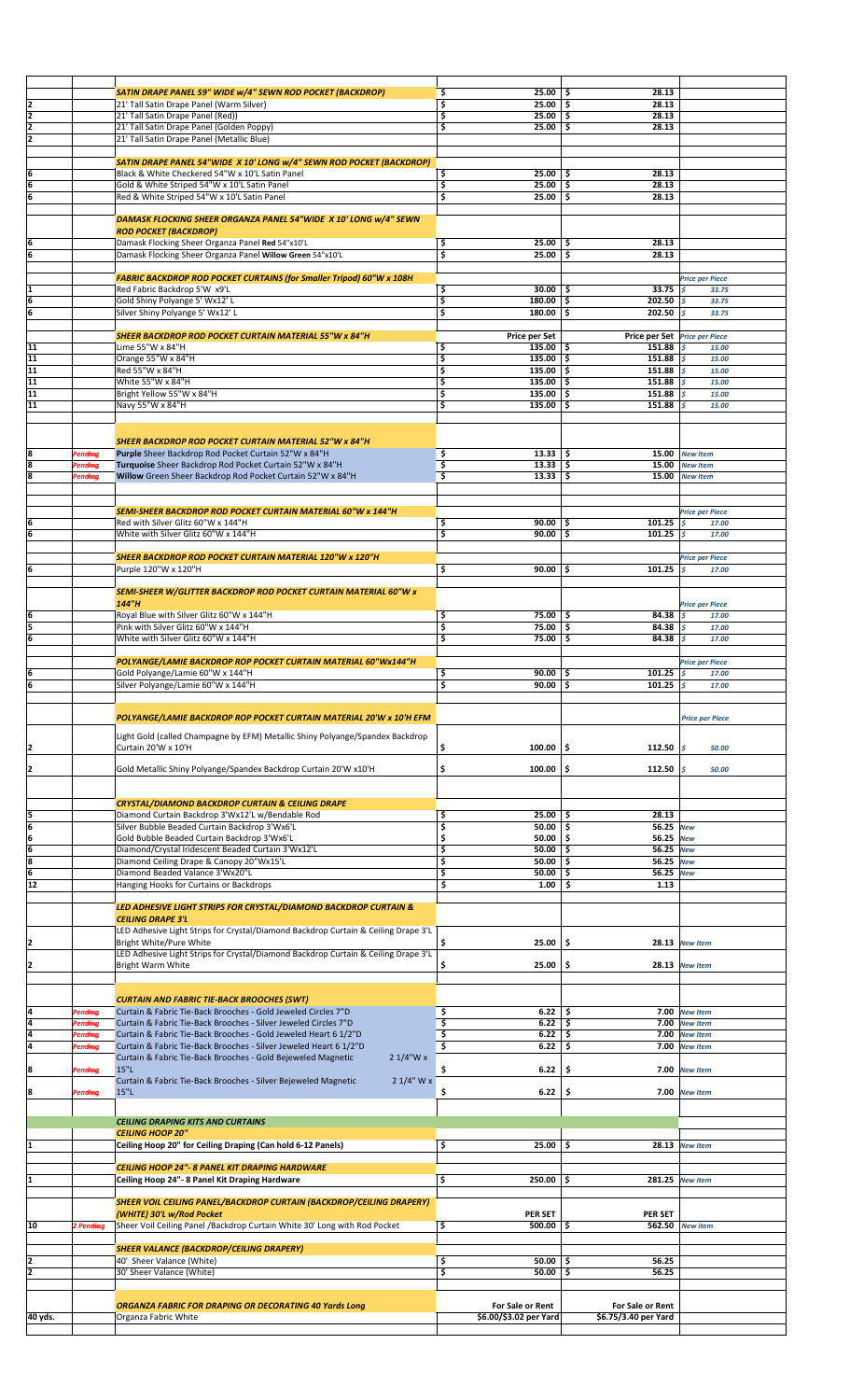| | | | | | |
|---|---|---|---|---|---|
| | | ***SATIN DRAPE PANEL 59" WIDE w/4" SEWN ROD POCKET (BACKDROP)*** | $ 25.00 | $ 28.13 | |
| 2 | | 21' Tall Satin Drape Panel (Warm Silver) | $ 25.00 | $ 28.13 | |
| 2 | | 21' Tall Satin Drape Panel (Red)) | $ 25.00 | $ 28.13 | |
| 2 | | 21' Tall Satin Drape Panel (Golden Poppy) | $ 25.00 | $ 28.13 | |
| 2 | | 21' Tall Satin Drape Panel (Metallic Blue) | | | |
| | | ***SATIN DRAPE PANEL 54"WIDE X 10' LONG w/4" SEWN ROD POCKET (BACKDROP)*** | | | |
| 6 | | Black & White Checkered 54"W x 10'L Satin Panel | $ 25.00 | $ 28.13 | |
| 6 | | Gold & White Striped 54"W x 10'L Satin Panel | $ 25.00 | $ 28.13 | |
| 6 | | Red & White Striped 54"W x 10'L Satin Panel | $ 25.00 | $ 28.13 | |
| | | ***DAMASK FLOCKING SHEER ORGANZA PANEL 54"WIDE X 10' LONG w/4" SEWN ROD POCKET (BACKDROP)*** | | | |
| 6 | | Damask Flocking Sheer Organza Panel **Red** 54"x10'L | $ 25.00 | $ 28.13 | |
| 6 | | Damask Flocking Sheer Organza Panel **Willow Green** 54"x10'L | $ 25.00 | $ 28.13 | |
| | | ***FABRIC BACKDROP ROD POCKET CURTAINS (for Smaller Tripod) 60"W x 108H*** | | | *Price per Piece* |
| 1 | | Red Fabric Backdrop 5'W x9'L | $ 30.00 | $ 33.75 | $ 33.75 |
| 6 | | Gold Shiny Polyange 5' Wx12' L | $ 180.00 | $ 202.50 | $ 33.75 |
| 6 | | Silver Shiny Polyange 5' Wx12' L | $ 180.00 | $ 202.50 | $ 33.75 |
| | | ***SHEER BACKDROP ROD POCKET CURTAIN MATERIAL 55"W x 84"H*** | **Price per Set** | **Price per Set** | *Price per Piece* |
| 11 | | Lime 55"W x 84"H | $ 135.00 | $ 151.88 | $ 15.00 |
| 11 | | Orange 55"W x 84"H | $ 135.00 | $ 151.88 | $ 15.00 |
| 11 | | Red 55"W x 84"H | $ 135.00 | $ 151.88 | $ 15.00 |
| 11 | | White 55"W x 84"H | $ 135.00 | $ 151.88 | $ 15.00 |
| 11 | | Bright Yellow 55"W x 84"H | $ 135.00 | $ 151.88 | $ 15.00 |
| 11 | | Navy 55"W x 84"H | $ 135.00 | $ 151.88 | $ 15.00 |
| | | ***SHEER BACKDROP ROD POCKET CURTAIN MATERIAL 52"W x 84"H*** | | | |
| 8 | *Pending* | **Purple** Sheer Backdrop Rod Pocket Curtain 52"W x 84"H | $ 13.33 | $ 15.00 | *New Item* |
| 8 | *Pending* | **Turquoise** Sheer Backdrop Rod Pocket Curtain 52"W x 84"H | $ 13.33 | $ 15.00 | *New Item* |
| 8 | *Pending* | **Willow** Green Sheer Backdrop Rod Pocket Curtain 52"W x 84"H | $ 13.33 | $ 15.00 | *New Item* |
| | | ***SEMI-SHEER BACKDROP ROD POCKET CURTAIN MATERIAL 60"W x 144"H*** | | | *Price per Piece* |
| 6 | | Red with Silver Glitz 60"W x 144"H | $ 90.00 | $ 101.25 | $ 17.00 |
| 6 | | White with Silver Glitz 60"W x 144"H | $ 90.00 | $ 101.25 | $ 17.00 |
| | | ***SHEER BACKDROP ROD POCKET CURTAIN MATERIAL 120"W x 120"H*** | | | *Price per Piece* |
| 6 | | Purple 120"W x 120"H | $ 90.00 | $ 101.25 | $ 17.00 |
| | | ***SEMI-SHEER W/GLITTER BACKDROP ROD POCKET CURTAIN MATERIAL 60"W x 144"H*** | | | *Price per Piece* |
| 6 | | Royal Blue with Silver Glitz 60"W x 144"H | $ 75.00 | $ 84.38 | $ 17.00 |
| 5 | | Pink with Silver Glitz 60"W x 144"H | $ 75.00 | $ 84.38 | $ 17.00 |
| 6 | | White with Silver Glitz 60"W x 144"H | $ 75.00 | $ 84.38 | $ 17.00 |
| | | ***POLYANGE/LAMIE BACKDROP ROP POCKET CURTAIN MATERIAL 60"Wx144"H*** | | | *Price per Piece* |
| 6 | | Gold Polyange/Lamie 60"W x 144"H | $ 90.00 | $ 101.25 | $ 17.00 |
| 6 | | Silver Polyange/Lamie 60"W x 144"H | $ 90.00 | $ 101.25 | $ 17.00 |
| | | ***POLYANGE/LAMIE BACKDROP ROP POCKET CURTAIN MATERIAL 20'W x 10'H EFM*** | | | *Price per Piece* |
| 2 | | Light Gold (called Champagne by EFM) Metallic Shiny Polyange/Spandex Backdrop Curtain 20'W x 10'H | $ 100.00 | $ 112.50 | $ 50.00 |
| 2 | | Gold Metallic Shiny Polyange/Spandex Backdrop Curtain 20'W x10'H | $ 100.00 | $ 112.50 | $ 50.00 |
| | | ***CRYSTAL/DIAMOND BACKDROP CURTAIN & CEILING DRAPE*** | | | |
| 5 | | Diamond Curtain Backdrop 3'Wx12'L w/Bendable Rod | $ 25.00 | $ 28.13 | |
| 6 | | Silver Bubble Beaded Curtain Backdrop 3'Wx6'L | $ 50.00 | $ 56.25 | *New* |
| 6 | | Gold Bubble Beaded Curtain Backdrop 3'Wx6'L | $ 50.00 | $ 56.25 | *New* |
| 6 | | Diamond/Crystal Iridescent Beaded Curtain 3'Wx12'L | $ 50.00 | $ 56.25 | *New* |
| 8 | | Diamond Ceiling Drape & Canopy 20"Wx15'L | $ 50.00 | $ 56.25 | *New* |
| 6 | | Diamond Beaded Valance 3'Wx20"L | $ 50.00 | $ 56.25 | *New* |
| 12 | | Hanging Hooks for Curtains or Backdrops | $ 1.00 | $ 1.13 | |
| | | ***LED ADHESIVE LIGHT STRIPS FOR CRYSTAL/DIAMOND BACKDROP CURTAIN & CEILING DRAPE 3'L*** | | | |
| 2 | | LED Adhesive Light Strips for Crystal/Diamond Backdrop Curtain & Ceiling Drape 3'L Bright White/Pure White | $ 25.00 | $ 28.13 | *New Item* |
| 2 | | LED Adhesive Light Strips for Crystal/Diamond Backdrop Curtain & Ceiling Drape 3'L Bright Warm White | $ 25.00 | $ 28.13 | *New Item* |
| | | ***CURTAIN AND FABRIC TIE-BACK BROOCHES (SWT)*** | | | |
| 4 | *Pending* | Curtain & Fabric Tie-Back Brooches - Gold Jeweled Circles 7"D | $ 6.22 | $ 7.00 | *New Item* |
| 4 | *Pending* | Curtain & Fabric Tie-Back Brooches - Silver Jeweled Circles 7"D | $ 6.22 | $ 7.00 | *New Item* |
| 4 | *Pending* | Curtain & Fabric Tie-Back Brooches - Gold Jeweled Heart 6 1/2"D | $ 6.22 | $ 7.00 | *New Item* |
| 4 | *Pending* | Curtain & Fabric Tie-Back Brooches - Silver Jeweled Heart 6 1/2"D | $ 6.22 | $ 7.00 | *New Item* |
| 8 | *Pending* | Curtain & Fabric Tie-Back Brooches - Gold Bejeweled Magnetic 2 1/4"W x 15"L | $ 6.22 | $ 7.00 | *New Item* |
| 8 | *Pending* | Curtain & Fabric Tie-Back Brooches - Silver Bejeweled Magnetic 2 1/4" W x 15"L | $ 6.22 | $ 7.00 | *New Item* |
| | | ***CEILING DRAPING KITS AND CURTAINS*** | | | |
| | | ***CEILING HOOP 20"*** | | | |
| 1 | | **Ceiling Hoop 20" for Ceiling Draping (Can hold 6-12 Panels)** | $ 25.00 | $ 28.13 | *New Item* |
| | | ***CEILING HOOP 24"- 8 PANEL KIT DRAPING HARDWARE*** | | | |
| 1 | | **Ceiling Hoop 24"- 8 Panel Kit Draping Hardware** | $ 250.00 | $ 281.25 | *New Item* |
| | | ***SHEER VOIL CEILING PANEL/BACKDROP CURTAIN (BACKDROP/CEILING DRAPERY) (WHITE) 30'L w/Rod Pocket*** | **PER SET** | **PER SET** | |
| 10 | *2 Pending* | Sheer Voil Ceiling Panel /Backdrop Curtain White 30' Long with Rod Pocket | $ 500.00 | $ 562.50 | *New Item* |
| | | ***SHEER VALANCE (BACKDROP/CEILING DRAPERY)*** | | | |
| 2 | | 40' Sheer Valance (White) | $ 50.00 | $ 56.25 | |
| 2 | | 30' Sheer Valance (White) | $ 50.00 | $ 56.25 | |
| | | ***ORGANZA FABRIC FOR DRAPING OR DECORATING 40 Yards Long*** | **For Sale or Rent** | **For Sale or Rent** | |
| 40 yds. | | Organza Fabric White | **$6.00/$3.02 per Yard** | **$6.75/3.40 per Yard** | |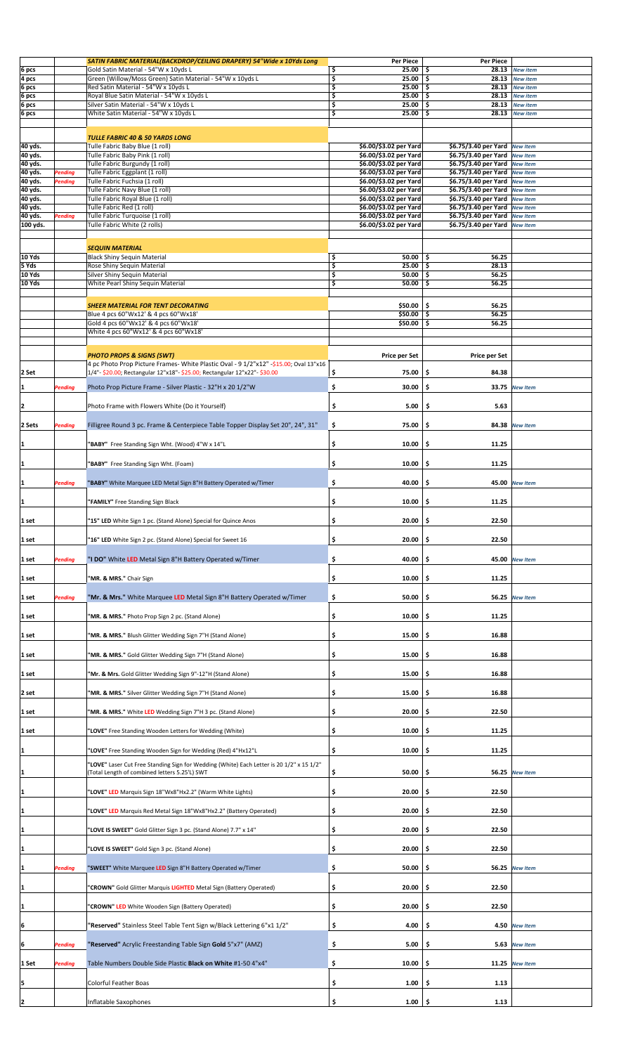| | | SATIN FABRIC MATERIAL(BACKDROP/CEILING DRAPERY) 54"Wide x 10Yds Long | Per Piece | Per Piece | |
|---|---|---|---|---|---|
| 6 pcs | | Gold Satin Material - 54"W x 10yds L | $ 25.00 | $ 28.13 | New item |
| 4 pcs | | Green (Willow/Moss Green) Satin Material - 54"W x 10yds L | $ 25.00 | $ 28.13 | New item |
| 6 pcs | | Red Satin Material - 54"W x 10yds L | $ 25.00 | $ 28.13 | New item |
| 6 pcs | | Royal Blue Satin Material - 54"W x 10yds L | $ 25.00 | $ 28.13 | New item |
| 6 pcs | | Silver Satin Material - 54"W x 10yds L | $ 25.00 | $ 28.13 | New item |
| 6 pcs | | White Satin Material - 54"W x 10yds L | $ 25.00 | $ 28.13 | New item |
| | | | | | |
| | | TULLE FABRIC 40 & 50 YARDS LONG | | | |
| 40 yds. | | Tulle Fabric Baby Blue (1 roll) | $6.00/$3.02 per Yard | $6.75/3.40 per Yard | New Item |
| 40 yds. | | Tulle Fabric Baby Pink (1 roll) | $6.00/$3.02 per Yard | $6.75/3.40 per Yard | New Item |
| 40 yds. | | Tulle Fabric Burgundy (1 roll) | $6.00/$3.02 per Yard | $6.75/3.40 per Yard | New Item |
| 40 yds. | Pending | Tulle Fabric Eggplant (1 roll) | $6.00/$3.02 per Yard | $6.75/3.40 per Yard | New Item |
| 40 yds. | Pending | Tulle Fabric Fuchsia (1 roll) | $6.00/$3.02 per Yard | $6.75/3.40 per Yard | New Item |
| 40 yds. | | Tulle Fabric Navy Blue (1 roll) | $6.00/$3.02 per Yard | $6.75/3.40 per Yard | New Item |
| 40 yds. | | Tulle Fabric Royal Blue (1 roll) | $6.00/$3.02 per Yard | $6.75/3.40 per Yard | New Item |
| 40 yds. | | Tulle Fabric Red (1 roll) | $6.00/$3.02 per Yard | $6.75/3.40 per Yard | New Item |
| 40 yds. | Pending | Tulle Fabric Turquoise (1 roll) | $6.00/$3.02 per Yard | $6.75/3.40 per Yard | New Item |
| 100 yds. | | Tulle Fabric White (2 rolls) | $6.00/$3.02 per Yard | $6.75/3.40 per Yard | New Item |
| | | | | | |
| | | SEQUIN MATERIAL | | | |
| 10 Yds | | Black Shiny Sequin Material | $ 50.00 | $ 56.25 | |
| 5 Yds | | Rose Shiny Sequin Material | $ 25.00 | $ 28.13 | |
| 10 Yds | | Silver Shiny Sequin Material | $ 50.00 | $ 56.25 | |
| 10 Yds | | White Pearl Shiny Sequin Material | $ 50.00 | $ 56.25 | |
| | | | | | |
| | | SHEER MATERIAL FOR TENT DECORATING | $50.00 | $ 56.25 | |
| | | Blue 4 pcs 60"Wx12' & 4 pcs 60"Wx18' | $50.00 | $ 56.25 | |
| | | Gold 4 pcs 60"Wx12' & 4 pcs 60"Wx18' | $50.00 | $ 56.25 | |
| | | White 4 pcs 60"Wx12' & 4 pcs 60"Wx18' | | | |
| | | | | | |
| | | PHOTO PROPS & SIGNS (SWT) | Price per Set | Price per Set | |
| 2 Set | | 4 pc Photo Prop Picture Frames- White Plastic Oval - 9 1/2"x12" -$15.00; Oval 13"x16 1/4"- $20.00; Rectangular 12"x18"- $25.00; Rectangular 12"x22"- $30.00 | $ 75.00 | $ 84.38 | |
| 1 | Pending | Photo Prop Picture Frame - Silver Plastic - 32"H x 20 1/2"W | $ 30.00 | $ 33.75 | New Item |
| 2 | | Photo Frame with Flowers White (Do it Yourself) | $ 5.00 | $ 5.63 | |
| 2 Sets | Pending | Filligree Round 3 pc. Frame & Centerpiece Table Topper Display Set 20", 24", 31" | $ 75.00 | $ 84.38 | New Item |
| 1 | | "BABY" Free Standing Sign Wht. (Wood) 4"W x 14"L | $ 10.00 | $ 11.25 | |
| 1 | | "BABY" Free Standing Sign Wht. (Foam) | $ 10.00 | $ 11.25 | |
| 1 | Pending | "BABY" White Marquee LED Metal Sign 8"H Battery Operated w/Timer | $ 40.00 | $ 45.00 | New Item |
| 1 | | "FAMILY" Free Standing Sign Black | $ 10.00 | $ 11.25 | |
| 1 set | | "15" LED White Sign 1 pc. (Stand Alone) Special for Quince Anos | $ 20.00 | $ 22.50 | |
| 1 set | | "16" LED White Sign 2 pc. (Stand Alone) Special for Sweet 16 | $ 20.00 | $ 22.50 | |
| 1 set | Pending | "I DO" White LED Metal Sign 8"H Battery Operated w/Timer | $ 40.00 | $ 45.00 | New Item |
| 1 set | | "MR. & MRS." Chair Sign | $ 10.00 | $ 11.25 | |
| 1 set | Pending | "Mr. & Mrs." White Marquee LED Metal Sign 8"H Battery Operated w/Timer | $ 50.00 | $ 56.25 | New Item |
| 1 set | | "MR. & MRS." Photo Prop Sign 2 pc. (Stand Alone) | $ 10.00 | $ 11.25 | |
| 1 set | | "MR. & MRS." Blush Glitter Wedding Sign 7"H (Stand Alone) | $ 15.00 | $ 16.88 | |
| 1 set | | "MR. & MRS." Gold Glitter Wedding Sign 7"H (Stand Alone) | $ 15.00 | $ 16.88 | |
| 1 set | | "Mr. & Mrs. Gold Glitter Wedding Sign 9"-12"H (Stand Alone) | $ 15.00 | $ 16.88 | |
| 2 set | | "MR. & MRS." Silver Glitter Wedding Sign 7"H (Stand Alone) | $ 15.00 | $ 16.88 | |
| 1 set | | "MR. & MRS." White LED Wedding Sign 7"H 3 pc. (Stand Alone) | $ 20.00 | $ 22.50 | |
| 1 set | | "LOVE" Free Standing Wooden Letters for Wedding (White) | $ 10.00 | $ 11.25 | |
| 1 | | "LOVE" Free Standing Wooden Sign for Wedding (Red) 4"Hx12"L | $ 10.00 | $ 11.25 | |
| 1 | | "LOVE" Laser Cut Free Standing Sign for Wedding (White) Each Letter is 20 1/2" x 15 1/2" (Total Length of combined letters 5.25'L) SWT | $ 50.00 | $ 56.25 | New Item |
| 1 | | "LOVE" LED Marquis Sign 18"Wx8"Hx2.2" (Warm White Lights) | $ 20.00 | $ 22.50 | |
| 1 | | "LOVE" LED Marquis Red Metal Sign 18"Wx8"Hx2.2" (Battery Operated) | $ 20.00 | $ 22.50 | |
| 1 | | "LOVE IS SWEET" Gold Glitter Sign 3 pc. (Stand Alone) 7.7" x 14" | $ 20.00 | $ 22.50 | |
| 1 | | "LOVE IS SWEET" Gold Sign 3 pc. (Stand Alone) | $ 20.00 | $ 22.50 | |
| 1 | Pending | "SWEET" White Marquee LED Sign 8"H Battery Operated w/Timer | $ 50.00 | $ 56.25 | New Item |
| 1 | | "CROWN" Gold Glitter Marquis LIGHTED Metal Sign (Battery Operated) | $ 20.00 | $ 22.50 | |
| 1 | | "CROWN" LED White Wooden Sign (Battery Operated) | $ 20.00 | $ 22.50 | |
| 6 | | "Reserved" Stainless Steel Table Tent Sign w/Black Lettering 6"x1 1/2" | $ 4.00 | $ 4.50 | New Item |
| 6 | Pending | "Reserved" Acrylic Freestanding Table Sign Gold 5"x7" (AMZ) | $ 5.00 | $ 5.63 | New Item |
| 1 Set | Pending | Table Numbers Double Side Plastic Black on White #1-50 4"x4" | $ 10.00 | $ 11.25 | New Item |
| 5 | | Colorful Feather Boas | $ 1.00 | $ 1.13 | |
| 2 | | Inflatable Saxophones | $ 1.00 | $ 1.13 | |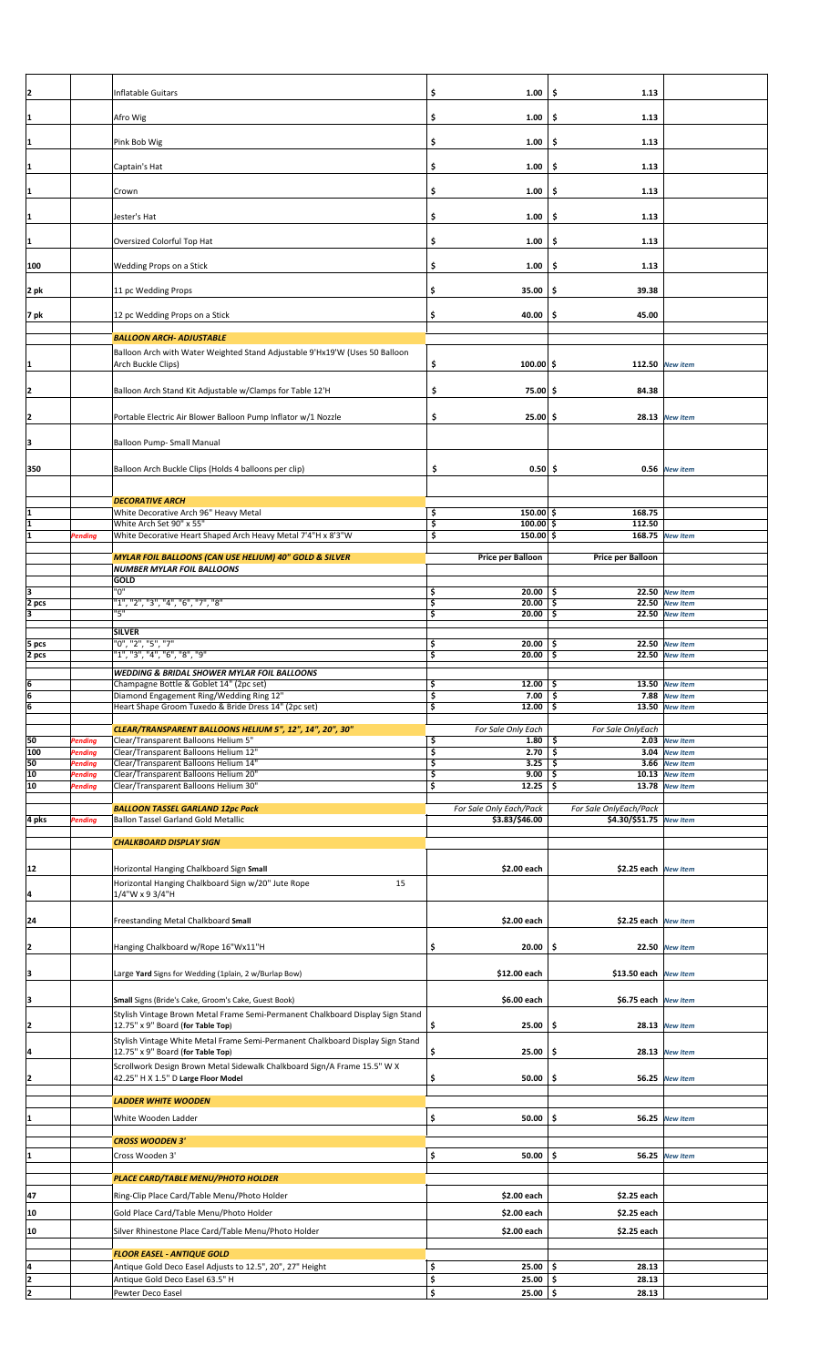| | | | | | |
|---|---|---|---|---|---|
| 2 | | Inflatable Guitars | $ 1.00 | $ 1.13 | |
| 1 | | Afro Wig | $ 1.00 | $ 1.13 | |
| 1 | | Pink Bob Wig | $ 1.00 | $ 1.13 | |
| 1 | | Captain's Hat | $ 1.00 | $ 1.13 | |
| 1 | | Crown | $ 1.00 | $ 1.13 | |
| 1 | | Jester's Hat | $ 1.00 | $ 1.13 | |
| 1 | | Oversized Colorful Top Hat | $ 1.00 | $ 1.13 | |
| 100 | | Wedding Props on a Stick | $ 1.00 | $ 1.13 | |
| 2 pk | | 11 pc Wedding Props | $ 35.00 | $ 39.38 | |
| 7 pk | | 12 pc Wedding Props on a Stick | $ 40.00 | $ 45.00 | |
| | | ***BALLOON ARCH- ADJUSTABLE*** | | | |
| 1 | | Balloon Arch with Water Weighted Stand Adjustable 9'Hx19'W (Uses 50 Balloon Arch Buckle Clips) | $ 100.00 | $ 112.50 | *New item* |
| 2 | | Balloon Arch Stand Kit Adjustable w/Clamps for Table 12'H | $ 75.00 | $ 84.38 | |
| 2 | | Portable Electric Air Blower Balloon Pump Inflator w/1 Nozzle | $ 25.00 | $ 28.13 | *New item* |
| 3 | | Balloon Pump- Small Manual | | | |
| 350 | | Balloon Arch Buckle Clips (Holds 4 balloons per clip) | $ 0.50 | $ 0.56 | *New item* |
| | | ***DECORATIVE ARCH*** | | | |
| 1 | | White Decorative Arch 96" Heavy Metal | $ 150.00 | $ 168.75 | |
| 1 | | White Arch Set 90" x 55" | $ 100.00 | $ 112.50 | |
| 1 | *Pending* | White Decorative Heart Shaped Arch Heavy Metal 7'4"H x 8'3"W | $ 150.00 | $ 168.75 | *New Item* |
| | | ***MYLAR FOIL BALLOONS (CAN USE HELIUM) 40" GOLD & SILVER*** | **Price per Balloon** | **Price per Balloon** | |
| | | ***NUMBER MYLAR FOIL BALLOONS*** | | | |
| | | **GOLD** | | | |
| 3 | | "0" | $ 20.00 | $ 22.50 | *New Item* |
| 2 pcs | | "1", "2", "3", "4", "6", "7", "8" | $ 20.00 | $ 22.50 | *New Item* |
| 3 | | "5" | $ 20.00 | $ 22.50 | *New Item* |
| | | **SILVER** | | | |
| 5 pcs | | "0", "2", "5", "7" | $ 20.00 | $ 22.50 | *New Item* |
| 2 pcs | | "1", "3", "4", "6", "8", "9" | $ 20.00 | $ 22.50 | *New Item* |
| | | ***WEDDING & BRIDAL SHOWER MYLAR FOIL BALLOONS*** | | | |
| 6 | | Champagne Bottle & Goblet 14" (2pc set) | $ 12.00 | $ 13.50 | *New Item* |
| 6 | | Diamond Engagement Ring/Wedding Ring 12" | $ 7.00 | $ 7.88 | *New Item* |
| 6 | | Heart Shape Groom Tuxedo & Bride Dress 14" (2pc set) | $ 12.00 | $ 13.50 | *New Item* |
| | | ***CLEAR/TRANSPARENT BALLOONS HELIUM 5", 12", 14", 20", 30"*** | *For Sale Only Each* | *For Sale OnlyEach* | |
| 50 | *Pending* | Clear/Transparent Balloons Helium 5" | $ 1.80 | $ 2.03 | *New Item* |
| 100 | *Pending* | Clear/Transparent Balloons Helium 12" | $ 2.70 | $ 3.04 | *New Item* |
| 50 | *Pending* | Clear/Transparent Balloons Helium 14" | $ 3.25 | $ 3.66 | *New Item* |
| 10 | *Pending* | Clear/Transparent Balloons Helium 20" | $ 9.00 | $ 10.13 | *New Item* |
| 10 | *Pending* | Clear/Transparent Balloons Helium 30" | $ 12.25 | $ 13.78 | *New Item* |
| | | ***BALLOON TASSEL GARLAND 12pc Pack*** | *For Sale Only Each/Pack* | *For Sale OnlyEach/Pack* | |
| 4 pks | *Pending* | Ballon Tassel Garland Gold Metallic | $3.83/$46.00 | $4.30/$51.75 | *New Item* |
| | | ***CHALKBOARD DISPLAY SIGN*** | | | |
| 12 | | Horizontal Hanging Chalkboard Sign **Small** | $2.00 each | $2.25 each | *New Item* |
| 4 | | Horizontal Hanging Chalkboard Sign w/20" Jute Rope 15 1/4"W x 9 3/4"H | | | |
| 24 | | Freestanding Metal Chalkboard **Small** | $2.00 each | $2.25 each | *New Item* |
| 2 | | Hanging Chalkboard w/Rope 16"Wx11"H | $ 20.00 | $ 22.50 | *New Item* |
| 3 | | Large **Yard** Signs for Wedding (1plain, 2 w/Burlap Bow) | $12.00 each | $13.50 each | *New Item* |
| 3 | | **Small** Signs (Bride's Cake, Groom's Cake, Guest Book) | $6.00 each | $6.75 each | *New Item* |
| 2 | | Stylish Vintage Brown Metal Frame Semi-Permanent Chalkboard Display Sign Stand 12.75" x 9" Board **(for Table Top)** | $ 25.00 | $ 28.13 | *New Item* |
| 4 | | Stylish Vintage White Metal Frame Semi-Permanent Chalkboard Display Sign Stand 12.75" x 9" Board **(for Table Top)** | $ 25.00 | $ 28.13 | *New Item* |
| 2 | | Scrollwork Design Brown Metal Sidewalk Chalkboard Sign/A Frame 15.5" W X 42.25" H X 1.5" D **Large Floor Model** | $ 50.00 | $ 56.25 | *New Item* |
| | | ***LADDER WHITE WOODEN*** | | | |
| 1 | | White Wooden Ladder | $ 50.00 | $ 56.25 | *New Item* |
| | | ***CROSS WOODEN 3'*** | | | |
| 1 | | Cross Wooden 3' | $ 50.00 | $ 56.25 | *New Item* |
| | | ***PLACE CARD/TABLE MENU/PHOTO HOLDER*** | | | |
| 47 | | Ring-Clip Place Card/Table Menu/Photo Holder | $2.00 each | $2.25 each | |
| 10 | | Gold Place Card/Table Menu/Photo Holder | $2.00 each | $2.25 each | |
| 10 | | Silver Rhinestone Place Card/Table Menu/Photo Holder | $2.00 each | $2.25 each | |
| | | ***FLOOR EASEL - ANTIQUE GOLD*** | | | |
| 4 | | Antique Gold Deco Easel Adjusts to 12.5", 20", 27" Height | $ 25.00 | $ 28.13 | |
| 2 | | Antique Gold Deco Easel 63.5" H | $ 25.00 | $ 28.13 | |
| 2 | | Pewter Deco Easel | $ 25.00 | $ 28.13 | |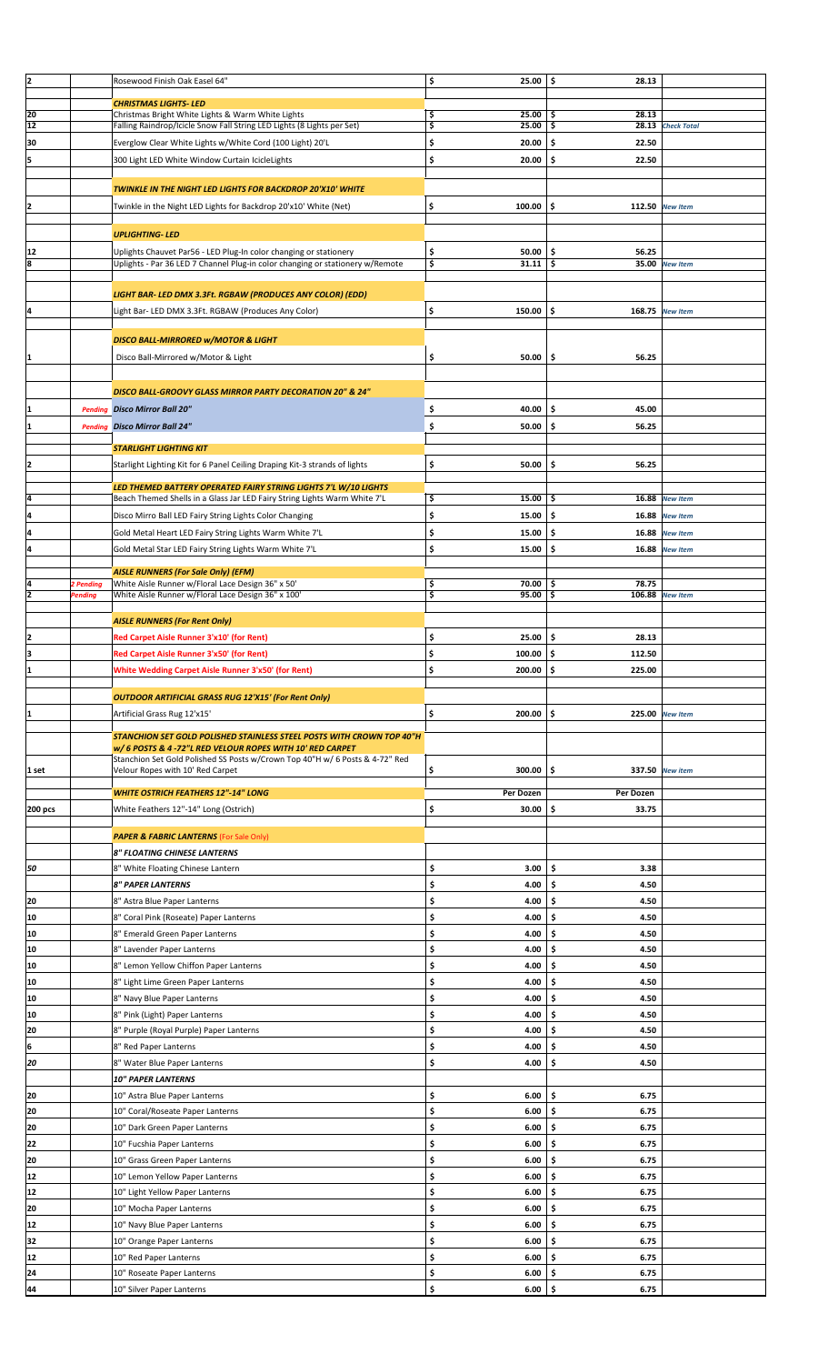| | | | | | |
|---|---|---|---|---|---|
| 2 | | Rosewood Finish Oak Easel 64" | $ 25.00 | $ 28.13 | |
| | | ***CHRISTMAS LIGHTS- LED*** | | | |
| 20 | | Christmas Bright White Lights & Warm White Lights | $ 25.00 | $ 28.13 | |
| 12 | | Falling Raindrop/Icicle Snow Fall String LED Lights (8 Lights per Set) | $ 25.00 | $ 28.13 | *Check Total* |
| 30 | | Everglow Clear White Lights w/White Cord (100 Light) 20'L | $ 20.00 | $ 22.50 | |
| 5 | | 300 Light LED White Window Curtain IcicleLights | $ 20.00 | $ 22.50 | |
| | | ***TWINKLE IN THE NIGHT LED LIGHTS FOR BACKDROP 20'X10' WHITE*** | | | |
| 2 | | Twinkle in the Night LED Lights for Backdrop 20'x10' White (Net) | $ 100.00 | $ 112.50 | *New Item* |
| | | ***UPLIGHTING- LED*** | | | |
| 12 | | Uplights Chauvet Par56 - LED Plug-In color changing or stationery | $ 50.00 | $ 56.25 | |
| 8 | | Uplights - Par 36 LED 7 Channel Plug-in color changing or stationery w/Remote | $ 31.11 | $ 35.00 | *New Item* |
| | | ***LIGHT BAR- LED DMX 3.3Ft. RGBAW (PRODUCES ANY COLOR) (EDD)*** | | | |
| 4 | | Light Bar- LED DMX 3.3Ft. RGBAW (Produces Any Color) | $ 150.00 | $ 168.75 | *New Item* |
| | | ***DISCO BALL-MIRRORED w/MOTOR & LIGHT*** | | | |
| 1 | | Disco Ball-Mirrored w/Motor & Light | $ 50.00 | $ 56.25 | |
| | | ***DISCO BALL-GROOVY GLASS MIRROR PARTY DECORATION 20" & 24"*** | | | |
| 1 | *Pending* | ***Disco Mirror Ball 20"*** | $ 40.00 | $ 45.00 | |
| 1 | *Pending* | ***Disco Mirror Ball 24"*** | $ 50.00 | $ 56.25 | |
| | | ***STARLIGHT LIGHTING KIT*** | | | |
| 2 | | Starlight Lighting Kit for 6 Panel Ceiling Draping Kit-3 strands of lights | $ 50.00 | $ 56.25 | |
| | | ***LED THEMED BATTERY OPERATED FAIRY STRING LIGHTS 7'L W/10 LIGHTS*** | | | |
| 4 | | Beach Themed Shells in a Glass Jar LED Fairy String Lights Warm White 7'L | $ 15.00 | $ 16.88 | *New Item* |
| 4 | | Disco Mirro Ball LED Fairy String Lights Color Changing | $ 15.00 | $ 16.88 | *New Item* |
| 4 | | Gold Metal Heart LED Fairy String Lights Warm White 7'L | $ 15.00 | $ 16.88 | *New Item* |
| 4 | | Gold Metal Star LED Fairy String Lights Warm White 7'L | $ 15.00 | $ 16.88 | *New Item* |
| | | ***AISLE RUNNERS (For Sale Only) (EFM)*** | | | |
| 4 | *2 Pending* | White Aisle Runner w/Floral Lace Design 36" x 50' | $ 70.00 | $ 78.75 | |
| 2 | *Pending* | White Aisle Runner w/Floral Lace Design 36" x 100' | $ 95.00 | $ 106.88 | *New Item* |
| | | ***AISLE RUNNERS (For Rent Only)*** | | | |
| 2 | | **Red Carpet Aisle Runner 3'x10' (for Rent)** | $ 25.00 | $ 28.13 | |
| 3 | | **Red Carpet Aisle Runner 3'x50' (for Rent)** | $ 100.00 | $ 112.50 | |
| 1 | | **White Wedding Carpet Aisle Runner 3'x50' (for Rent)** | $ 200.00 | $ 225.00 | |
| | | ***OUTDOOR ARTIFICIAL GRASS RUG 12'X15' (For Rent Only)*** | | | |
| 1 | | Artificial Grass Rug 12'x15' | $ 200.00 | $ 225.00 | *New Item* |
| | | ***STANCHION SET GOLD POLISHED STAINLESS STEEL POSTS WITH CROWN TOP 40"H w/ 6 POSTS & 4 -72"L RED VELOUR ROPES WITH 10' RED CARPET*** | | | |
| 1 set | | Stanchion Set Gold Polished SS Posts w/Crown Top 40"H w/ 6 Posts & 4-72" Red Velour Ropes with 10' Red Carpet | $ 300.00 | $ 337.50 | *New item* |
| | | ***WHITE OSTRICH FEATHERS 12"-14" LONG*** | **Per Dozen** | **Per Dozen** | |
| 200 pcs | | White Feathers 12"-14" Long (Ostrich) | $ 30.00 | $ 33.75 | |
| | | ***PAPER & FABRIC LANTERNS*** (For Sale Only) | | | |
| | | ***8" FLOATING CHINESE LANTERNS*** | | | |
| *50* | | 8" White Floating Chinese Lantern | $ 3.00 | $ 3.38 | |
| | | ***8" PAPER LANTERNS*** | $ 4.00 | $ 4.50 | |
| 20 | | 8" Astra Blue Paper Lanterns | $ 4.00 | $ 4.50 | |
| 10 | | 8" Coral Pink (Roseate) Paper Lanterns | $ 4.00 | $ 4.50 | |
| 10 | | 8" Emerald Green Paper Lanterns | $ 4.00 | $ 4.50 | |
| 10 | | 8" Lavender Paper Lanterns | $ 4.00 | $ 4.50 | |
| 10 | | 8" Lemon Yellow Chiffon Paper Lanterns | $ 4.00 | $ 4.50 | |
| 10 | | 8" Light Lime Green Paper Lanterns | $ 4.00 | $ 4.50 | |
| 10 | | 8" Navy Blue Paper Lanterns | $ 4.00 | $ 4.50 | |
| 10 | | 8" Pink (Light) Paper Lanterns | $ 4.00 | $ 4.50 | |
| 20 | | 8" Purple (Royal Purple) Paper Lanterns | $ 4.00 | $ 4.50 | |
| 6 | | 8" Red Paper Lanterns | $ 4.00 | $ 4.50 | |
| *20* | | 8" Water Blue Paper Lanterns | $ 4.00 | $ 4.50 | |
| | | ***10" PAPER LANTERNS*** | | | |
| 20 | | 10" Astra Blue Paper Lanterns | $ 6.00 | $ 6.75 | |
| 20 | | 10" Coral/Roseate Paper Lanterns | $ 6.00 | $ 6.75 | |
| 20 | | 10" Dark Green Paper Lanterns | $ 6.00 | $ 6.75 | |
| 22 | | 10" Fucshia Paper Lanterns | $ 6.00 | $ 6.75 | |
| 20 | | 10" Grass Green Paper Lanterns | $ 6.00 | $ 6.75 | |
| 12 | | 10" Lemon Yellow Paper Lanterns | $ 6.00 | $ 6.75 | |
| 12 | | 10" Light Yellow Paper Lanterns | $ 6.00 | $ 6.75 | |
| 20 | | 10" Mocha Paper Lanterns | $ 6.00 | $ 6.75 | |
| 12 | | 10" Navy Blue Paper Lanterns | $ 6.00 | $ 6.75 | |
| 32 | | 10" Orange Paper Lanterns | $ 6.00 | $ 6.75 | |
| 12 | | 10" Red Paper Lanterns | $ 6.00 | $ 6.75 | |
| 24 | | 10" Roseate Paper Lanterns | $ 6.00 | $ 6.75 | |
| 44 | | 10" Silver Paper Lanterns | $ 6.00 | $ 6.75 | |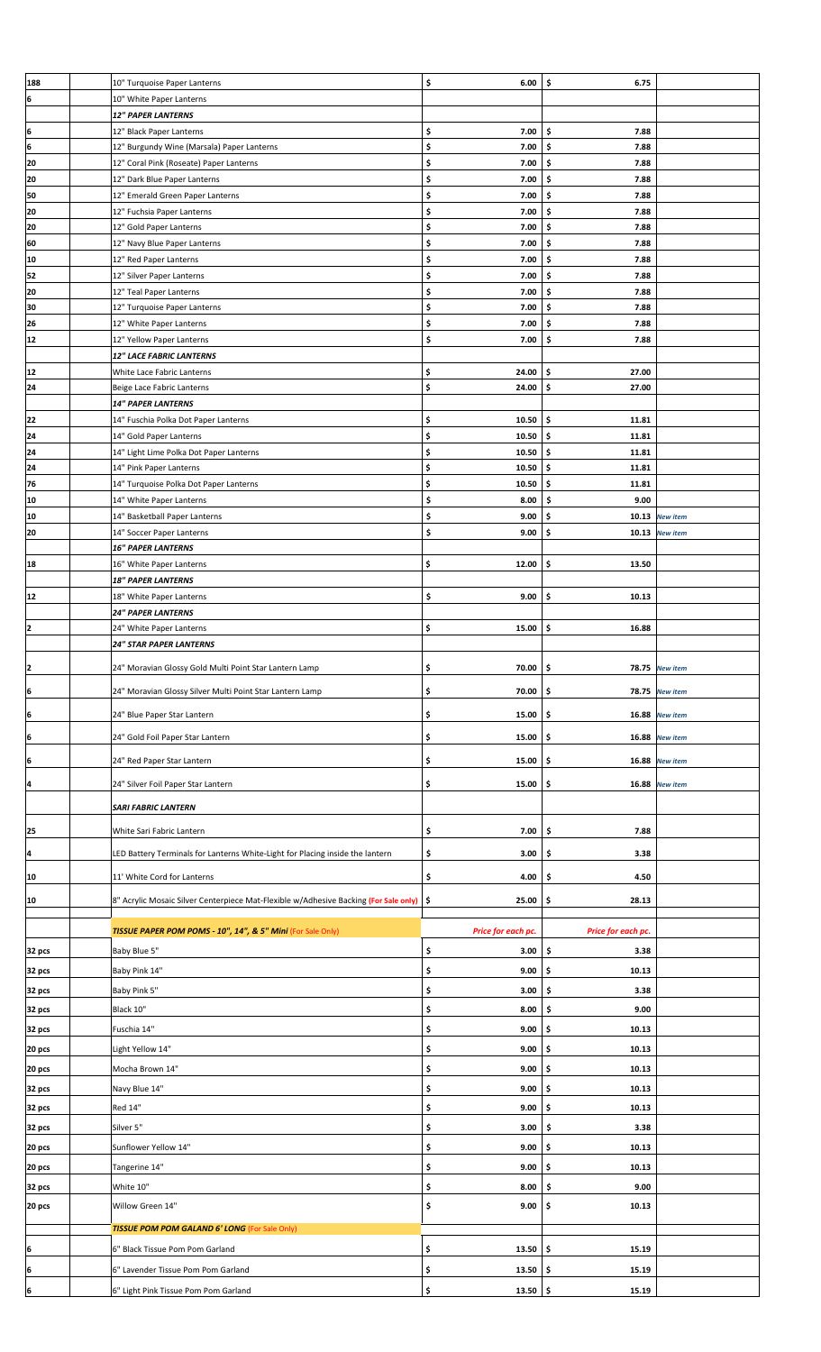| | | | | |
|---|---|---|---|---|
| 188 | 10" Turquoise Paper Lanterns | $ 6.00 | $ 6.75 | |
| 6 | 10" White Paper Lanterns | | | |
| | ***12" PAPER LANTERNS*** | | | |
| 6 | 12" Black Paper Lanterns | $ 7.00 | $ 7.88 | |
| 6 | 12" Burgundy Wine (Marsala) Paper Lanterns | $ 7.00 | $ 7.88 | |
| 20 | 12" Coral Pink (Roseate) Paper Lanterns | $ 7.00 | $ 7.88 | |
| 20 | 12" Dark Blue Paper Lanterns | $ 7.00 | $ 7.88 | |
| 50 | 12" Emerald Green Paper Lanterns | $ 7.00 | $ 7.88 | |
| 20 | 12" Fuchsia Paper Lanterns | $ 7.00 | $ 7.88 | |
| 20 | 12" Gold Paper Lanterns | $ 7.00 | $ 7.88 | |
| 60 | 12" Navy Blue Paper Lanterns | $ 7.00 | $ 7.88 | |
| 10 | 12" Red Paper Lanterns | $ 7.00 | $ 7.88 | |
| 52 | 12" Silver Paper Lanterns | $ 7.00 | $ 7.88 | |
| 20 | 12" Teal Paper Lanterns | $ 7.00 | $ 7.88 | |
| 30 | 12" Turquoise Paper Lanterns | $ 7.00 | $ 7.88 | |
| 26 | 12" White Paper Lanterns | $ 7.00 | $ 7.88 | |
| 12 | 12" Yellow Paper Lanterns | $ 7.00 | $ 7.88 | |
| | ***12" LACE FABRIC LANTERNS*** | | | |
| 12 | White Lace Fabric Lanterns | $ 24.00 | $ 27.00 | |
| 24 | Beige Lace Fabric Lanterns | $ 24.00 | $ 27.00 | |
| | ***14" PAPER LANTERNS*** | | | |
| 22 | 14" Fuschia Polka Dot Paper Lanterns | $ 10.50 | $ 11.81 | |
| 24 | 14" Gold Paper Lanterns | $ 10.50 | $ 11.81 | |
| 24 | 14" Light Lime Polka Dot Paper Lanterns | $ 10.50 | $ 11.81 | |
| 24 | 14" Pink Paper Lanterns | $ 10.50 | $ 11.81 | |
| 76 | 14" Turquoise Polka Dot Paper Lanterns | $ 10.50 | $ 11.81 | |
| 10 | 14" White Paper Lanterns | $ 8.00 | $ 9.00 | |
| 10 | 14" Basketball Paper Lanterns | $ 9.00 | $ 10.13 | *New item* |
| 20 | 14" Soccer Paper Lanterns | $ 9.00 | $ 10.13 | *New item* |
| | ***16" PAPER LANTERNS*** | | | |
| 18 | 16" White Paper Lanterns | $ 12.00 | $ 13.50 | |
| | ***18" PAPER LANTERNS*** | | | |
| 12 | 18" White Paper Lanterns | $ 9.00 | $ 10.13 | |
| | ***24" PAPER LANTERNS*** | | | |
| 2 | 24" White Paper Lanterns | $ 15.00 | $ 16.88 | |
| | ***24" STAR PAPER LANTERNS*** | | | |
| 2 | 24" Moravian Glossy Gold Multi Point Star Lantern Lamp | $ 70.00 | $ 78.75 | *New item* |
| 6 | 24" Moravian Glossy Silver Multi Point Star Lantern Lamp | $ 70.00 | $ 78.75 | *New item* |
| 6 | 24" Blue Paper Star Lantern | $ 15.00 | $ 16.88 | *New item* |
| 6 | 24" Gold Foil Paper Star Lantern | $ 15.00 | $ 16.88 | *New item* |
| 6 | 24" Red Paper Star Lantern | $ 15.00 | $ 16.88 | *New item* |
| 4 | 24" Silver Foil Paper Star Lantern | $ 15.00 | $ 16.88 | *New item* |
| | ***SARI FABRIC LANTERN*** | | | |
| 25 | White Sari Fabric Lantern | $ 7.00 | $ 7.88 | |
| 4 | LED Battery Terminals for Lanterns White-Light for Placing inside the lantern | $ 3.00 | $ 3.38 | |
| 10 | 11' White Cord for Lanterns | $ 4.00 | $ 4.50 | |
| 10 | 8" Acrylic Mosaic Silver Centerpiece Mat-Flexible w/Adhesive Backing **(For Sale only)** | $ 25.00 | $ 28.13 | |
| | ***TISSUE PAPER POM POMS - 10", 14", & 5" Mini*** (For Sale Only) | ***Price for each pc.*** | ***Price for each pc.*** | |
| 32 pcs | Baby Blue 5" | $ 3.00 | $ 3.38 | |
| 32 pcs | Baby Pink 14" | $ 9.00 | $ 10.13 | |
| 32 pcs | Baby Pink 5" | $ 3.00 | $ 3.38 | |
| 32 pcs | Black 10" | $ 8.00 | $ 9.00 | |
| 32 pcs | Fuschia 14" | $ 9.00 | $ 10.13 | |
| 20 pcs | Light Yellow 14" | $ 9.00 | $ 10.13 | |
| 20 pcs | Mocha Brown 14" | $ 9.00 | $ 10.13 | |
| 32 pcs | Navy Blue 14" | $ 9.00 | $ 10.13 | |
| 32 pcs | Red 14" | $ 9.00 | $ 10.13 | |
| 32 pcs | Silver 5" | $ 3.00 | $ 3.38 | |
| 20 pcs | Sunflower Yellow 14" | $ 9.00 | $ 10.13 | |
| 20 pcs | Tangerine 14" | $ 9.00 | $ 10.13 | |
| 32 pcs | White 10" | $ 8.00 | $ 9.00 | |
| 20 pcs | Willow Green 14" | $ 9.00 | $ 10.13 | |
| | ***TISSUE POM POM GALAND 6' LONG*** (For Sale Only) | | | |
| 6 | 6" Black Tissue Pom Pom Garland | $ 13.50 | $ 15.19 | |
| 6 | 6" Lavender Tissue Pom Pom Garland | $ 13.50 | $ 15.19 | |
| 6 | 6" Light Pink Tissue Pom Pom Garland | $ 13.50 | $ 15.19 | |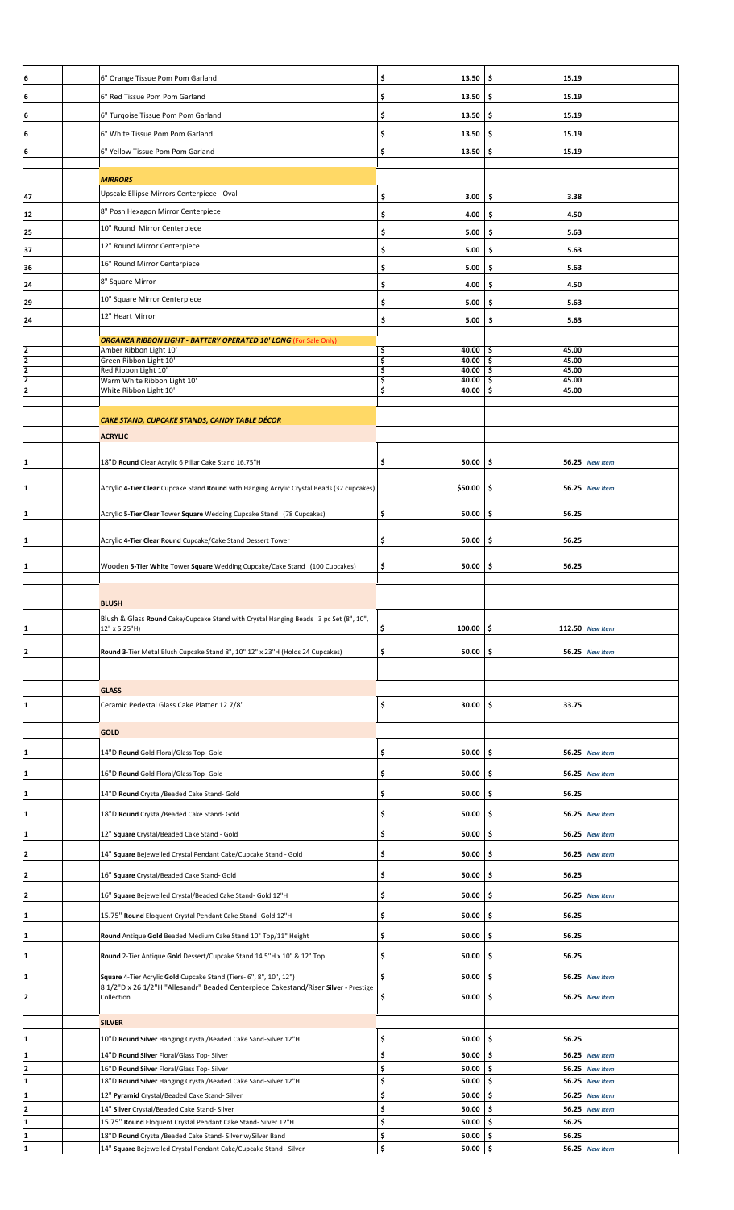| | | | | |
|---|---|---|---|---|
| 6 | 6" Orange Tissue Pom Pom Garland | $ 13.50 | $ 15.19 | |
| 6 | 6" Red Tissue Pom Pom Garland | $ 13.50 | $ 15.19 | |
| 6 | 6" Turqoise Tissue Pom Pom Garland | $ 13.50 | $ 15.19 | |
| 6 | 6" White Tissue Pom Pom Garland | $ 13.50 | $ 15.19 | |
| 6 | 6" Yellow Tissue Pom Pom Garland | $ 13.50 | $ 15.19 | |
| | ***MIRRORS*** | | | |
| 47 | Upscale Ellipse Mirrors Centerpiece - Oval | $ 3.00 | $ 3.38 | |
| 12 | 8" Posh Hexagon Mirror Centerpiece | $ 4.00 | $ 4.50 | |
| 25 | 10" Round Mirror Centerpiece | $ 5.00 | $ 5.63 | |
| 37 | 12" Round Mirror Centerpiece | $ 5.00 | $ 5.63 | |
| 36 | 16" Round Mirror Centerpiece | $ 5.00 | $ 5.63 | |
| 24 | 8" Square Mirror | $ 4.00 | $ 4.50 | |
| 29 | 10" Square Mirror Centerpiece | $ 5.00 | $ 5.63 | |
| 24 | 12" Heart Mirror | $ 5.00 | $ 5.63 | |
| | ***ORGANZA RIBBON LIGHT - BATTERY OPERATED 10' LONG*** (For Sale Only) | | | |
| 2 | Amber Ribbon Light 10' | $ 40.00 | $ 45.00 | |
| 2 | Green Ribbon Light 10' | $ 40.00 | $ 45.00 | |
| 2 | Red Ribbon Light 10' | $ 40.00 | $ 45.00 | |
| 2 | Warm White Ribbon Light 10' | $ 40.00 | $ 45.00 | |
| 2 | White Ribbon Light 10' | $ 40.00 | $ 45.00 | |
| | ***CAKE STAND, CUPCAKE STANDS, CANDY TABLE DÉCOR*** | | | |
| | **ACRYLIC** | | | |
| 1 | 18"D **Round** Clear Acrylic 6 Pillar Cake Stand 16.75"H | $ 50.00 | $ 56.25 | *New Item* |
| 1 | Acrylic **4-Tier Clear** Cupcake Stand **Round** with Hanging Acrylic Crystal Beads (32 cupcakes) | $50.00 | $ 56.25 | *New Item* |
| 1 | Acrylic **5-Tier Clear** Tower **Square** Wedding Cupcake Stand (78 Cupcakes) | $ 50.00 | $ 56.25 | |
| 1 | Acrylic **4-Tier Clear Round** Cupcake/Cake Stand Dessert Tower | $ 50.00 | $ 56.25 | |
| 1 | Wooden **5-Tier White** Tower **Square** Wedding Cupcake/Cake Stand (100 Cupcakes) | $ 50.00 | $ 56.25 | |
| | **BLUSH** | | | |
| 1 | Blush & Glass **Round** Cake/Cupcake Stand with Crystal Hanging Beads 3 pc Set (8", 10", 12" x 5.25"H) | $ 100.00 | $ 112.50 | *New Item* |
| 2 | **Round 3**-Tier Metal Blush Cupcake Stand 8", 10" 12" x 23"H (Holds 24 Cupcakes) | $ 50.00 | $ 56.25 | *New Item* |
| | **GLASS** | | | |
| 1 | Ceramic Pedestal Glass Cake Platter 12 7/8" | $ 30.00 | $ 33.75 | |
| | **GOLD** | | | |
| 1 | 14"D **Round** Gold Floral/Glass Top- Gold | $ 50.00 | $ 56.25 | *New Item* |
| 1 | 16"D **Round** Gold Floral/Glass Top- Gold | $ 50.00 | $ 56.25 | *New Item* |
| 1 | 14"D **Round** Crystal/Beaded Cake Stand- Gold | $ 50.00 | $ 56.25 | |
| 1 | 18"D **Round** Crystal/Beaded Cake Stand- Gold | $ 50.00 | $ 56.25 | *New Item* |
| 1 | 12" **Square** Crystal/Beaded Cake Stand - Gold | $ 50.00 | $ 56.25 | *New Item* |
| 2 | 14" **Square** Bejewelled Crystal Pendant Cake/Cupcake Stand - Gold | $ 50.00 | $ 56.25 | *New Item* |
| 2 | 16" **Square** Crystal/Beaded Cake Stand- Gold | $ 50.00 | $ 56.25 | |
| 2 | 16" **Square** Bejewelled Crystal/Beaded Cake Stand- Gold 12"H | $ 50.00 | $ 56.25 | *New Item* |
| 1 | 15.75" **Round** Eloquent Crystal Pendant Cake Stand- Gold 12"H | $ 50.00 | $ 56.25 | |
| 1 | **Round** Antique **Gold** Beaded Medium Cake Stand 10" Top/11" Height | $ 50.00 | $ 56.25 | |
| 1 | **Round** 2-Tier Antique **Gold** Dessert/Cupcake Stand 14.5"H x 10" & 12" Top | $ 50.00 | $ 56.25 | |
| 1 | **Square** 4-Tier Acrylic **Gold** Cupcake Stand (Tiers- 6", 8", 10", 12") | $ 50.00 | $ 56.25 | *New Item* |
| 2 | 8 1/2"D x 26 1/2"H "Allesandr" Beaded Centerpiece Cakestand/Riser **Silver** - Prestige Collection | $ 50.00 | $ 56.25 | *New Item* |
| | **SILVER** | | | |
| 1 | 10"D **Round Silver** Hanging Crystal/Beaded Cake Sand-Silver 12"H | $ 50.00 | $ 56.25 | |
| 1 | 14"D **Round Silver** Floral/Glass Top- Silver | $ 50.00 | $ 56.25 | *New Item* |
| 2 | 16"D **Round Silver** Floral/Glass Top- Silver | $ 50.00 | $ 56.25 | *New Item* |
| 1 | 18"D **Round Silver** Hanging Crystal/Beaded Cake Sand-Silver 12"H | $ 50.00 | $ 56.25 | *New Item* |
| 1 | 12" **Pyramid** Crystal/Beaded Cake Stand- Silver | $ 50.00 | $ 56.25 | *New Item* |
| 2 | 14" **Silver** Crystal/Beaded Cake Stand- Silver | $ 50.00 | $ 56.25 | *New Item* |
| 1 | 15.75" **Round** Eloquent Crystal Pendant Cake Stand- Silver 12"H | $ 50.00 | $ 56.25 | |
| 1 | 18"D **Round** Crystal/Beaded Cake Stand- Silver w/Silver Band | $ 50.00 | $ 56.25 | |
| 1 | 14" **Square** Bejewelled Crystal Pendant Cake/Cupcake Stand - Silver | $ 50.00 | $ 56.25 | *New Item* |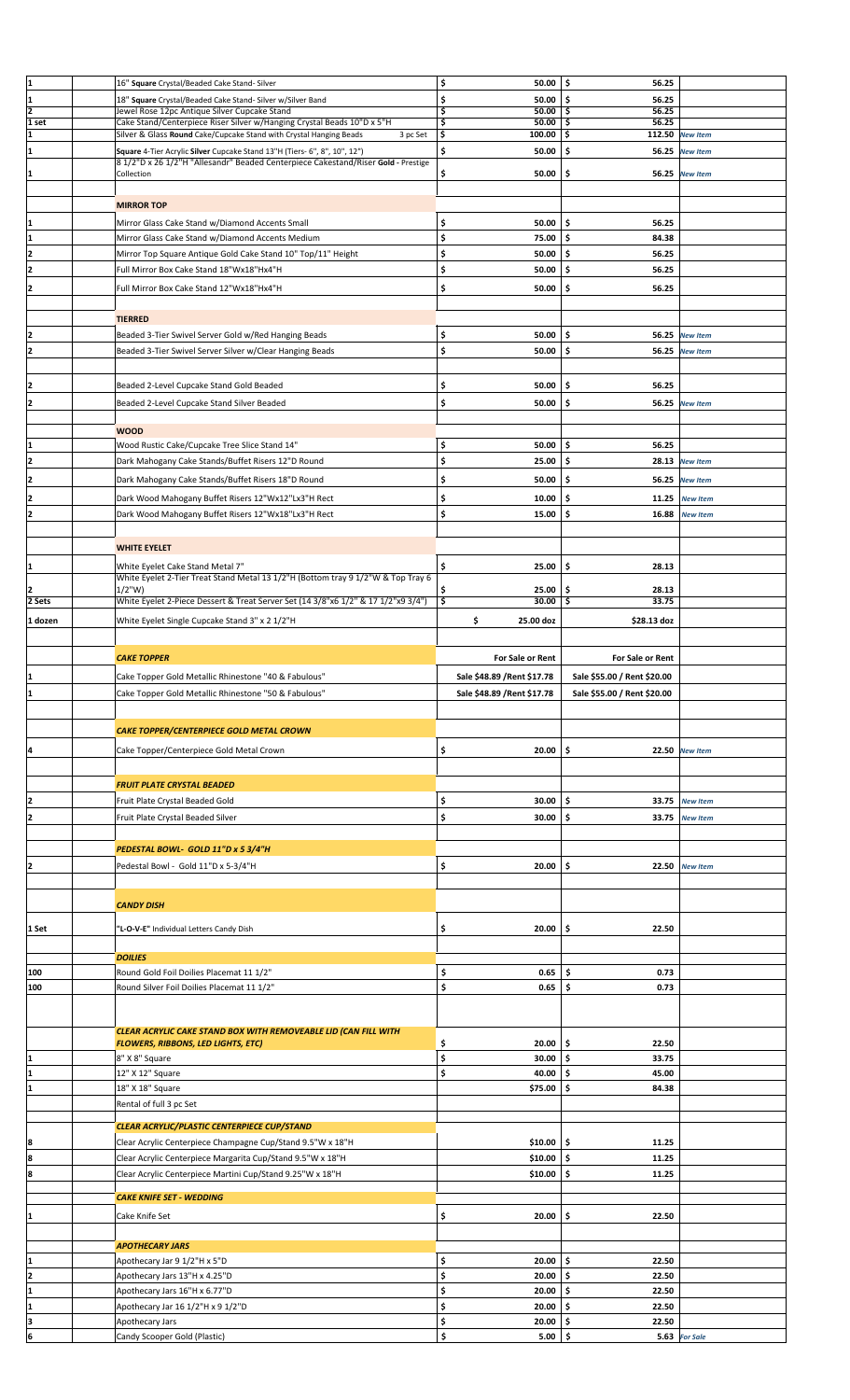| | | | | |
|---|---|---|---|---|
| 1 | 16" **Square** Crystal/Beaded Cake Stand- Silver | $ 50.00 | $ 56.25 | |
| 1 | 18" **Square** Crystal/Beaded Cake Stand- Silver w/Silver Band | $ 50.00 | $ 56.25 | |
| 2 | Jewel Rose 12pc Antique Silver Cupcake Stand | $ 50.00 | $ 56.25 | |
| 1 set | Cake Stand/Centerpiece Riser Silver w/Hanging Crystal Beads 10"D x 5"H | $ 50.00 | $ 56.25 | |
| 1 | Silver & Glass **Round** Cake/Cupcake Stand with Crystal Hanging Beads 3 pc Set | $ 100.00 | $ 112.50 | *New Item* |
| 1 | **Square** 4-Tier Acrylic **Silver** Cupcake Stand 13"H (Tiers- 6", 8", 10", 12") | $ 50.00 | $ 56.25 | *New Item* |
| 1 | 8 1/2"D x 26 1/2"H "Allesandr" Beaded Centerpiece Cakestand/Riser **Gold** - Prestige Collection | $ 50.00 | $ 56.25 | *New Item* |
| | | | | |
| | **MIRROR TOP** | | | |
| 1 | Mirror Glass Cake Stand w/Diamond Accents Small | $ 50.00 | $ 56.25 | |
| 1 | Mirror Glass Cake Stand w/Diamond Accents Medium | $ 75.00 | $ 84.38 | |
| 2 | Mirror Top Square Antique Gold Cake Stand 10" Top/11" Height | $ 50.00 | $ 56.25 | |
| 2 | Full Mirror Box Cake Stand 18"Wx18"Hx4"H | $ 50.00 | $ 56.25 | |
| 2 | Full Mirror Box Cake Stand 12"Wx18"Hx4"H | $ 50.00 | $ 56.25 | |
| | | | | |
| | **TIERRED** | | | |
| 2 | Beaded 3-Tier Swivel Server Gold w/Red Hanging Beads | $ 50.00 | $ 56.25 | *New Item* |
| 2 | Beaded 3-Tier Swivel Server Silver w/Clear Hanging Beads | $ 50.00 | $ 56.25 | *New Item* |
| | | | | |
| 2 | Beaded 2-Level Cupcake Stand Gold Beaded | $ 50.00 | $ 56.25 | |
| 2 | Beaded 2-Level Cupcake Stand Silver Beaded | $ 50.00 | $ 56.25 | *New Item* |
| | | | | |
| | **WOOD** | | | |
| 1 | Wood Rustic Cake/Cupcake Tree Slice Stand 14" | $ 50.00 | $ 56.25 | |
| 2 | Dark Mahogany Cake Stands/Buffet Risers 12"D Round | $ 25.00 | $ 28.13 | *New Item* |
| 2 | Dark Mahogany Cake Stands/Buffet Risers 18"D Round | $ 50.00 | $ 56.25 | *New Item* |
| 2 | Dark Wood Mahogany Buffet Risers 12"Wx12"Lx3"H Rect | $ 10.00 | $ 11.25 | *New Item* |
| 2 | Dark Wood Mahogany Buffet Risers 12"Wx18"Lx3"H Rect | $ 15.00 | $ 16.88 | *New Item* |
| | | | | |
| | **WHITE EYELET** | | | |
| 1 | White Eyelet Cake Stand Metal 7" | $ 25.00 | $ 28.13 | |
| 2 | White Eyelet 2-Tier Treat Stand Metal 13 1/2"H (Bottom tray 9 1/2"W & Top Tray 6 1/2"W) | $ 25.00 | $ 28.13 | |
| 2 Sets | White Eyelet 2-Piece Dessert & Treat Server Set (14 3/8"x6 1/2" & 17 1/2"x9 3/4") | $ 30.00 | $ 33.75 | |
| 1 dozen | White Eyelet Single Cupcake Stand 3" x 2 1/2"H | $ 25.00 doz | $28.13 doz | |
| | | | | |
| | ***CAKE TOPPER*** | **For Sale or Rent** | **For Sale or Rent** | |
| 1 | Cake Topper Gold Metallic Rhinestone "40 & Fabulous" | Sale $48.89 /Rent $17.78 | Sale $55.00 / Rent $20.00 | |
| 1 | Cake Topper Gold Metallic Rhinestone "50 & Fabulous" | Sale $48.89 /Rent $17.78 | Sale $55.00 / Rent $20.00 | |
| | | | | |
| | ***CAKE TOPPER/CENTERPIECE GOLD METAL CROWN*** | | | |
| 4 | Cake Topper/Centerpiece Gold Metal Crown | $ 20.00 | $ 22.50 | *New Item* |
| | | | | |
| | ***FRUIT PLATE CRYSTAL BEADED*** | | | |
| 2 | Fruit Plate Crystal Beaded Gold | $ 30.00 | $ 33.75 | *New Item* |
| 2 | Fruit Plate Crystal Beaded Silver | $ 30.00 | $ 33.75 | *New Item* |
| | | | | |
| | ***PEDESTAL BOWL- GOLD 11"D x 5 3/4"H*** | | | |
| 2 | Pedestal Bowl - Gold 11"D x 5-3/4"H | $ 20.00 | $ 22.50 | *New Item* |
| | | | | |
| | ***CANDY DISH*** | | | |
| 1 Set | "L-O-V-E" Individual Letters Candy Dish | $ 20.00 | $ 22.50 | |
| | | | | |
| | ***DOILIES*** | | | |
| 100 | Round Gold Foil Doilies Placemat 11 1/2" | $ 0.65 | $ 0.73 | |
| 100 | Round Silver Foil Doilies Placemat 11 1/2" | $ 0.65 | $ 0.73 | |
| | | | | |
| | ***CLEAR ACRYLIC CAKE STAND BOX WITH REMOVEABLE LID (CAN FILL WITH FLOWERS, RIBBONS, LED LIGHTS, ETC)*** | $ 20.00 | $ 22.50 | |
| 1 | 8" X 8" Square | $ 30.00 | $ 33.75 | |
| 1 | 12" X 12" Square | $ 40.00 | $ 45.00 | |
| 1 | 18" X 18" Square | $75.00 | $ 84.38 | |
| | Rental of full 3 pc Set | | | |
| | | | | |
| | ***CLEAR ACRYLIC/PLASTIC CENTERPIECE CUP/STAND*** | | | |
| 8 | Clear Acrylic Centerpiece Champagne Cup/Stand 9.5"W x 18"H | $10.00 | $ 11.25 | |
| 8 | Clear Acrylic Centerpiece Margarita Cup/Stand 9.5"W x 18"H | $10.00 | $ 11.25 | |
| 8 | Clear Acrylic Centerpiece Martini Cup/Stand 9.25"W x 18"H | $10.00 | $ 11.25 | |
| | | | | |
| | ***CAKE KNIFE SET - WEDDING*** | | | |
| 1 | Cake Knife Set | $ 20.00 | $ 22.50 | |
| | | | | |
| | ***APOTHECARY JARS*** | | | |
| 1 | Apothecary Jar 9 1/2"H x 5"D | $ 20.00 | $ 22.50 | |
| 2 | Apothecary Jars 13"H x 4.25"D | $ 20.00 | $ 22.50 | |
| 1 | Apothecary Jars 16"H x 6.77"D | $ 20.00 | $ 22.50 | |
| 1 | Apothecary Jar 16 1/2"H x 9 1/2"D | $ 20.00 | $ 22.50 | |
| 3 | Apothecary Jars | $ 20.00 | $ 22.50 | |
| 6 | Candy Scooper Gold (Plastic) | $ 5.00 | $ 5.63 | *For Sale* |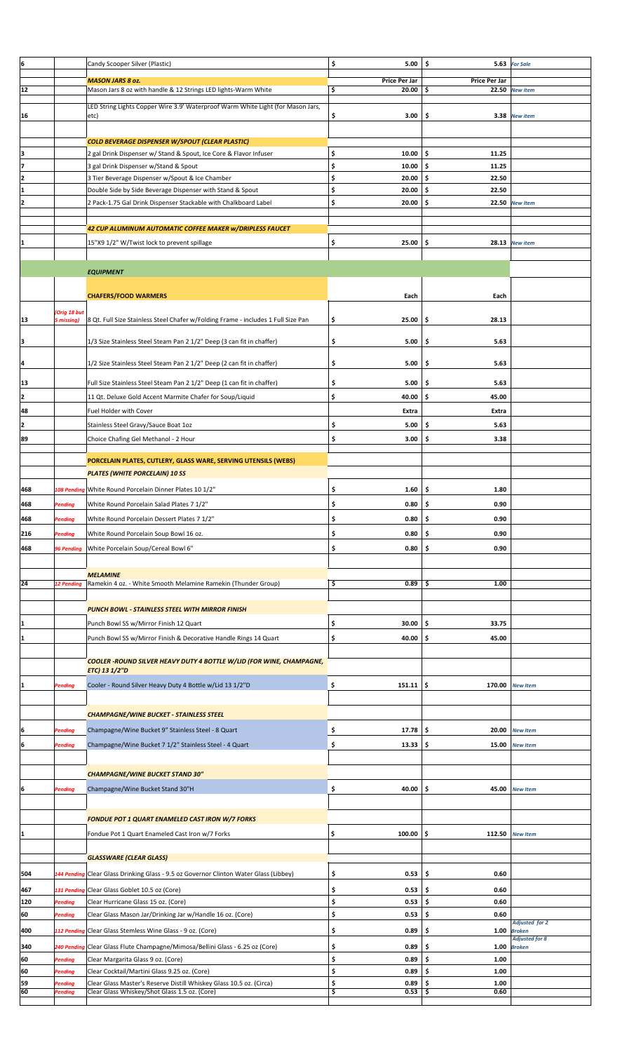| | | | | | |
|---|---|---|---|---|---|
| 6 | | Candy Scooper Silver (Plastic) | $ 5.00 | $ 5.63 | *For Sale* |
| | | ***MASON JARS 8 oz.*** | **Price Per Jar** | **Price Per Jar** | |
| 12 | | Mason Jars 8 oz with handle & 12 Strings LED lights-Warm White | $ 20.00 | $ 22.50 | *New item* |
| 16 | | LED String Lights Copper Wire 3.9' Waterproof Warm White Light (for Mason Jars, etc) | $ 3.00 | $ 3.38 | *New item* |
| | | ***COLD BEVERAGE DISPENSER W/SPOUT (CLEAR PLASTIC)*** | | | |
| 3 | | 2 gal Drink Dispenser w/ Stand & Spout, Ice Core & Flavor Infuser | $ 10.00 | $ 11.25 | |
| 7 | | 3 gal Drink Dispenser w/Stand & Spout | $ 10.00 | $ 11.25 | |
| 2 | | 3 Tier Beverage Dispenser w/Spout & Ice Chamber | $ 20.00 | $ 22.50 | |
| 1 | | Double Side by Side Beverage Dispenser with Stand & Spout | $ 20.00 | $ 22.50 | |
| 2 | | 2 Pack-1.75 Gal Drink Dispenser Stackable with Chalkboard Label | $ 20.00 | $ 22.50 | *New item* |
| | | ***42 CUP ALUMINUM AUTOMATIC COFFEE MAKER w/DRIPLESS FAUCET*** | | | |
| 1 | | 15"X9 1/2" W/Twist lock to prevent spillage | $ 25.00 | $ 28.13 | *New item* |
| | | ***EQUIPMENT*** | | | |
| | | ***CHAFERS/FOOD WARMERS*** | **Each** | **Each** | |
| 13 | *(Orig 18 but 5 missing)* | 8 Qt. Full Size Stainless Steel Chafer w/Folding Frame - includes 1 Full Size Pan | $ 25.00 | $ 28.13 | |
| 3 | | 1/3 Size Stainless Steel Steam Pan 2 1/2" Deep (3 can fit in chaffer) | $ 5.00 | $ 5.63 | |
| 4 | | 1/2 Size Stainless Steel Steam Pan 2 1/2" Deep (2 can fit in chaffer) | $ 5.00 | $ 5.63 | |
| 13 | | Full Size Stainless Steel Steam Pan 2 1/2" Deep (1 can fit in chaffer) | $ 5.00 | $ 5.63 | |
| 2 | | 11 Qt. Deluxe Gold Accent Marmite Chafer for Soup/Liquid | $ 40.00 | $ 45.00 | |
| 48 | | Fuel Holder with Cover | Extra | Extra | |
| 2 | | Stainless Steel Gravy/Sauce Boat 1oz | $ 5.00 | $ 5.63 | |
| 89 | | Choice Chafing Gel Methanol - 2 Hour | $ 3.00 | $ 3.38 | |
| | | **PORCELAIN PLATES, CUTLERY, GLASS WARE, SERVING UTENSILS (WEBS)** | | | |
| | | ***PLATES (WHITE PORCELAIN) 10 SS*** | | | |
| 468 | *108 Pending* | White Round Porcelain Dinner Plates 10 1/2" | $ 1.60 | $ 1.80 | |
| 468 | *Pending* | White Round Porcelain Salad Plates 7 1/2" | $ 0.80 | $ 0.90 | |
| 468 | *Pending* | White Round Porcelain Dessert Plates 7 1/2" | $ 0.80 | $ 0.90 | |
| 216 | *Pending* | White Round Porcelain Soup Bowl 16 oz. | $ 0.80 | $ 0.90 | |
| 468 | *96 Pending* | White Porcelain Soup/Cereal Bowl 6" | $ 0.80 | $ 0.90 | |
| | | ***MELAMINE*** | | | |
| 24 | *12 Pending* | Ramekin 4 oz. - White Smooth Melamine Ramekin (Thunder Group) | $ 0.89 | $ 1.00 | |
| | | ***PUNCH BOWL - STAINLESS STEEL WITH MIRROR FINISH*** | | | |
| 1 | | Punch Bowl SS w/Mirror Finish 12 Quart | $ 30.00 | $ 33.75 | |
| 1 | | Punch Bowl SS w/Mirror Finish & Decorative Handle Rings 14 Quart | $ 40.00 | $ 45.00 | |
| | | ***COOLER -ROUND SILVER HEAVY DUTY 4 BOTTLE W/LID (FOR WINE, CHAMPAGNE, ETC) 13 1/2"D*** | | | |
| 1 | *Pending* | Cooler - Round Silver Heavy Duty 4 Bottle w/Lid 13 1/2"D | $ 151.11 | $ 170.00 | *New Item* |
| | | ***CHAMPAGNE/WINE BUCKET - STAINLESS STEEL*** | | | |
| 6 | *Pending* | Champagne/Wine Bucket 9" Stainless Steel - 8 Quart | $ 17.78 | $ 20.00 | *New Item* |
| 6 | *Pending* | Champagne/Wine Bucket 7 1/2" Stainless Steel - 4 Quart | $ 13.33 | $ 15.00 | *New Item* |
| | | ***CHAMPAGNE/WINE BUCKET STAND 30"*** | | | |
| 6 | *Pending* | Champagne/Wine Bucket Stand 30"H | $ 40.00 | $ 45.00 | *New Item* |
| | | ***FONDUE POT 1 QUART ENAMELED CAST IRON W/7 FORKS*** | | | |
| 1 | | Fondue Pot 1 Quart Enameled Cast Iron w/7 Forks | $ 100.00 | $ 112.50 | *New Item* |
| | | ***GLASSWARE (CLEAR GLASS)*** | | | |
| 504 | *144 Pending* | Clear Glass Drinking Glass - 9.5 oz Governor Clinton Water Glass (Libbey) | $ 0.53 | $ 0.60 | |
| 467 | *131 Pending* | Clear Glass Goblet 10.5 oz (Core) | $ 0.53 | $ 0.60 | |
| 120 | *Pending* | Clear Hurricane Glass 15 oz. (Core) | $ 0.53 | $ 0.60 | |
| 60 | *Pending* | Clear Glass Mason Jar/Drinking Jar w/Handle 16 oz. (Core) | $ 0.53 | $ 0.60 | |
| 400 | *112 Pending* | Clear Glass Stemless Wine Glass - 9 oz. (Core) | $ 0.89 | $ 1.00 | *Adjusted for 2 Broken* |
| 340 | *240 Pending* | Clear Glass Flute Champagne/Mimosa/Bellini Glass - 6.25 oz (Core) | $ 0.89 | $ 1.00 | *Adjusted for 8 Broken* |
| 60 | *Pending* | Clear Margarita Glass 9 oz. (Core) | $ 0.89 | $ 1.00 | |
| 60 | *Pending* | Clear Cocktail/Martini Glass 9.25 oz. (Core) | $ 0.89 | $ 1.00 | |
| 59 | *Pending* | Clear Glass Master's Reserve Distill Whiskey Glass 10.5 oz. (Circa) | $ 0.89 | $ 1.00 | |
| 60 | *Pending* | Clear Glass Whiskey/Shot Glass 1.5 oz. (Core) | $ 0.53 | $ 0.60 | |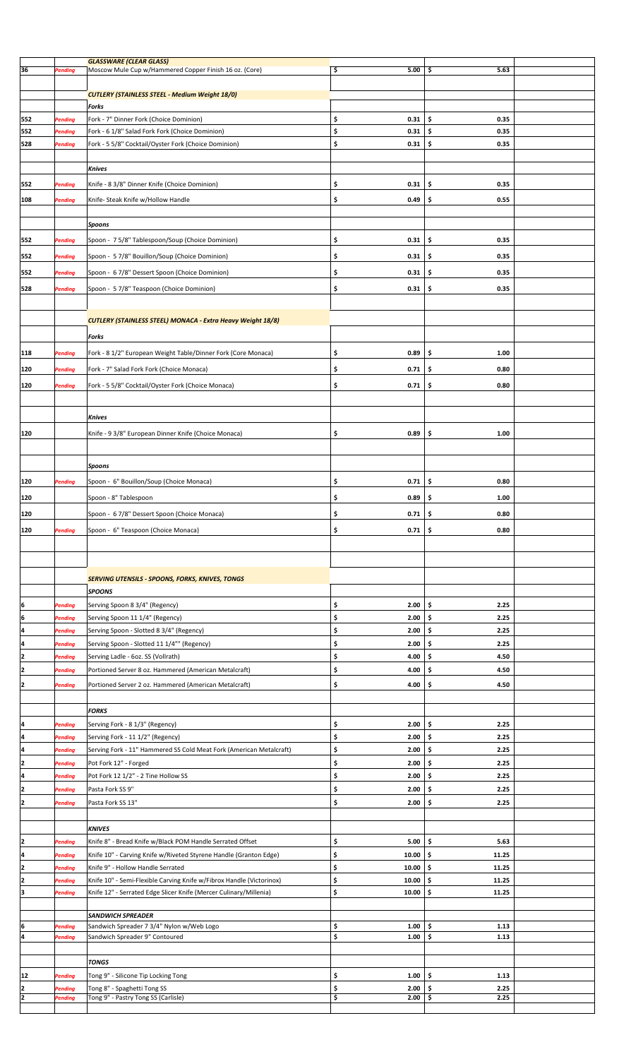| | | | | | |
|---|---|---|---|---|---|
| | | ***GLASSWARE (CLEAR GLASS)*** | | | |
| 36 | *Pending* | Moscow Mule Cup w/Hammered Copper Finish 16 oz. (Core) | $ 5.00 | $ 5.63 | |
| | | | | | |
| | | ***CUTLERY (STAINLESS STEEL - Medium Weight 18/0)*** | | | |
| | | ***Forks*** | | | |
| 552 | *Pending* | Fork - 7" Dinner Fork (Choice Dominion) | $ 0.31 | $ 0.35 | |
| 552 | *Pending* | Fork - 6 1/8" Salad Fork Fork (Choice Dominion) | $ 0.31 | $ 0.35 | |
| 528 | *Pending* | Fork - 5 5/8" Cocktail/Oyster Fork (Choice Dominion) | $ 0.31 | $ 0.35 | |
| | | | | | |
| | | ***Knives*** | | | |
| 552 | *Pending* | Knife - 8 3/8" Dinner Knife (Choice Dominion) | $ 0.31 | $ 0.35 | |
| 108 | *Pending* | Knife- Steak Knife w/Hollow Handle | $ 0.49 | $ 0.55 | |
| | | | | | |
| | | ***Spoons*** | | | |
| 552 | *Pending* | Spoon - 7 5/8" Tablespoon/Soup (Choice Dominion) | $ 0.31 | $ 0.35 | |
| 552 | *Pending* | Spoon - 5 7/8" Bouillon/Soup (Choice Dominion) | $ 0.31 | $ 0.35 | |
| 552 | *Pending* | Spoon - 6 7/8" Dessert Spoon (Choice Dominion) | $ 0.31 | $ 0.35 | |
| 528 | *Pending* | Spoon - 5 7/8" Teaspoon (Choice Dominion) | $ 0.31 | $ 0.35 | |
| | | | | | |
| | | ***CUTLERY (STAINLESS STEEL) MONACA - Extra Heavy Weight 18/8)*** | | | |
| | | ***Forks*** | | | |
| 118 | *Pending* | Fork - 8 1/2" European Weight Table/Dinner Fork (Core Monaca) | $ 0.89 | $ 1.00 | |
| 120 | *Pending* | Fork - 7" Salad Fork Fork (Choice Monaca) | $ 0.71 | $ 0.80 | |
| 120 | *Pending* | Fork - 5 5/8" Cocktail/Oyster Fork (Choice Monaca) | $ 0.71 | $ 0.80 | |
| | | | | | |
| | | ***Knives*** | | | |
| 120 | | Knife - 9 3/8" European Dinner Knife (Choice Monaca) | $ 0.89 | $ 1.00 | |
| | | | | | |
| | | ***Spoons*** | | | |
| 120 | *Pending* | Spoon - 6" Bouillon/Soup (Choice Monaca) | $ 0.71 | $ 0.80 | |
| 120 | | Spoon - 8" Tablespoon | $ 0.89 | $ 1.00 | |
| 120 | | Spoon - 6 7/8" Dessert Spoon (Choice Monaca) | $ 0.71 | $ 0.80 | |
| 120 | *Pending* | Spoon - 6" Teaspoon (Choice Monaca) | $ 0.71 | $ 0.80 | |
| | | | | | |
| | | ***SERVING UTENSILS - SPOONS, FORKS, KNIVES, TONGS*** | | | |
| | | ***SPOONS*** | | | |
| 6 | *Pending* | Serving Spoon 8 3/4" (Regency) | $ 2.00 | $ 2.25 | |
| 6 | *Pending* | Serving Spoon 11 1/4" (Regency) | $ 2.00 | $ 2.25 | |
| 4 | *Pending* | Serving Spoon - Slotted 8 3/4" (Regency) | $ 2.00 | $ 2.25 | |
| 4 | *Pending* | Serving Spoon - Slotted 11 1/4"" (Regency) | $ 2.00 | $ 2.25 | |
| 2 | *Pending* | Serving Ladle - 6oz. SS (Vollrath) | $ 4.00 | $ 4.50 | |
| 2 | *Pending* | Portioned Server 8 oz. Hammered (American Metalcraft) | $ 4.00 | $ 4.50 | |
| 2 | *Pending* | Portioned Server 2 oz. Hammered (American Metalcraft) | $ 4.00 | $ 4.50 | |
| | | | | | |
| | | ***FORKS*** | | | |
| 4 | *Pending* | Serving Fork - 8 1/3" (Regency) | $ 2.00 | $ 2.25 | |
| 4 | *Pending* | Serving Fork - 11 1/2" (Regency) | $ 2.00 | $ 2.25 | |
| 4 | *Pending* | Serving Fork - 11" Hammered SS Cold Meat Fork (American Metalcraft) | $ 2.00 | $ 2.25 | |
| 2 | *Pending* | Pot Fork 12" - Forged | $ 2.00 | $ 2.25 | |
| 4 | *Pending* | Pot Fork 12 1/2" - 2 Tine Hollow SS | $ 2.00 | $ 2.25 | |
| 2 | *Pending* | Pasta Fork SS 9" | $ 2.00 | $ 2.25 | |
| 2 | *Pending* | Pasta Fork SS 13" | $ 2.00 | $ 2.25 | |
| | | | | | |
| | | ***KNIVES*** | | | |
| 2 | *Pending* | Knife 8" - Bread Knife w/Black POM Handle Serrated Offset | $ 5.00 | $ 5.63 | |
| 4 | *Pending* | Knife 10" - Carving Knife w/Riveted Styrene Handle (Granton Edge) | $ 10.00 | $ 11.25 | |
| 2 | *Pending* | Knife 9" - Hollow Handle Serrated | $ 10.00 | $ 11.25 | |
| 2 | *Pending* | Knife 10" - Semi-Flexible Carving Knife w/Fibrox Handle (Victorinox) | $ 10.00 | $ 11.25 | |
| 3 | *Pending* | Knife 12" - Serrated Edge Slicer Knife (Mercer Culinary/Millenia) | $ 10.00 | $ 11.25 | |
| | | | | | |
| | | ***SANDWICH SPREADER*** | | | |
| 6 | *Pending* | Sandwich Spreader 7 3/4" Nylon w/Web Logo | $ 1.00 | $ 1.13 | |
| 4 | *Pending* | Sandwich Spreader 9" Contoured | $ 1.00 | $ 1.13 | |
| | | | | | |
| | | ***TONGS*** | | | |
| 12 | *Pending* | Tong 9" - Silicone Tip Locking Tong | $ 1.00 | $ 1.13 | |
| 2 | *Pending* | Tong 8" - Spaghetti Tong SS | $ 2.00 | $ 2.25 | |
| 2 | *Pending* | Tong 9" - Pastry Tong SS (Carlisle) | $ 2.00 | $ 2.25 | |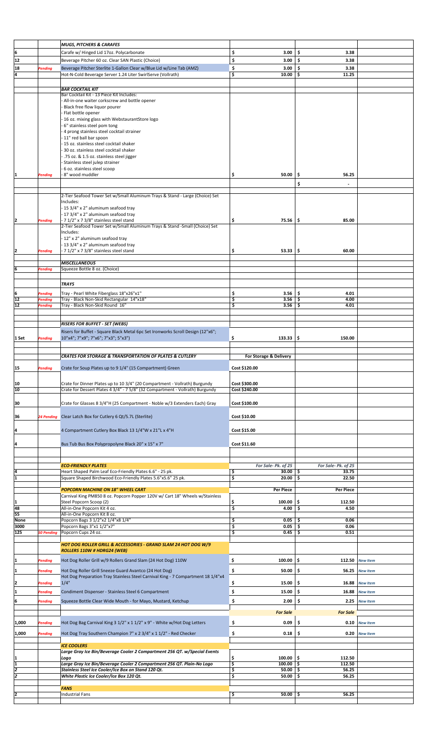| | | | | | |
|---|---|---|---|---|---|
| | | ***MUGS, PITCHERS & CARAFES*** | | | |
| 6 | | Carafe w/ Hinged Lid 17oz. Polycarbonate | $ 3.00 | $ 3.38 | |
| 12 | | Beverage Pitcher 60 oz. Clear SAN Plastic (Choice) | $ 3.00 | $ 3.38 | |
| 18 | *Pending* | Beverage Pitcher Sterlite 1-Gallon Clear w/Blue Lid w/Line Tab (AMZ) | $ 3.00 | $ 3.38 | |
| 4 | | Hot-N-Cold Beverage Server 1.24 Liter SwirlServe (Vollrath) | $ 10.00 | $ 11.25 | |
| | | | | | |
| | | ***BAR COCKTAIL KIT*** | | | |
| 1 | *Pending* | Bar Cocktail Kit - 13 Piece Kit Includes:<br>- All-in-one waiter corkscrew and bottle opener<br>- Black free flow liquor pourer<br>- Flat bottle opener<br>- 16 oz. mixing glass with WebstaurantStore logo<br>- 6" stainless steel pom tong<br>- 4 prong stainless steel cocktail strainer<br>- 11" red ball bar spoon<br>- 15 oz. stainless steel cocktail shaker<br>- 30 oz. stainless steel cocktail shaker<br>- .75 oz. & 1.5 oz. stainless steel jigger<br>- Stainless steel julep strainer<br>- 6 oz. stainless steel scoop<br>- 8" wood muddler | $ 50.00 | $ 56.25 | |
| | | | | $ - | |
| | | | | | |
| 2 | *Pending* | 2-Tier Seafood Tower Set w/Small Aluminum Trays & Stand - Large (Choice) Set Includes:<br>- 15 3/4" x 2" aluminum seafood tray<br>- 17 3/4" x 2" aluminum seafood tray<br>- 7 1/2" x 7 3/8" stainless steel stand | $ 75.56 | $ 85.00 | |
| 2 | *Pending* | 2-Tier Seafood Tower Set w/Small Aluminum Trays & Stand -Small (Choice) Set Includes:<br>- 12" x 2" aluminum seafood tray<br>- 13 3/4" x 2" aluminum seafood tray<br>- 7 1/2" x 7 3/8" stainless steel stand | $ 53.33 | $ 60.00 | |
| | | | | | |
| | | ***MISCELLANEOUS*** | | | |
| 6 | *Pending* | Squeeze Bottle 8 oz. (Choice) | | | |
| | | | | | |
| | | ***TRAYS*** | | | |
| 6 | *Pending* | Tray - Pearl White Fiberglass 18"x26"x1" | $ 3.56 | $ 4.01 | |
| 12 | *Pending* | Tray - Black Non-Skid Rectangular 14"x18" | $ 3.56 | $ 4.00 | |
| 12 | *Pending* | Tray - Black Non-Skid Round 16" | $ 3.56 | $ 4.01 | |
| | | | | | |
| | | ***RISERS FOR BUFFET - SET (WEBS)*** | | | |
| 1 Set | *Pending* | Risers for Buffet - Square Black Metal 6pc Set Ironworks Scroll Design (12"x6"; 10"x4"; 7"x9"; 7"x6"; 7"x3"; 5"x3") | $ 133.33 | $ 150.00 | |
| | | | | | |
| | | ***CRATES FOR STORAGE & TRANSPORTATION OF PLATES & CUTLERY*** | **For Storage & Delivery** | | |
| 15 | *Pending* | Crate for Soup Plates up to 9 1/4" (15 Compartment) Green | Cost $120.00 | | |
| 10 | | Crate for Dinner Plates up to 10 3/4" (20 Compartment - Vollrath) Burgundy | Cost $300.00 | | |
| 10 | | Crate for Dessert Plates 4 3/4" - 7 5/8" (32 Compartment - Vollrath) Burgundy | Cost $240.00 | | |
| 30 | | Crate for Glasses 8 3/4"H (25 Compartment - Noble w/3 Extenders Each) Gray | Cost $100.00 | | |
| 36 | *24 Pending* | Clear Latch Box for Cutlery 6 Qt/5.7L (Sterlite) | Cost $10.00 | | |
| 4 | | 4 Compartment Cutlery Box Black 13 1/4"W x 21"L x 4"H | Cost $15.00 | | |
| 4 | | Bus Tub Bus Box Polypropolyne Black 20" x 15" x 7" | Cost $11.60 | | |
| | | | | | |
| | | ***ECO-FRIENDLY PLATES*** | *For Sale- Pk. of 25* | *For Sale- Pk. of 25* | |
| 4 | | Heart Shaped Palm Leaf Eco-Friendly Plates 6.6" - 25 pk. | $ 30.00 | $ 33.75 | |
| 1 | | Square Shaped Birchwood Eco-Friendly Plates 5.6"x5.6" 25 pk. | $ 20.00 | $ 22.50 | |
| | | | | | |
| | | ***POPCORN MACHINE ON 18" WHEEL CART*** | **Per Piece** | **Per Piece** | |
| 1 | | Carnival King PM850 8 oz. Popcorn Popper 120V w/ Cart 18" Wheels w/Stainless Steel Popcorn Scoop (2) | $ 100.00 | $ 112.50 | |
| 48 | | All-in-One Popcorn Kit 4 oz. | $ 4.00 | $ 4.50 | |
| 55 | | All-in-One Popcorn Kit 8 oz. | | | |
| None | | Popcorn Bags 3 1/2"x2 1/4"x8 1/4" | $ 0.05 | $ 0.06 | |
| 3000 | | Popcorn Bags 3"x1 1/2"x7" | $ 0.05 | $ 0.06 | |
| 125 | *50 Pending* | Popcorn Cups 24 oz. | $ 0.45 | $ 0.51 | |
| | | | | | |
| | | ***HOT DOG ROLLER GRILL & ACCESSORIES - GRAND SLAM 24 HOT DOG W/9 ROLLERS 110W # HDRG24 (WEB)*** | | | |
| 1 | *Pending* | Hot Dog Roller Grill w/9 Rollers Grand Slam (24 Hot Dog) 110W | $ 100.00 | $ 112.50 | *New Item* |
| 1 | *Pending* | Hot Dog Roller Grill Sneeze Guard Avantco (24 Hot Dog) | $ 50.00 | $ 56.25 | *New Item* |
| 2 | *Pending* | Hot Dog Preparation Tray Stainless Steel Carnival King - 7 Compartment 18 1/4"x4 1/4" | $ 15.00 | $ 16.88 | *New Item* |
| 1 | *Pending* | Condiment Dispenser - Stainless Steel 6 Compartment | $ 15.00 | $ 16.88 | *New Item* |
| 6 | *Pending* | Squeeze Bottle Clear Wide Mouth - for Mayo, Mustard, Ketchup | $ 2.00 | $ 2.25 | *New Item* |
| | | | ***For Sale*** | ***For Sale*** | |
| 1,000 | *Pending* | Hot Dog Bag Carnival King 3 1/2" x 1 1/2" x 9" - White w/Hot Dog Letters | $ 0.09 | $ 0.10 | *New Item* |
| 1,000 | *Pending* | Hot Dog Tray Southern Champion 7" x 2 3/4" x 1 1/2" - Red Checker | $ 0.18 | $ 0.20 | *New Item* |
| | | | | | |
| | | ***ICE COOLERS*** | | | |
| 1 | | ***Large Gray Ice Bin/Beverage Cooler 2 Compartment 256 QT. w/Special Events Logo*** | $ 100.00 | $ 112.50 | |
| 1 | | ***Large Gray Ice Bin/Beverage Cooler 2 Compartment 256 QT. Plain-No Logo*** | $ 100.00 | $ 112.50 | |
| 2 | | ***Stainless Steel Ice Cooler/Ice Box on Stand 120 Qt.*** | $ 50.00 | $ 56.25 | |
| 2 | | ***White Plastic Ice Cooler/Ice Box 120 Qt.*** | $ 50.00 | $ 56.25 | |
| | | | | | |
| | | ***FANS*** | | | |
| 2 | | Industrial Fans | $ 50.00 | $ 56.25 | |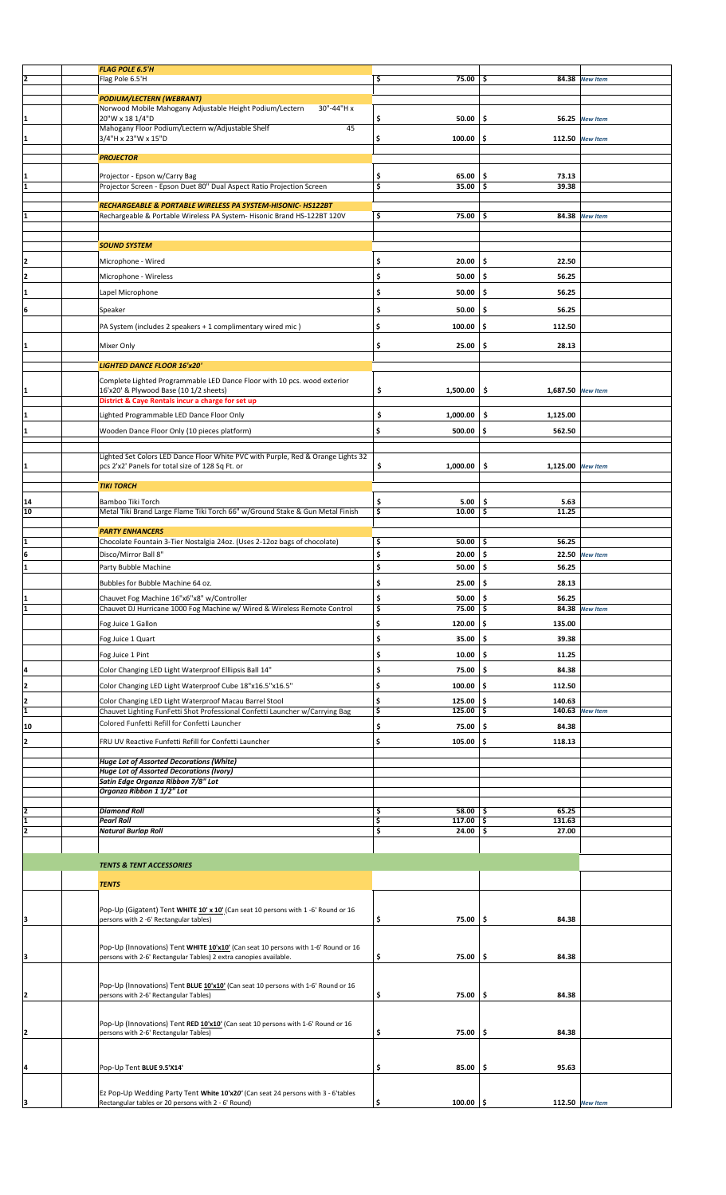| Qty | Item | Price | Price | Note |
|---|---|---|---|---|
| | ***FLAG POLE 6.5'H*** | | | |
| 2 | Flag Pole 6.5'H | $ 75.00 | $ 84.38 | *New Item* |
| | ***PODIUM/LECTERN (WEBRANT)*** | | | |
| 1 | Norwood Mobile Mahogany Adjustable Height Podium/Lectern 30"-44"H x 20"W x 18 1/4"D | $ 50.00 | $ 56.25 | *New Item* |
| 1 | Mahogany Floor Podium/Lectern w/Adjustable Shelf 45 3/4"H x 23"W x 15"D | $ 100.00 | $ 112.50 | *New Item* |
| | ***PROJECTOR*** | | | |
| 1 | Projector - Epson w/Carry Bag | $ 65.00 | $ 73.13 | |
| 1 | Projector Screen - Epson Duet 80" Dual Aspect Ratio Projection Screen | $ 35.00 | $ 39.38 | |
| | ***RECHARGEABLE & PORTABLE WIRELESS PA SYSTEM-HISONIC- HS122BT*** | | | |
| 1 | Rechargeable & Portable Wireless PA System- Hisonic Brand HS-122BT 120V | $ 75.00 | $ 84.38 | *New Item* |
| | ***SOUND SYSTEM*** | | | |
| 2 | Microphone - Wired | $ 20.00 | $ 22.50 | |
| 2 | Microphone - Wireless | $ 50.00 | $ 56.25 | |
| 1 | Lapel Microphone | $ 50.00 | $ 56.25 | |
| 6 | Speaker | $ 50.00 | $ 56.25 | |
| | PA System (includes 2 speakers + 1 complimentary wired mic ) | $ 100.00 | $ 112.50 | |
| 1 | Mixer Only | $ 25.00 | $ 28.13 | |
| | ***LIGHTED DANCE FLOOR 16'x20'*** | | | |
| 1 | Complete Lighted Programmable LED Dance Floor with 10 pcs. wood exterior 16'x20' & Plywood Base (10 1/2 sheets)<br>**District & Caye Rentals incur a charge for set up** | $ 1,500.00 | $ 1,687.50 | *New Item* |
| 1 | Lighted Programmable LED Dance Floor Only | $ 1,000.00 | $ 1,125.00 | |
| 1 | Wooden Dance Floor Only (10 pieces platform) | $ 500.00 | $ 562.50 | |
| 1 | Lighted Set Colors LED Dance Floor White PVC with Purple, Red & Orange Lights 32 pcs 2'x2' Panels for total size of 128 Sq Ft. or | $ 1,000.00 | $ 1,125.00 | *New Item* |
| | ***TIKI TORCH*** | | | |
| 14 | Bamboo Tiki Torch | $ 5.00 | $ 5.63 | |
| 10 | Metal Tiki Brand Large Flame Tiki Torch 66" w/Ground Stake & Gun Metal Finish | $ 10.00 | $ 11.25 | |
| | ***PARTY ENHANCERS*** | | | |
| 1 | Chocolate Fountain 3-Tier Nostalgia 24oz. (Uses 2-12oz bags of chocolate) | $ 50.00 | $ 56.25 | |
| 6 | Disco/Mirror Ball 8" | $ 20.00 | $ 22.50 | *New Item* |
| 1 | Party Bubble Machine | $ 50.00 | $ 56.25 | |
| | Bubbles for Bubble Machine 64 oz. | $ 25.00 | $ 28.13 | |
| 1 | Chauvet Fog Machine 16"x6"x8" w/Controller | $ 50.00 | $ 56.25 | |
| 1 | Chauvet DJ Hurricane 1000 Fog Machine w/ Wired & Wireless Remote Control | $ 75.00 | $ 84.38 | *New Item* |
| | Fog Juice 1 Gallon | $ 120.00 | $ 135.00 | |
| | Fog Juice 1 Quart | $ 35.00 | $ 39.38 | |
| | Fog Juice 1 Pint | $ 10.00 | $ 11.25 | |
| 4 | Color Changing LED Light Waterproof Elllipsis Ball 14" | $ 75.00 | $ 84.38 | |
| 2 | Color Changing LED Light Waterproof Cube 18"x16.5"x16.5" | $ 100.00 | $ 112.50 | |
| 2 | Color Changing LED Light Waterproof Macau Barrel Stool | $ 125.00 | $ 140.63 | |
| 1 | Chauvet Lighting FunFetti Shot Professional Confetti Launcher w/Carrying Bag | $ 125.00 | $ 140.63 | *New Item* |
| 10 | Colored Funfetti Refill for Confetti Launcher | $ 75.00 | $ 84.38 | |
| 2 | FRU UV Reactive Funfetti Refill for Confetti Launcher | $ 105.00 | $ 118.13 | |
| | ***Huge Lot of Assorted Decorations (White)*** | | | |
| | ***Huge Lot of Assorted Decorations (Ivory)*** | | | |
| | ***Satin Edge Organza Ribbon 7/8" Lot*** | | | |
| | ***Organza Ribbon 1 1/2" Lot*** | | | |
| 2 | ***Diamond Roll*** | $ 58.00 | $ 65.25 | |
| 1 | ***Pearl Roll*** | $ 117.00 | $ 131.63 | |
| 2 | ***Natural Burlap Roll*** | $ 24.00 | $ 27.00 | |
| | ***TENTS & TENT ACCESSORIES*** | | | |
| | ***TENTS*** | | | |
| 3 | Pop-Up (Gigatent) Tent **WHITE 10' x 10'** (Can seat 10 persons with 1 -6' Round or 16 persons with 2 -6' Rectangular tables) | $ 75.00 | $ 84.38 | |
| 3 | Pop-Up (Innovations) Tent **WHITE 10'x10'** (Can seat 10 persons with 1-6' Round or 16 persons with 2-6' Rectangular Tables) 2 extra canopies available. | $ 75.00 | $ 84.38 | |
| 2 | Pop-Up (Innovations) Tent **BLUE 10'x10'** (Can seat 10 persons with 1-6' Round or 16 persons with 2-6' Rectangular Tables) | $ 75.00 | $ 84.38 | |
| 2 | Pop-Up (Innovations) Tent **RED 10'x10'** (Can seat 10 persons with 1-6' Round or 16 persons with 2-6' Rectangular Tables) | $ 75.00 | $ 84.38 | |
| 4 | Pop-Up Tent **BLUE 9.5'X14'** | $ 85.00 | $ 95.63 | |
| 3 | Ez Pop-Up Wedding Party Tent **White 10'x20'** (Can seat 24 persons with 3 - 6'tables Rectangular tables or 20 persons with 2 - 6' Round) | $ 100.00 | $ 112.50 | *New Item* |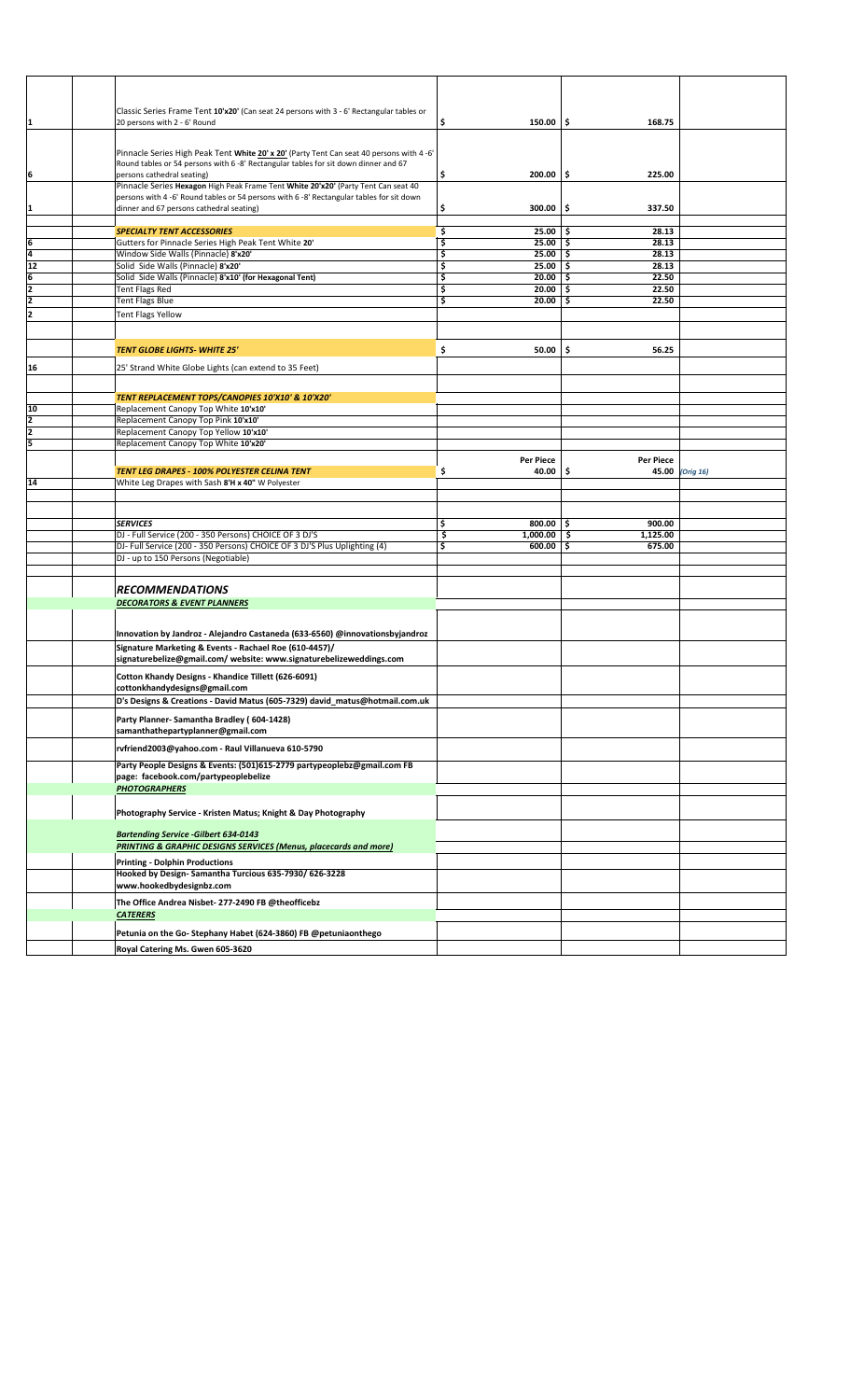| | | | | | |
|---|---|---|---|---|---|
| 1 | | Classic Series Frame Tent **10'x20'** (Can seat 24 persons with 3 - 6' Rectangular tables or 20 persons with 2 - 6' Round | $ 150.00 | $ 168.75 | |
| 6 | | Pinnacle Series High Peak Tent **White 20' x 20'** (Party Tent Can seat 40 persons with 4 -6' Round tables or 54 persons with 6 -8' Rectangular tables for sit down dinner and 67 persons cathedral seating) | $ 200.00 | $ 225.00 | |
| 1 | | Pinnacle Series **Hexagon** High Peak Frame Tent **White 20'x20'** (Party Tent Can seat 40 persons with 4 -6' Round tables or 54 persons with 6 -8' Rectangular tables for sit down dinner and 67 persons cathedral seating) | $ 300.00 | $ 337.50 | |
| | | ***SPECIALTY TENT ACCESSORIES*** | $ 25.00 | $ 28.13 | |
| 6 | | Gutters for Pinnacle Series High Peak Tent White **20'** | $ 25.00 | $ 28.13 | |
| 4 | | Window Side Walls (Pinnacle) **8'x20'** | $ 25.00 | $ 28.13 | |
| 12 | | Solid Side Walls (Pinnacle) **8'x20'** | $ 25.00 | $ 28.13 | |
| 6 | | Solid Side Walls (Pinnacle) **8'x10' (for Hexagonal Tent)** | $ 20.00 | $ 22.50 | |
| 2 | | Tent Flags Red | $ 20.00 | $ 22.50 | |
| 2 | | Tent Flags Blue | $ 20.00 | $ 22.50 | |
| 2 | | Tent Flags Yellow | | | |
| | | ***TENT GLOBE LIGHTS- WHITE 25'*** | $ 50.00 | $ 56.25 | |
| 16 | | 25' Strand White Globe Lights (can extend to 35 Feet) | | | |
| | | ***TENT REPLACEMENT TOPS/CANOPIES 10'X10' & 10'X20'*** | | | |
| 10 | | Replacement Canopy Top White **10'x10'** | | | |
| 2 | | Replacement Canopy Top Pink **10'x10'** | | | |
| 2 | | Replacement Canopy Top Yellow **10'x10'** | | | |
| 5 | | Replacement Canopy Top White **10'x20'** | | | |
| | | ***TENT LEG DRAPES - 100% POLYESTER CELINA TENT*** | **Per Piece** $ 40.00 | **Per Piece** $ 45.00 | *(Orig 16)* |
| 14 | | White Leg Drapes with Sash **8'H x 40" W** Polyester | | | |
| | | ***SERVICES*** | $ 800.00 | $ 900.00 | |
| | | DJ - Full Service (200 - 350 Persons) CHOICE OF 3 DJ'S | $ 1,000.00 | $ 1,125.00 | |
| | | DJ- Full Service (200 - 350 Persons) CHOICE OF 3 DJ'S Plus Uplighting (4) | $ 600.00 | $ 675.00 | |
| | | DJ - up to 150 Persons (Negotiable) | | | |
| | | ***RECOMMENDATIONS*** | | | |
| | | ***DECORATORS & EVENT PLANNERS*** | | | |
| | | **Innovation by Jandroz - Alejandro Castaneda (633-6560) @innovationsbyjandroz** | | | |
| | | **Signature Marketing & Events - Rachael Roe (610-4457)/ signaturebelize@gmail.com/ website: www.signaturebelizeweddings.com** | | | |
| | | **Cotton Khandy Designs - Khandice Tillett (626-6091) cottonkhandydesigns@gmail.com** | | | |
| | | **D's Designs & Creations - David Matus (605-7329) david_matus@hotmail.com.uk** | | | |
| | | **Party Planner- Samantha Bradley ( 604-1428) samanthathepartyplanner@gmail.com** | | | |
| | | **rvfriend2003@yahoo.com - Raul Villanueva 610-5790** | | | |
| | | **Party People Designs & Events: (501)615-2779 partypeoplebz@gmail.com FB page: facebook.com/partypeoplebelize** | | | |
| | | ***PHOTOGRAPHERS*** | | | |
| | | **Photography Service - Kristen Matus; Knight & Day Photography** | | | |
| | | ***Bartending Service -Gilbert 634-0143*** | | | |
| | | ***PRINTING & GRAPHIC DESIGNS SERVICES (Menus, placecards and more)*** | | | |
| | | **Printing - Dolphin Productions** | | | |
| | | **Hooked by Design- Samantha Turcious 635-7930/ 626-3228 www.hookedbydesignbz.com** | | | |
| | | **The Office Andrea Nisbet- 277-2490 FB @theofficebz** | | | |
| | | ***CATERERS*** | | | |
| | | **Petunia on the Go- Stephany Habet (624-3860) FB @petuniaonthego** | | | |
| | | **Royal Catering Ms. Gwen 605-3620** | | | |